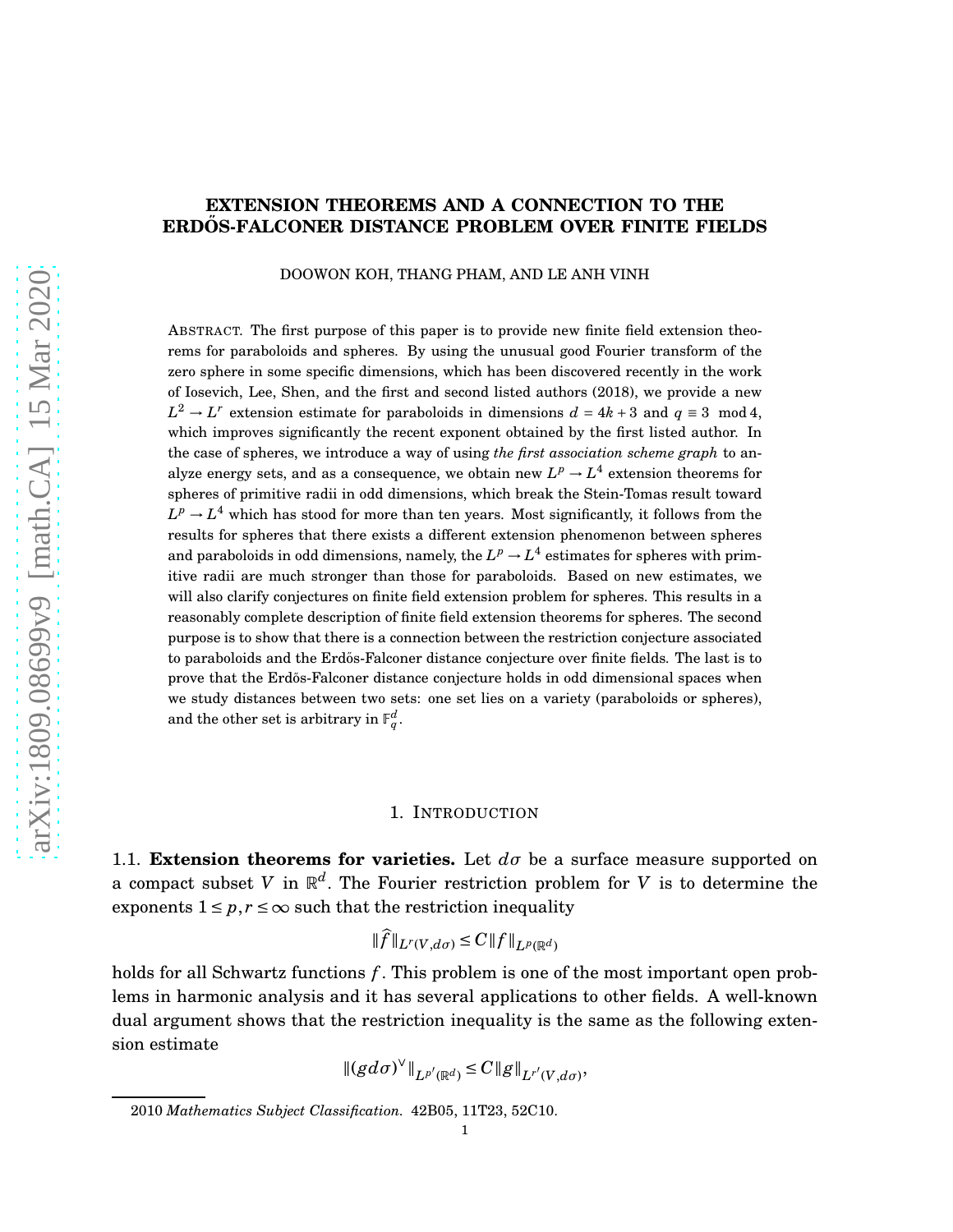# EXTENSION THEOREMS AND A CONNECTION TO THE ERDŐS-FALCONER DISTANCE PROBLEM OVER FINITE FIELDS

DOOWON KOH, THANG PHAM, AND LE ANH VINH

ABSTRACT. The first purpose of this paper is to provide new finite field extension theorems for paraboloids and spheres. By using the unusual good Fourier transform of the zero sphere in some specific dimensions, which has been discovered recently in the work of Iosevich, Lee, Shen, and the first and second listed authors (2018), we provide a new $L^2 \to L^r$ extension estimate for paraboloids in dimensions $d = 4k+3$ and $q \equiv 3 \mod 4$, which improves significantly the recent exponent obtained by the first listed author. In the case of spheres, we introduce a way of using *the first association scheme graph* to analyze energy sets, and as a consequence, we obtain new $L^p \to L^4$ extension theorems for spheres of primitive radii in odd dimensions, which break the Stein-Tomas result toward $L^p \to L^4$ which has stood for more than ten years. Most significantly, it follows from the results for spheres that there exists a different extension phenomenon between spheres and paraboloids in odd dimensions, namely, the $L^p \to L^4$ estimates for spheres with primitive radii are much stronger than those for paraboloids. Based on new estimates, we will also clarify conjectures on finite field extension problem for spheres. This results in a reasonably complete description of finite field extension theorems for spheres. The second purpose is to show that there is a connection between the restriction conjecture associated to paraboloids and the Erdős-Falconer distance conjecture over finite fields. The last is to prove that the Erdős-Falconer distance conjecture holds in odd dimensional spaces when we study distances between two sets: one set lies on a variety (paraboloids or spheres), and the other set is arbitrary in $\mathbb{F}_q^d$.

## 1. INTRODUCTION

**1.1. Extension theorems for varieties.** Let $d\sigma$ be a surface measure supported on a compact subset $V$ in $\mathbb{R}^d$. The Fourier restriction problem for $V$ is to determine the exponents $1 \le p, r \le \infty$ such that the restriction inequality

$$\|\widehat{f}\|_{L^r(V,d\sigma)} \le C\|f\|_{L^p(\mathbb{R}^d)}$$

holds for all Schwartz functions $f$. This problem is one of the most important open problems in harmonic analysis and it has several applications to other fields. A well-known dual argument shows that the restriction inequality is the same as the following extension estimate

$$\|(gd\sigma)^{\vee}\|_{L^{p'}(\mathbb{R}^d)} \le C\|g\|_{L^{r'}(V,d\sigma)},$$

2010 *Mathematics Subject Classification.* 42B05, 11T23, 52C10.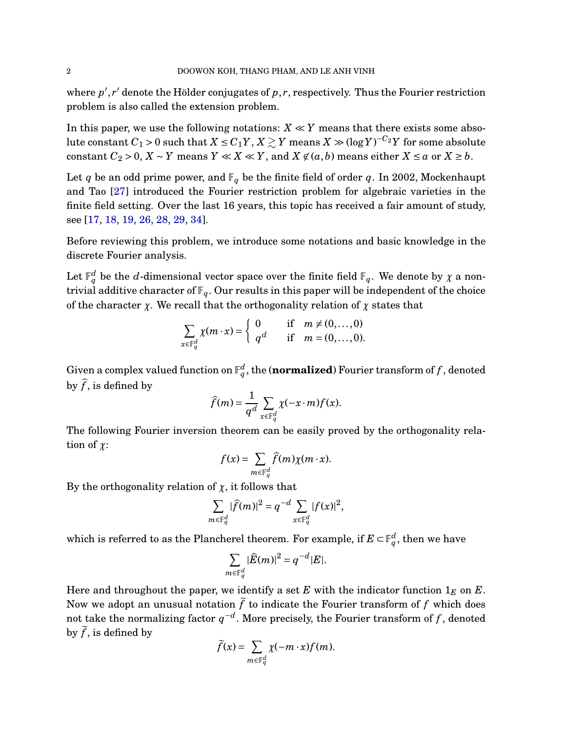where $p', r'$ denote the Hölder conjugates of $p, r$, respectively. Thus the Fourier restriction problem is also called the extension problem.

In this paper, we use the following notations: $X \ll Y$ means that there exists some absolute constant $C_1 > 0$ such that $X \leq C_1 Y$, $X \gtrsim Y$ means $X \gg (\log Y)^{-C_2} Y$ for some absolute constant $C_2 > 0$, $X \sim Y$ means $Y \ll X \ll Y$, and $X \notin (a, b)$ means either $X \leq a$ or $X \geq b$.

Let $q$ be an odd prime power, and $\mathbb{F}_q$ be the finite field of order $q$. In 2002, Mockenhaupt and Tao [27] introduced the Fourier restriction problem for algebraic varieties in the finite field setting. Over the last 16 years, this topic has received a fair amount of study, see [17, 18, 19, 26, 28, 29, 34].

Before reviewing this problem, we introduce some notations and basic knowledge in the discrete Fourier analysis.

Let $\mathbb{F}_q^d$ be the $d$-dimensional vector space over the finite field $\mathbb{F}_q$. We denote by $\chi$ a nontrivial additive character of $\mathbb{F}_q$. Our results in this paper will be independent of the choice of the character $\chi$. We recall that the orthogonality relation of $\chi$ states that

$$\sum_{x \in \mathbb{F}_q^d} \chi(m \cdot x) = \begin{cases} 0 & \text{if } \quad m \neq (0, \ldots, 0) \\ q^d & \text{if } \quad m = (0, \ldots, 0). \end{cases}$$

Given a complex valued function on $\mathbb{F}_q^d$, the (**normalized**) Fourier transform of $f$, denoted by $\widehat{f}$, is defined by

$$\widehat{f}(m) = \frac{1}{q^d} \sum_{x \in \mathbb{F}_q^d} \chi(-x \cdot m) f(x).$$

The following Fourier inversion theorem can be easily proved by the orthogonality relation of $\chi$:

$$f(x) = \sum_{m \in \mathbb{F}_q^d} \widehat{f}(m) \chi(m \cdot x).$$

By the orthogonality relation of $\chi$, it follows that

$$\sum_{m \in \mathbb{F}_q^d} |\widehat{f}(m)|^2 = q^{-d} \sum_{x \in \mathbb{F}_q^d} |f(x)|^2,$$

which is referred to as the Plancherel theorem. For example, if $E \subset \mathbb{F}_q^d$, then we have

$$\sum_{m \in \mathbb{F}_q^d} |\widehat{E}(m)|^2 = q^{-d} |E|.$$

Here and throughout the paper, we identify a set $E$ with the indicator function $1_E$ on $E$. Now we adopt an unusual notation $\widetilde{f}$ to indicate the Fourier transform of $f$ which does not take the normalizing factor $q^{-d}$. More precisely, the Fourier transform of $f$, denoted by $\widetilde{f}$, is defined by

$$\widetilde{f}(x) = \sum_{m \in \mathbb{F}_q^d} \chi(-m \cdot x) f(m).$$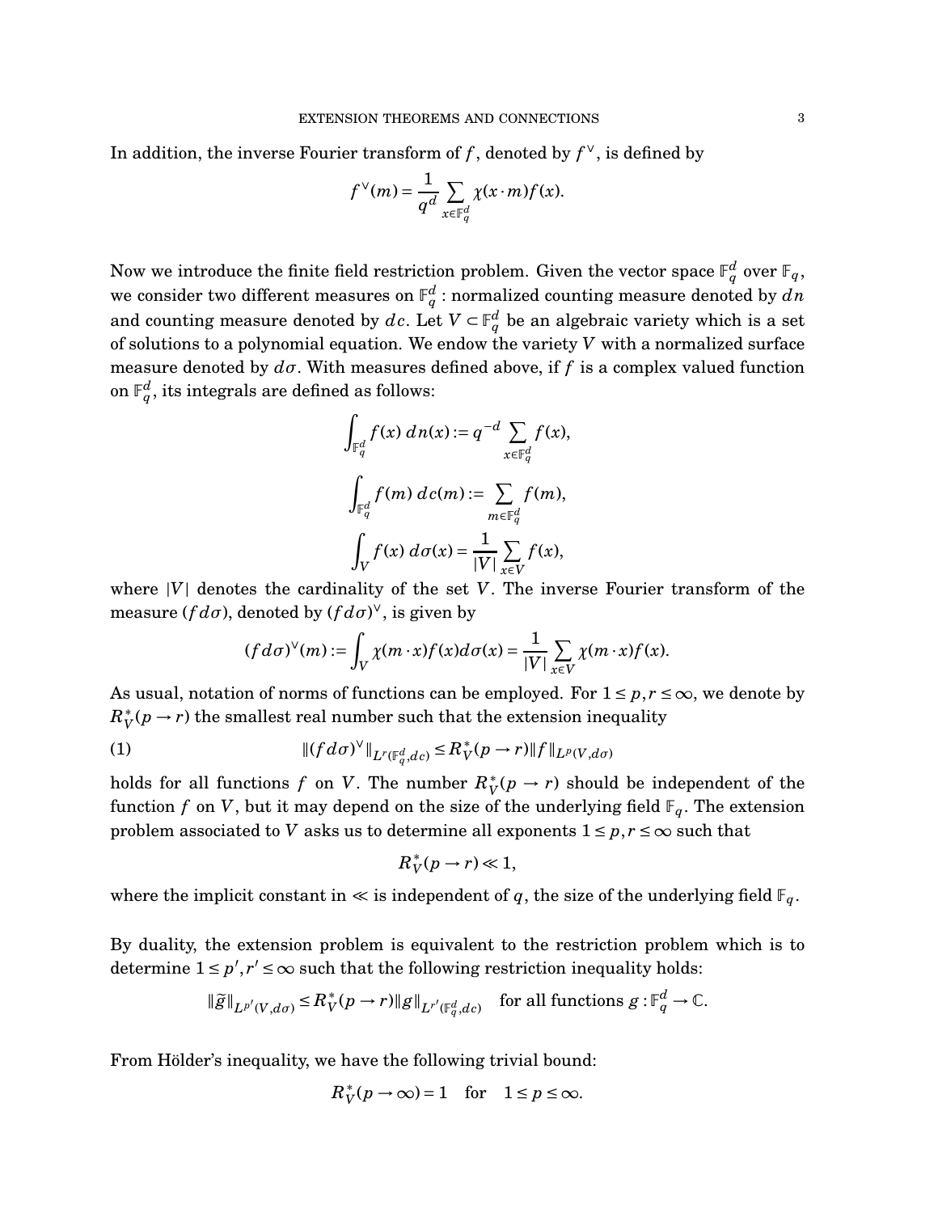In addition, the inverse Fourier transform of $f$, denoted by $f^\vee$, is defined by

$$f^\vee(m) = \frac{1}{q^d} \sum_{x\in\mathbb{F}_q^d} \chi(x\cdot m) f(x).$$

Now we introduce the finite field restriction problem. Given the vector space $\mathbb{F}_q^d$ over $\mathbb{F}_q$, we consider two different measures on $\mathbb{F}_q^d$ : normalized counting measure denoted by $dn$ and counting measure denoted by $dc$. Let $V \subset \mathbb{F}_q^d$ be an algebraic variety which is a set of solutions to a polynomial equation. We endow the variety $V$ with a normalized surface measure denoted by $d\sigma$. With measures defined above, if $f$ is a complex valued function on $\mathbb{F}_q^d$, its integrals are defined as follows:

$$\int_{\mathbb{F}_q^d} f(x)\, dn(x) := q^{-d} \sum_{x\in\mathbb{F}_q^d} f(x),$$

$$\int_{\mathbb{F}_q^d} f(m)\, dc(m) := \sum_{m\in\mathbb{F}_q^d} f(m),$$

$$\int_V f(x)\, d\sigma(x) = \frac{1}{|V|}\sum_{x\in V} f(x),$$

where $|V|$ denotes the cardinality of the set $V$. The inverse Fourier transform of the measure $(f d\sigma)$, denoted by $(f d\sigma)^\vee$, is given by

$$(f d\sigma)^\vee(m) := \int_V \chi(m\cdot x) f(x) d\sigma(x) = \frac{1}{|V|}\sum_{x\in V} \chi(m\cdot x) f(x).$$

As usual, notation of norms of functions can be employed. For $1 \le p, r \le \infty$, we denote by $R_V^*(p \to r)$ the smallest real number such that the extension inequality

$$\|(f d\sigma)^\vee\|_{L^r(\mathbb{F}_q^d, dc)} \le R_V^*(p\to r) \|f\|_{L^p(V,d\sigma)} \tag{1}$$

holds for all functions $f$ on $V$. The number $R_V^*(p \to r)$ should be independent of the function $f$ on $V$, but it may depend on the size of the underlying field $\mathbb{F}_q$. The extension problem associated to $V$ asks us to determine all exponents $1 \le p, r \le \infty$ such that

$$R_V^*(p\to r) \ll 1,$$

where the implicit constant in $\ll$ is independent of $q$, the size of the underlying field $\mathbb{F}_q$.

By duality, the extension problem is equivalent to the restriction problem which is to determine $1 \le p', r' \le \infty$ such that the following restriction inequality holds:

$$\|\widetilde{g}\|_{L^{p'}(V,d\sigma)} \le R_V^*(p\to r)\|g\|_{L^{r'}(\mathbb{F}_q^d, dc)} \quad \text{for all functions } g : \mathbb{F}_q^d \to \mathbb{C}.$$

From Hölder's inequality, we have the following trivial bound:

$$R_V^*(p\to\infty) = 1 \quad \text{for} \quad 1 \le p \le \infty.$$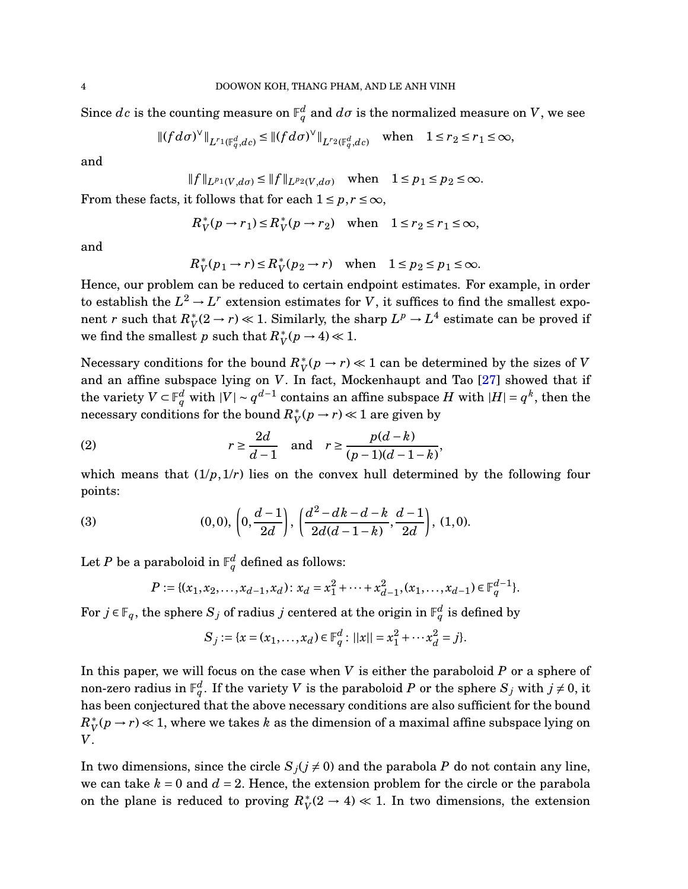Since $dc$ is the counting measure on $\mathbb{F}_q^d$ and $d\sigma$ is the normalized measure on $V$, we see

$$\|(fd\sigma)^\vee\|_{L^{r_1}(\mathbb{F}_q^d,dc)} \le \|(fd\sigma)^\vee\|_{L^{r_2}(\mathbb{F}_q^d,dc)} \quad \text{when} \quad 1 \le r_2 \le r_1 \le \infty,$$

and

$$\|f\|_{L^{p_1}(V,d\sigma)} \le \|f\|_{L^{p_2}(V,d\sigma)} \quad \text{when} \quad 1 \le p_1 \le p_2 \le \infty.$$

From these facts, it follows that for each $1 \le p, r \le \infty$,

$$R_V^*(p \to r_1) \le R_V^*(p \to r_2) \quad \text{when} \quad 1 \le r_2 \le r_1 \le \infty,$$

and

$$R_V^*(p_1 \to r) \le R_V^*(p_2 \to r) \quad \text{when} \quad 1 \le p_2 \le p_1 \le \infty.$$

Hence, our problem can be reduced to certain endpoint estimates. For example, in order to establish the $L^2 \to L^r$ extension estimates for $V$, it suffices to find the smallest exponent $r$ such that $R_V^*(2 \to r) \ll 1$. Similarly, the sharp $L^p \to L^4$ estimate can be proved if we find the smallest $p$ such that $R_V^*(p \to 4) \ll 1$.

Necessary conditions for the bound $R_V^*(p \to r) \ll 1$ can be determined by the sizes of $V$ and an affine subspace lying on $V$. In fact, Mockenhaupt and Tao [27] showed that if the variety $V \subset \mathbb{F}_q^d$ with $|V| \sim q^{d-1}$ contains an affine subspace $H$ with $|H| = q^k$, then the necessary conditions for the bound $R_V^*(p \to r) \ll 1$ are given by

$$r \ge \frac{2d}{d-1} \quad \text{and} \quad r \ge \frac{p(d-k)}{(p-1)(d-1-k)}, \tag{2}$$

which means that $(1/p, 1/r)$ lies on the convex hull determined by the following four points:

$$(0,0),\ \left(0, \frac{d-1}{2d}\right),\ \left(\frac{d^2-dk-d-k}{2d(d-1-k)}, \frac{d-1}{2d}\right),\ (1,0). \tag{3}$$

Let $P$ be a paraboloid in $\mathbb{F}_q^d$ defined as follows:

$$P := \{(x_1, x_2, \ldots, x_{d-1}, x_d) \colon x_d = x_1^2 + \cdots + x_{d-1}^2, (x_1, \ldots, x_{d-1}) \in \mathbb{F}_q^{d-1}\}.$$

For $j \in \mathbb{F}_q$, the sphere $S_j$ of radius $j$ centered at the origin in $\mathbb{F}_q^d$ is defined by

$$S_j := \{x = (x_1, \ldots, x_d) \in \mathbb{F}_q^d \colon ||x|| = x_1^2 + \cdots x_d^2 = j\}.$$

In this paper, we will focus on the case when $V$ is either the paraboloid $P$ or a sphere of non-zero radius in $\mathbb{F}_q^d$. If the variety $V$ is the paraboloid $P$ or the sphere $S_j$ with $j \ne 0$, it has been conjectured that the above necessary conditions are also sufficient for the bound $R_V^*(p \to r) \ll 1$, where we takes $k$ as the dimension of a maximal affine subspace lying on $V$.

In two dimensions, since the circle $S_j (j \ne 0)$ and the parabola $P$ do not contain any line, we can take $k = 0$ and $d = 2$. Hence, the extension problem for the circle or the parabola on the plane is reduced to proving $R_V^*(2 \to 4) \ll 1$. In two dimensions, the extension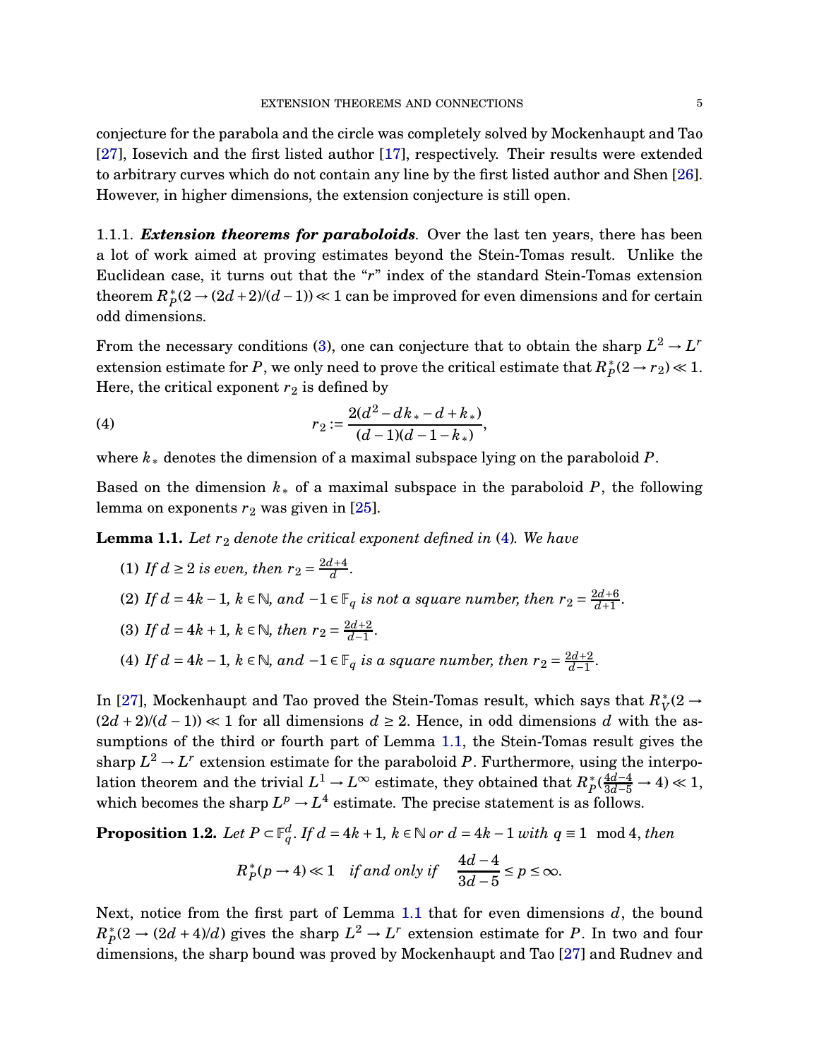conjecture for the parabola and the circle was completely solved by Mockenhaupt and Tao [27], Iosevich and the first listed author [17], respectively. Their results were extended to arbitrary curves which do not contain any line by the first listed author and Shen [26]. However, in higher dimensions, the extension conjecture is still open.

1.1.1. ***Extension theorems for paraboloids***. Over the last ten years, there has been a lot of work aimed at proving estimates beyond the Stein-Tomas result. Unlike the Euclidean case, it turns out that the "$r$" index of the standard Stein-Tomas extension theorem $R_P^*(2 \to (2d+2)/(d-1)) \ll 1$ can be improved for even dimensions and for certain odd dimensions.

From the necessary conditions (3), one can conjecture that to obtain the sharp $L^2 \to L^r$ extension estimate for $P$, we only need to prove the critical estimate that $R_P^*(2 \to r_2) \ll 1$. Here, the critical exponent $r_2$ is defined by

$$r_2 := \frac{2(d^2 - dk_* - d + k_*)}{(d-1)(d-1-k_*)}, \tag{4}$$

where $k_*$ denotes the dimension of a maximal subspace lying on the paraboloid $P$.

Based on the dimension $k_*$ of a maximal subspace in the paraboloid $P$, the following lemma on exponents $r_2$ was given in [25].

**Lemma 1.1.** *Let $r_2$ denote the critical exponent defined in (4). We have*

1. *If $d \geq 2$ is even, then $r_2 = \frac{2d+4}{d}$.*
2. *If $d = 4k-1$, $k \in \mathbb{N}$, and $-1 \in \mathbb{F}_q$ is not a square number, then $r_2 = \frac{2d+6}{d+1}$.*
3. *If $d = 4k+1$, $k \in \mathbb{N}$, then $r_2 = \frac{2d+2}{d-1}$.*
4. *If $d = 4k-1$, $k \in \mathbb{N}$, and $-1 \in \mathbb{F}_q$ is a square number, then $r_2 = \frac{2d+2}{d-1}$.*

In [27], Mockenhaupt and Tao proved the Stein-Tomas result, which says that $R_V^*(2 \to (2d+2)/(d-1)) \ll 1$ for all dimensions $d \geq 2$. Hence, in odd dimensions $d$ with the assumptions of the third or fourth part of Lemma 1.1, the Stein-Tomas result gives the sharp $L^2 \to L^r$ extension estimate for the paraboloid $P$. Furthermore, using the interpolation theorem and the trivial $L^1 \to L^\infty$ estimate, they obtained that $R_P^*(\frac{4d-4}{3d-5} \to 4) \ll 1$, which becomes the sharp $L^p \to L^4$ estimate. The precise statement is as follows.

**Proposition 1.2.** *Let $P \subset \mathbb{F}_q^d$. If $d = 4k+1$, $k \in \mathbb{N}$ or $d = 4k-1$ with $q \equiv 1 \mod 4$, then*

$$R_P^*(p \to 4) \ll 1 \quad \textit{if and only if} \quad \frac{4d-4}{3d-5} \leq p \leq \infty.$$

Next, notice from the first part of Lemma 1.1 that for even dimensions $d$, the bound $R_P^*(2 \to (2d+4)/d)$ gives the sharp $L^2 \to L^r$ extension estimate for $P$. In two and four dimensions, the sharp bound was proved by Mockenhaupt and Tao [27] and Rudnev and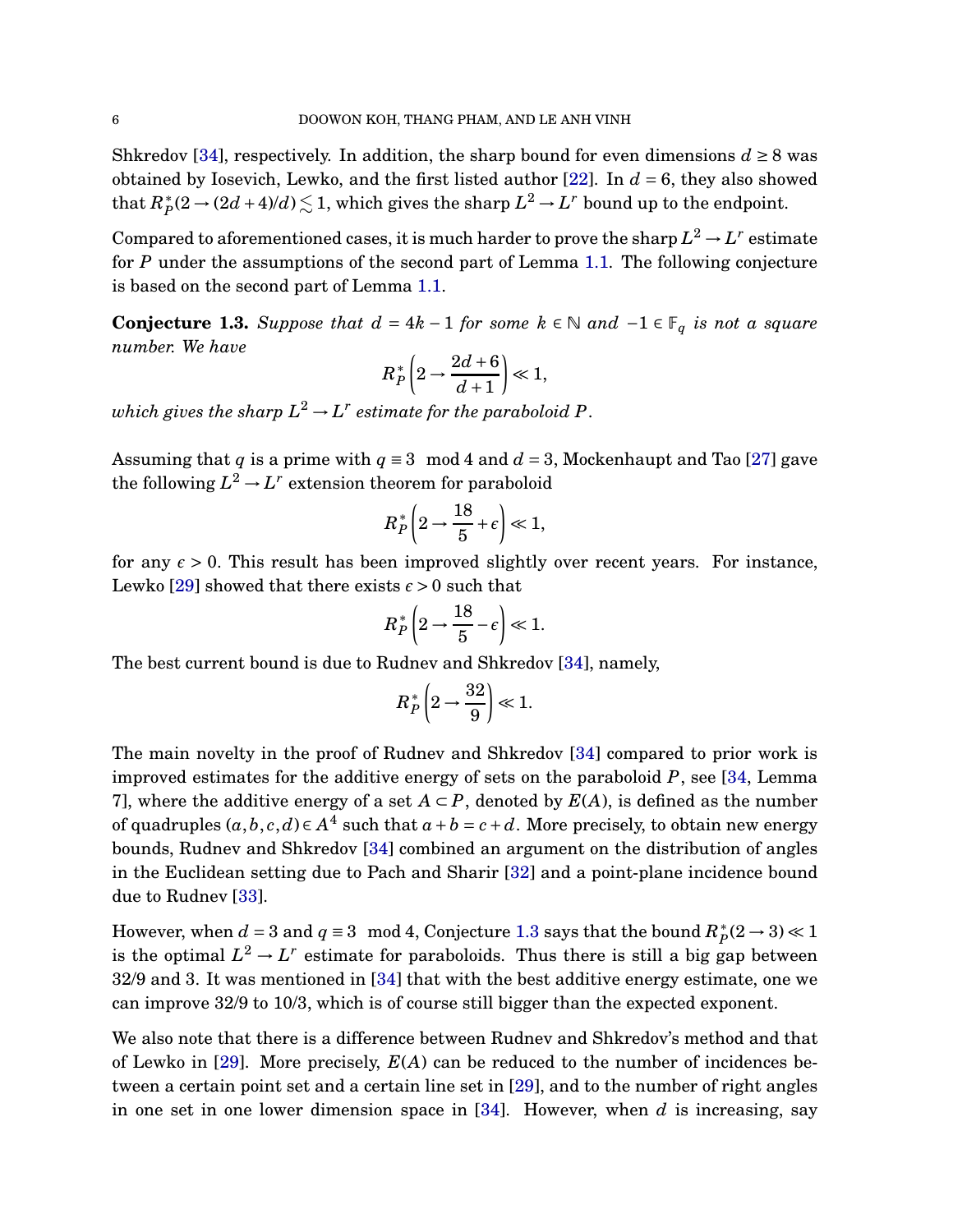Shkredov [34], respectively. In addition, the sharp bound for even dimensions $d \geq 8$ was obtained by Iosevich, Lewko, and the first listed author [22]. In $d = 6$, they also showed that $R_P^*(2 \to (2d+4)/d) \lessapprox 1$, which gives the sharp $L^2 \to L^r$ bound up to the endpoint.

Compared to aforementioned cases, it is much harder to prove the sharp $L^2 \to L^r$ estimate for $P$ under the assumptions of the second part of Lemma 1.1. The following conjecture is based on the second part of Lemma 1.1.

**Conjecture 1.3.** *Suppose that $d = 4k-1$ for some $k \in \mathbb{N}$ and $-1 \in \mathbb{F}_q$ is not a square number. We have*

$$R_P^*\left(2 \to \frac{2d+6}{d+1}\right) \ll 1,$$

*which gives the sharp $L^2 \to L^r$ estimate for the paraboloid $P$.*

Assuming that $q$ is a prime with $q \equiv 3 \mod 4$ and $d = 3$, Mockenhaupt and Tao [27] gave the following $L^2 \to L^r$ extension theorem for paraboloid

$$R_P^*\left(2 \to \frac{18}{5} + \epsilon\right) \ll 1,$$

for any $\epsilon > 0$. This result has been improved slightly over recent years. For instance, Lewko [29] showed that there exists $\epsilon > 0$ such that

$$R_P^*\left(2 \to \frac{18}{5} - \epsilon\right) \ll 1.$$

The best current bound is due to Rudnev and Shkredov [34], namely,

$$R_P^*\left(2 \to \frac{32}{9}\right) \ll 1.$$

The main novelty in the proof of Rudnev and Shkredov [34] compared to prior work is improved estimates for the additive energy of sets on the paraboloid $P$, see [34, Lemma 7], where the additive energy of a set $A \subset P$, denoted by $E(A)$, is defined as the number of quadruples $(a,b,c,d) \in A^4$ such that $a + b = c + d$. More precisely, to obtain new energy bounds, Rudnev and Shkredov [34] combined an argument on the distribution of angles in the Euclidean setting due to Pach and Sharir [32] and a point-plane incidence bound due to Rudnev [33].

However, when $d = 3$ and $q \equiv 3 \mod 4$, Conjecture 1.3 says that the bound $R_P^*(2 \to 3) \ll 1$ is the optimal $L^2 \to L^r$ estimate for paraboloids. Thus there is still a big gap between 32/9 and 3. It was mentioned in [34] that with the best additive energy estimate, one we can improve 32/9 to 10/3, which is of course still bigger than the expected exponent.

We also note that there is a difference between Rudnev and Shkredov's method and that of Lewko in [29]. More precisely, $E(A)$ can be reduced to the number of incidences between a certain point set and a certain line set in [29], and to the number of right angles in one set in one lower dimension space in [34]. However, when $d$ is increasing, say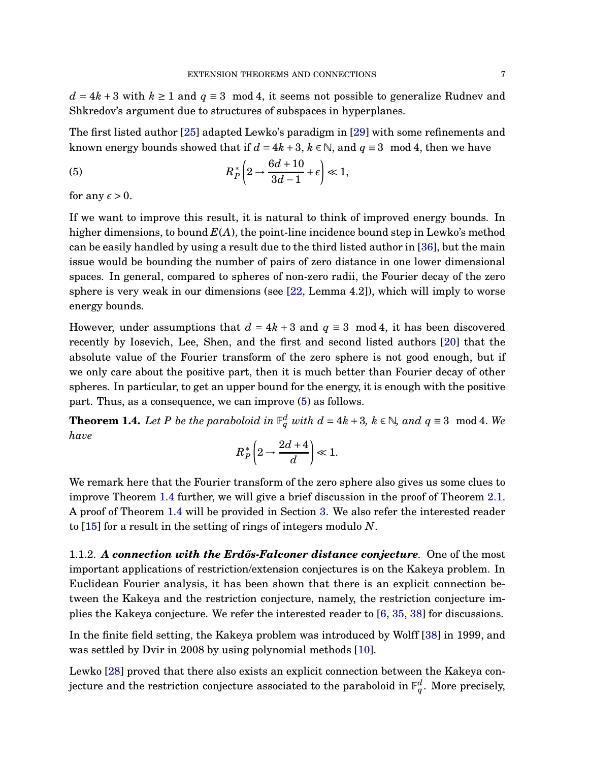$d = 4k+3$ with $k \geq 1$ and $q \equiv 3 \mod 4$, it seems not possible to generalize Rudnev and Shkredov's argument due to structures of subspaces in hyperplanes.

The first listed author [25] adapted Lewko's paradigm in [29] with some refinements and known energy bounds showed that if $d = 4k+3$, $k \in \mathbb{N}$, and $q \equiv 3 \mod 4$, then we have

$$R_P^*\left(2 \to \frac{6d+10}{3d-1} + \epsilon\right) \ll 1, \tag{5}$$

for any $\epsilon > 0$.

If we want to improve this result, it is natural to think of improved energy bounds. In higher dimensions, to bound $E(A)$, the point-line incidence bound step in Lewko's method can be easily handled by using a result due to the third listed author in [36], but the main issue would be bounding the number of pairs of zero distance in one lower dimensional spaces. In general, compared to spheres of non-zero radii, the Fourier decay of the zero sphere is very weak in our dimensions (see [22, Lemma 4.2]), which will imply to worse energy bounds.

However, under assumptions that $d = 4k+3$ and $q \equiv 3 \mod 4$, it has been discovered recently by Iosevich, Lee, Shen, and the first and second listed authors [20] that the absolute value of the Fourier transform of the zero sphere is not good enough, but if we only care about the positive part, then it is much better than Fourier decay of other spheres. In particular, to get an upper bound for the energy, it is enough with the positive part. Thus, as a consequence, we can improve (5) as follows.

**Theorem 1.4.** *Let $P$ be the paraboloid in $\mathbb{F}_q^d$ with $d = 4k+3$, $k \in \mathbb{N}$, and $q \equiv 3 \mod 4$. We have*

$$R_P^*\left(2 \to \frac{2d+4}{d}\right) \ll 1.$$

We remark here that the Fourier transform of the zero sphere also gives us some clues to improve Theorem 1.4 further, we will give a brief discussion in the proof of Theorem 2.1. A proof of Theorem 1.4 will be provided in Section 3. We also refer the interested reader to [15] for a result in the setting of rings of integers modulo $N$.

1.1.2. ***A connection with the Erdős-Falconer distance conjecture***. One of the most important applications of restriction/extension conjectures is on the Kakeya problem. In Euclidean Fourier analysis, it has been shown that there is an explicit connection between the Kakeya and the restriction conjecture, namely, the restriction conjecture implies the Kakeya conjecture. We refer the interested reader to [6, 35, 38] for discussions.

In the finite field setting, the Kakeya problem was introduced by Wolff [38] in 1999, and was settled by Dvir in 2008 by using polynomial methods [10].

Lewko [28] proved that there also exists an explicit connection between the Kakeya conjecture and the restriction conjecture associated to the paraboloid in $\mathbb{F}_q^d$. More precisely,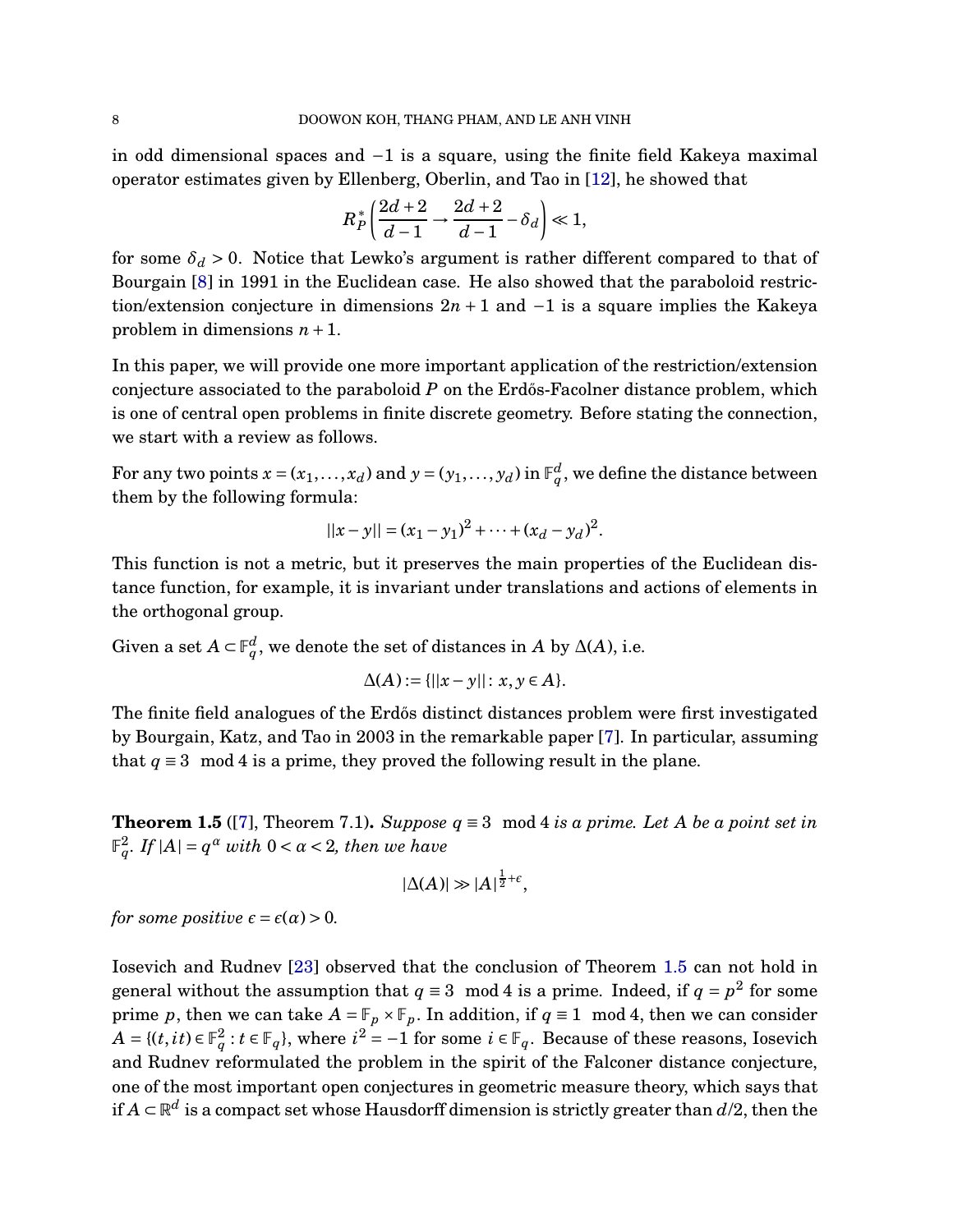in odd dimensional spaces and $-1$ is a square, using the finite field Kakeya maximal operator estimates given by Ellenberg, Oberlin, and Tao in [12], he showed that

$$R_P^*\left(\frac{2d+2}{d-1} \to \frac{2d+2}{d-1} - \delta_d\right) \ll 1,$$

for some $\delta_d > 0$. Notice that Lewko's argument is rather different compared to that of Bourgain [8] in 1991 in the Euclidean case. He also showed that the paraboloid restriction/extension conjecture in dimensions $2n+1$ and $-1$ is a square implies the Kakeya problem in dimensions $n+1$.

In this paper, we will provide one more important application of the restriction/extension conjecture associated to the paraboloid $P$ on the Erdős-Facolner distance problem, which is one of central open problems in finite discrete geometry. Before stating the connection, we start with a review as follows.

For any two points $x = (x_1, \ldots, x_d)$ and $y = (y_1, \ldots, y_d)$ in $\mathbb{F}_q^d$, we define the distance between them by the following formula:

$$||x - y|| = (x_1 - y_1)^2 + \cdots + (x_d - y_d)^2.$$

This function is not a metric, but it preserves the main properties of the Euclidean distance function, for example, it is invariant under translations and actions of elements in the orthogonal group.

Given a set $A \subset \mathbb{F}_q^d$, we denote the set of distances in $A$ by $\Delta(A)$, i.e.

$$\Delta(A) := \{||x - y|| : x, y \in A\}.$$

The finite field analogues of the Erdős distinct distances problem were first investigated by Bourgain, Katz, and Tao in 2003 in the remarkable paper [7]. In particular, assuming that $q \equiv 3 \mod 4$ is a prime, they proved the following result in the plane.

**Theorem 1.5** ([7], Theorem 7.1). *Suppose $q \equiv 3 \mod 4$ is a prime. Let $A$ be a point set in $\mathbb{F}_q^2$. If $|A| = q^\alpha$ with $0 < \alpha < 2$, then we have*

$$|\Delta(A)| \gg |A|^{\frac{1}{2}+\epsilon},$$

*for some positive $\epsilon = \epsilon(\alpha) > 0$.*

Iosevich and Rudnev [23] observed that the conclusion of Theorem 1.5 can not hold in general without the assumption that $q \equiv 3 \mod 4$ is a prime. Indeed, if $q = p^2$ for some prime $p$, then we can take $A = \mathbb{F}_p \times \mathbb{F}_p$. In addition, if $q \equiv 1 \mod 4$, then we can consider $A = \{(t, it) \in \mathbb{F}_q^2 : t \in \mathbb{F}_q\}$, where $i^2 = -1$ for some $i \in \mathbb{F}_q$. Because of these reasons, Iosevich and Rudnev reformulated the problem in the spirit of the Falconer distance conjecture, one of the most important open conjectures in geometric measure theory, which says that if $A \subset \mathbb{R}^d$ is a compact set whose Hausdorff dimension is strictly greater than $d/2$, then the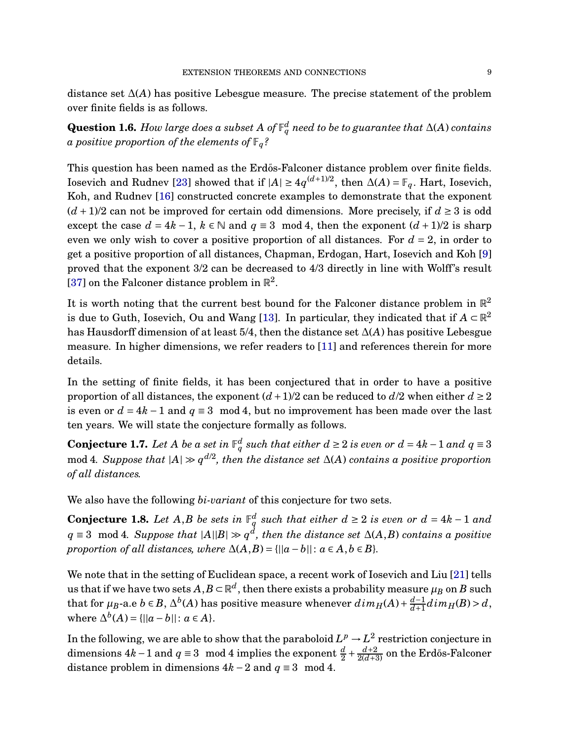distance set $\Delta(A)$ has positive Lebesgue measure. The precise statement of the problem over finite fields is as follows.

**Question 1.6.** *How large does a subset $A$ of $\mathbb{F}_q^d$ need to be to guarantee that $\Delta(A)$ contains a positive proportion of the elements of $\mathbb{F}_q$?*

This question has been named as the Erdős-Falconer distance problem over finite fields. Iosevich and Rudnev [23] showed that if $|A| \geq 4q^{(d+1)/2}$, then $\Delta(A) = \mathbb{F}_q$. Hart, Iosevich, Koh, and Rudnev [16] constructed concrete examples to demonstrate that the exponent $(d+1)/2$ can not be improved for certain odd dimensions. More precisely, if $d \geq 3$ is odd except the case $d = 4k-1$, $k \in \mathbb{N}$ and $q \equiv 3 \mod 4$, then the exponent $(d+1)/2$ is sharp even we only wish to cover a positive proportion of all distances. For $d = 2$, in order to get a positive proportion of all distances, Chapman, Erdogan, Hart, Iosevich and Koh [9] proved that the exponent 3/2 can be decreased to 4/3 directly in line with Wolff's result [37] on the Falconer distance problem in $\mathbb{R}^2$.

It is worth noting that the current best bound for the Falconer distance problem in $\mathbb{R}^2$ is due to Guth, Iosevich, Ou and Wang [13]. In particular, they indicated that if $A \subset \mathbb{R}^2$ has Hausdorff dimension of at least 5/4, then the distance set $\Delta(A)$ has positive Lebesgue measure. In higher dimensions, we refer readers to [11] and references therein for more details.

In the setting of finite fields, it has been conjectured that in order to have a positive proportion of all distances, the exponent $(d+1)/2$ can be reduced to $d/2$ when either $d \geq 2$ is even or $d = 4k-1$ and $q \equiv 3 \mod 4$, but no improvement has been made over the last ten years. We will state the conjecture formally as follows.

**Conjecture 1.7.** *Let $A$ be a set in $\mathbb{F}_q^d$ such that either $d \geq 2$ is even or $d = 4k-1$ and $q \equiv 3 \mod 4$. Suppose that $|A| \gg q^{d/2}$, then the distance set $\Delta(A)$ contains a positive proportion of all distances.*

We also have the following *bi-variant* of this conjecture for two sets.

**Conjecture 1.8.** *Let $A, B$ be sets in $\mathbb{F}_q^d$ such that either $d \geq 2$ is even or $d = 4k-1$ and $q \equiv 3 \mod 4$. Suppose that $|A||B| \gg q^d$, then the distance set $\Delta(A,B)$ contains a positive proportion of all distances, where $\Delta(A,B) = \{||a-b|| : a \in A, b \in B\}$.*

We note that in the setting of Euclidean space, a recent work of Iosevich and Liu [21] tells us that if we have two sets $A, B \subset \mathbb{R}^d$, then there exists a probability measure $\mu_B$ on $B$ such that for $\mu_B$-a.e $b \in B$, $\Delta^b(A)$ has positive measure whenever $dim_H(A) + \frac{d-1}{d+1} dim_H(B) > d$, where $\Delta^b(A) = \{||a-b|| : a \in A\}$.

In the following, we are able to show that the paraboloid $L^p \to L^2$ restriction conjecture in dimensions $4k-1$ and $q \equiv 3 \mod 4$ implies the exponent $\frac{d}{2} + \frac{d+2}{2(d+3)}$ on the Erdős-Falconer distance problem in dimensions $4k-2$ and $q \equiv 3 \mod 4$.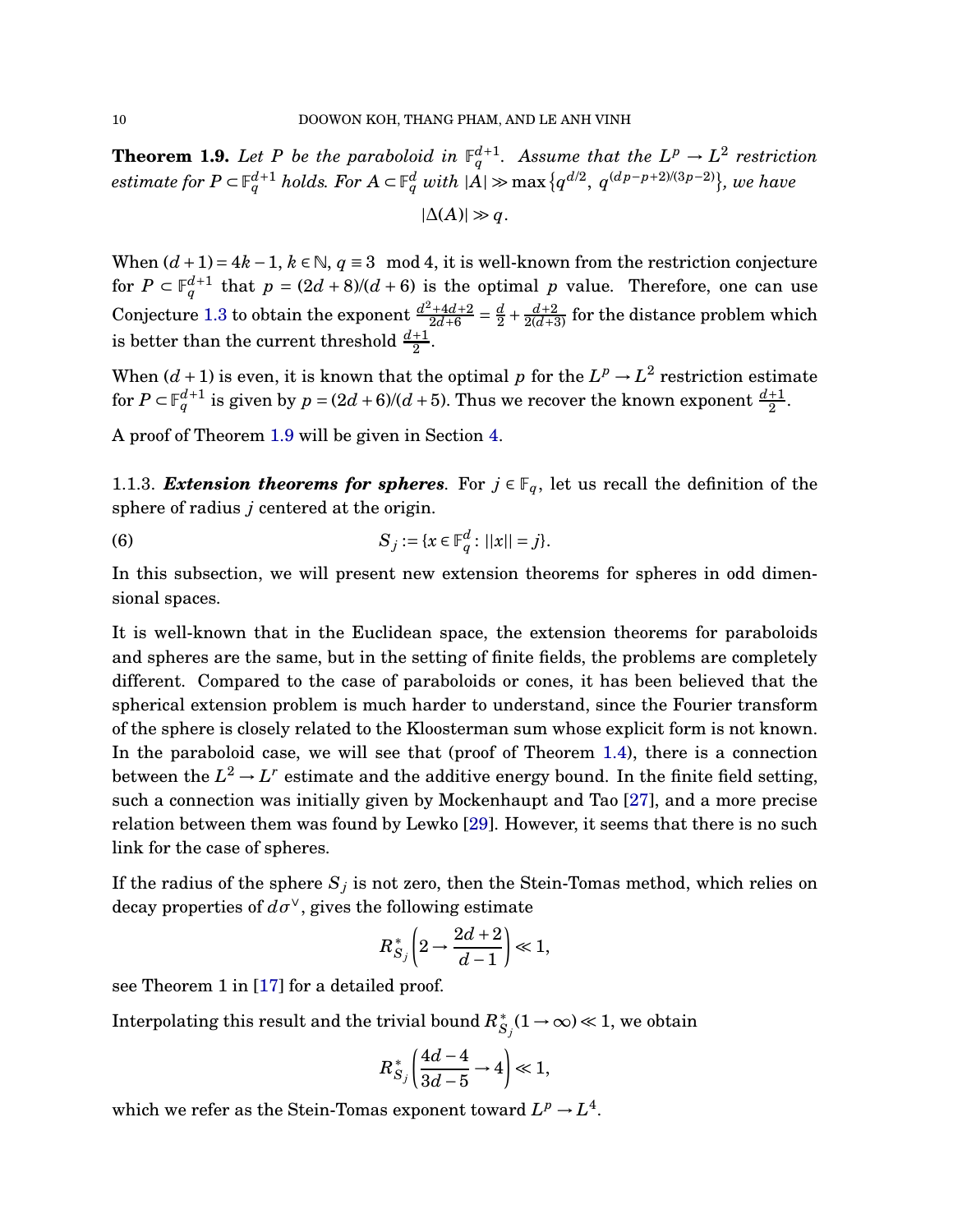**Theorem 1.9.** *Let $P$ be the paraboloid in $\mathbb{F}_q^{d+1}$. Assume that the $L^p \to L^2$ restriction estimate for $P \subset \mathbb{F}_q^{d+1}$ holds. For $A \subset \mathbb{F}_q^d$ with $|A| \gg \max\{q^{d/2},\ q^{(dp-p+2)/(3p-2)}\}$, we have*

$$|\Delta(A)| \gg q.$$

When $(d+1) = 4k-1$, $k \in \mathbb{N}$, $q \equiv 3 \mod 4$, it is well-known from the restriction conjecture for $P \subset \mathbb{F}_q^{d+1}$ that $p = (2d+8)/(d+6)$ is the optimal $p$ value. Therefore, one can use Conjecture 1.3 to obtain the exponent $\frac{d^2+4d+2}{2d+6} = \frac{d}{2} + \frac{d+2}{2(d+3)}$ for the distance problem which is better than the current threshold $\frac{d+1}{2}$.

When $(d+1)$ is even, it is known that the optimal $p$ for the $L^p \to L^2$ restriction estimate for $P \subset \mathbb{F}_q^{d+1}$ is given by $p = (2d+6)/(d+5)$. Thus we recover the known exponent $\frac{d+1}{2}$.

A proof of Theorem 1.9 will be given in Section 4.

1.1.3. ***Extension theorems for spheres***. For $j \in \mathbb{F}_q$, let us recall the definition of the sphere of radius $j$ centered at the origin.

$$S_j := \{x \in \mathbb{F}_q^d : ||x|| = j\}. \tag{6}$$

In this subsection, we will present new extension theorems for spheres in odd dimensional spaces.

It is well-known that in the Euclidean space, the extension theorems for paraboloids and spheres are the same, but in the setting of finite fields, the problems are completely different. Compared to the case of paraboloids or cones, it has been believed that the spherical extension problem is much harder to understand, since the Fourier transform of the sphere is closely related to the Kloosterman sum whose explicit form is not known. In the paraboloid case, we will see that (proof of Theorem 1.4), there is a connection between the $L^2 \to L^r$ estimate and the additive energy bound. In the finite field setting, such a connection was initially given by Mockenhaupt and Tao [27], and a more precise relation between them was found by Lewko [29]. However, it seems that there is no such link for the case of spheres.

If the radius of the sphere $S_j$ is not zero, then the Stein-Tomas method, which relies on decay properties of $d\sigma^\vee$, gives the following estimate

$$R^*_{S_j}\left(2 \to \frac{2d+2}{d-1}\right) \ll 1,$$

see Theorem 1 in [17] for a detailed proof.

Interpolating this result and the trivial bound $R^*_{S_j}(1 \to \infty) \ll 1$, we obtain

$$R^*_{S_j}\left(\frac{4d-4}{3d-5} \to 4\right) \ll 1,$$

which we refer as the Stein-Tomas exponent toward $L^p \to L^4$.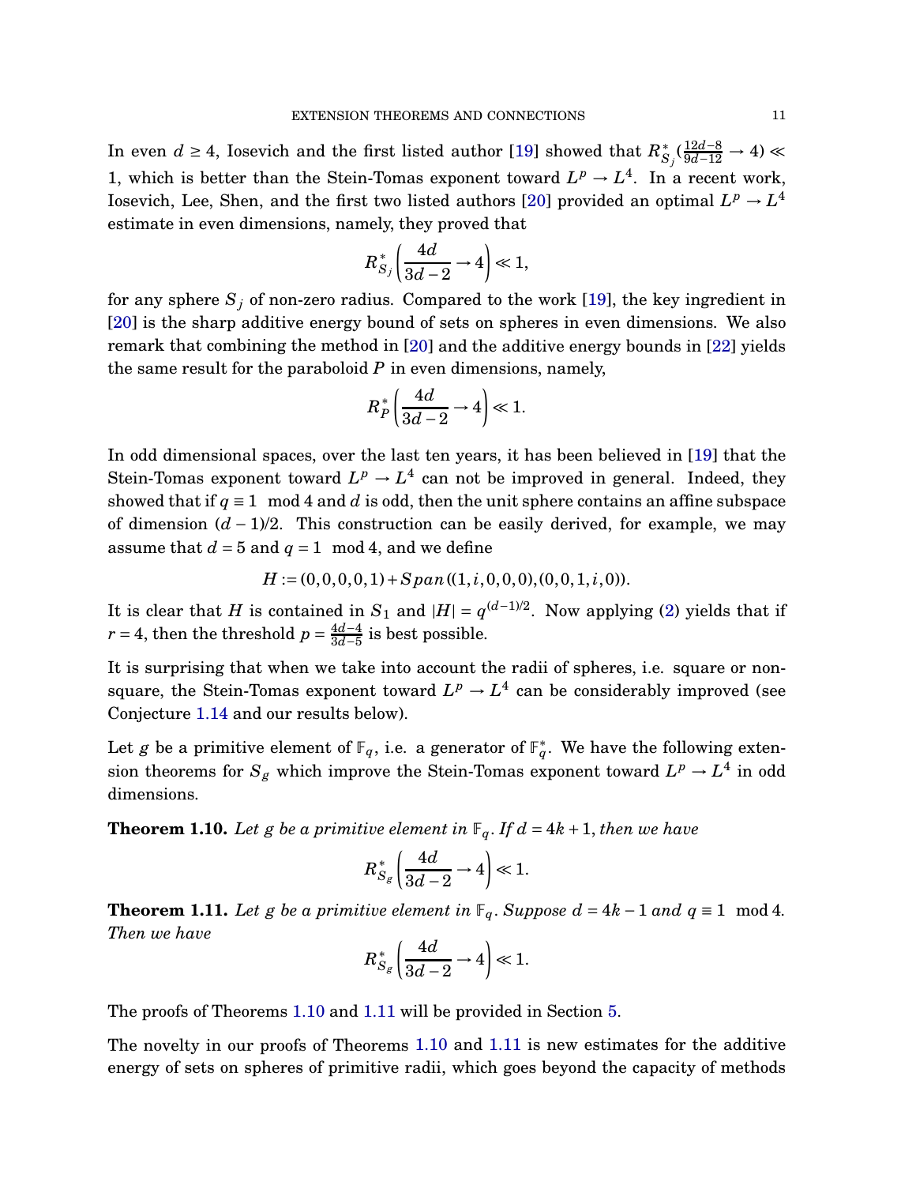In even $d \geq 4$, Iosevich and the first listed author [19] showed that $R^*_{S_j}(\frac{12d-8}{9d-12} \to 4) \ll 1$, which is better than the Stein-Tomas exponent toward $L^p \to L^4$. In a recent work, Iosevich, Lee, Shen, and the first two listed authors [20] provided an optimal $L^p \to L^4$ estimate in even dimensions, namely, they proved that

$$R^*_{S_j}\left(\frac{4d}{3d-2} \to 4\right) \ll 1,$$

for any sphere $S_j$ of non-zero radius. Compared to the work [19], the key ingredient in [20] is the sharp additive energy bound of sets on spheres in even dimensions. We also remark that combining the method in [20] and the additive energy bounds in [22] yields the same result for the paraboloid $P$ in even dimensions, namely,

$$R^*_P\left(\frac{4d}{3d-2} \to 4\right) \ll 1.$$

In odd dimensional spaces, over the last ten years, it has been believed in [19] that the Stein-Tomas exponent toward $L^p \to L^4$ can not be improved in general. Indeed, they showed that if $q \equiv 1 \mod 4$ and $d$ is odd, then the unit sphere contains an affine subspace of dimension $(d-1)/2$. This construction can be easily derived, for example, we may assume that $d = 5$ and $q = 1 \mod 4$, and we define

$$H := (0,0,0,0,1) + Span((1,i,0,0,0),(0,0,1,i,0)).$$

It is clear that $H$ is contained in $S_1$ and $|H| = q^{(d-1)/2}$. Now applying (2) yields that if $r = 4$, then the threshold $p = \frac{4d-4}{3d-5}$ is best possible.

It is surprising that when we take into account the radii of spheres, i.e. square or non-square, the Stein-Tomas exponent toward $L^p \to L^4$ can be considerably improved (see Conjecture 1.14 and our results below).

Let $g$ be a primitive element of $\mathbb{F}_q$, i.e. a generator of $\mathbb{F}_q^*$. We have the following extension theorems for $S_g$ which improve the Stein-Tomas exponent toward $L^p \to L^4$ in odd dimensions.

**Theorem 1.10.** *Let $g$ be a primitive element in $\mathbb{F}_q$. If $d = 4k+1$, then we have*

$$R^*_{S_g}\left(\frac{4d}{3d-2} \to 4\right) \ll 1.$$

**Theorem 1.11.** *Let $g$ be a primitive element in $\mathbb{F}_q$. Suppose $d = 4k-1$ and $q \equiv 1 \mod 4$. Then we have*

$$R^*_{S_g}\left(\frac{4d}{3d-2} \to 4\right) \ll 1.$$

The proofs of Theorems 1.10 and 1.11 will be provided in Section 5.

The novelty in our proofs of Theorems 1.10 and 1.11 is new estimates for the additive energy of sets on spheres of primitive radii, which goes beyond the capacity of methods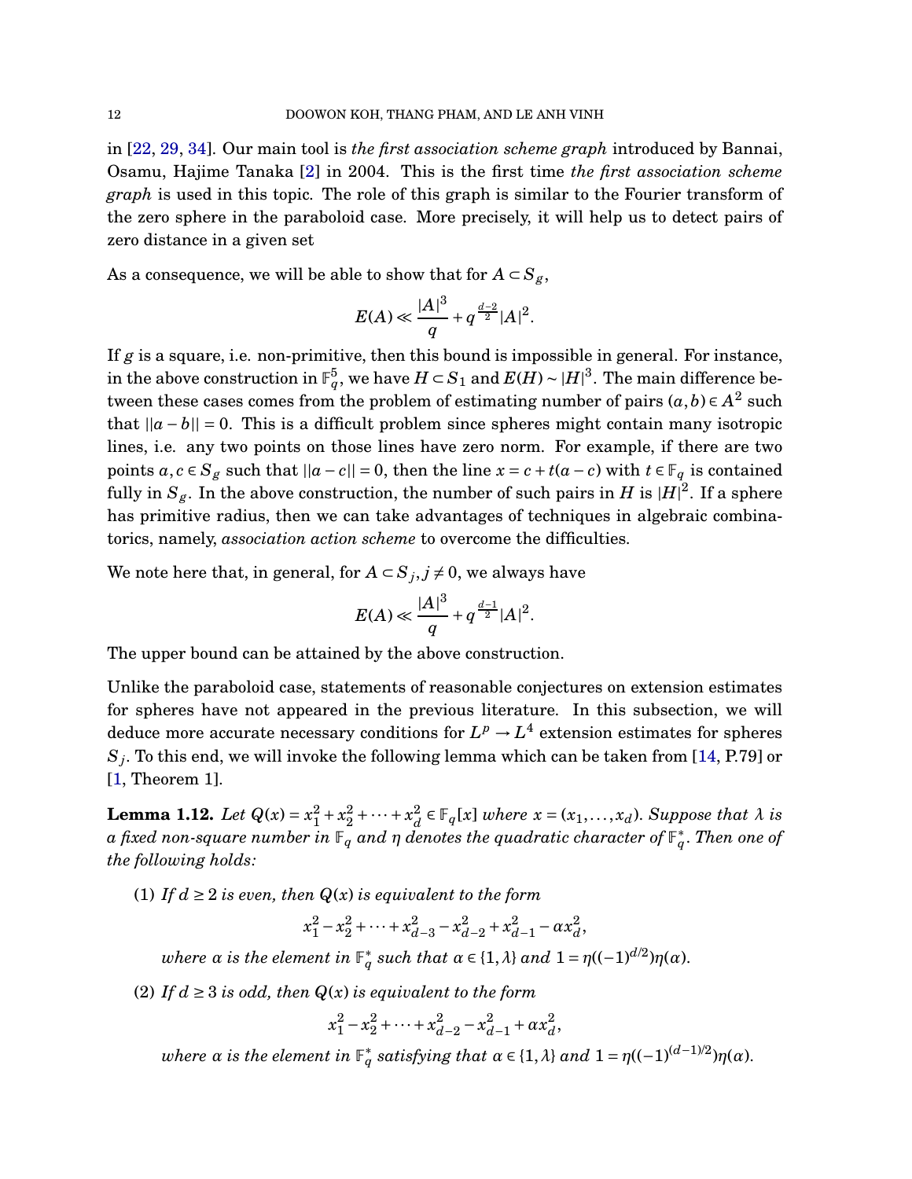in [22, 29, 34]. Our main tool is *the first association scheme graph* introduced by Bannai, Osamu, Hajime Tanaka [2] in 2004. This is the first time *the first association scheme graph* is used in this topic. The role of this graph is similar to the Fourier transform of the zero sphere in the paraboloid case. More precisely, it will help us to detect pairs of zero distance in a given set

As a consequence, we will be able to show that for $A \subset S_g$,

$$E(A) \ll \frac{|A|^3}{q} + q^{\frac{d-2}{2}}|A|^2.$$

If $g$ is a square, i.e. non-primitive, then this bound is impossible in general. For instance, in the above construction in $\mathbb{F}_q^5$, we have $H \subset S_1$ and $E(H) \sim |H|^3$. The main difference between these cases comes from the problem of estimating number of pairs $(a,b) \in A^2$ such that $||a-b|| = 0$. This is a difficult problem since spheres might contain many isotropic lines, i.e. any two points on those lines have zero norm. For example, if there are two points $a, c \in S_g$ such that $||a-c|| = 0$, then the line $x = c + t(a-c)$ with $t \in \mathbb{F}_q$ is contained fully in $S_g$. In the above construction, the number of such pairs in $H$ is $|H|^2$. If a sphere has primitive radius, then we can take advantages of techniques in algebraic combinatorics, namely, *association action scheme* to overcome the difficulties.

We note here that, in general, for $A \subset S_j, j \neq 0$, we always have

$$E(A) \ll \frac{|A|^3}{q} + q^{\frac{d-1}{2}}|A|^2.$$

The upper bound can be attained by the above construction.

Unlike the paraboloid case, statements of reasonable conjectures on extension estimates for spheres have not appeared in the previous literature. In this subsection, we will deduce more accurate necessary conditions for $L^p \to L^4$ extension estimates for spheres $S_j$. To this end, we will invoke the following lemma which can be taken from [14, P.79] or [1, Theorem 1].

**Lemma 1.12.** *Let $Q(x) = x_1^2 + x_2^2 + \cdots + x_d^2 \in \mathbb{F}_q[x]$ where $x = (x_1, \ldots, x_d)$. Suppose that $\lambda$ is a fixed non-square number in $\mathbb{F}_q$ and $\eta$ denotes the quadratic character of $\mathbb{F}_q^*$. Then one of the following holds:*

(1) *If $d \geq 2$ is even, then $Q(x)$ is equivalent to the form*

$$x_1^2 - x_2^2 + \cdots + x_{d-3}^2 - x_{d-2}^2 + x_{d-1}^2 - \alpha x_d^2,$$

*where $\alpha$ is the element in $\mathbb{F}_q^*$ such that $\alpha \in \{1, \lambda\}$ and $1 = \eta((-1)^{d/2})\eta(\alpha)$.*

(2) *If $d \geq 3$ is odd, then $Q(x)$ is equivalent to the form*

$$x_1^2 - x_2^2 + \cdots + x_{d-2}^2 - x_{d-1}^2 + \alpha x_d^2,$$

*where $\alpha$ is the element in $\mathbb{F}_q^*$ satisfying that $\alpha \in \{1, \lambda\}$ and $1 = \eta((-1)^{(d-1)/2})\eta(\alpha)$.*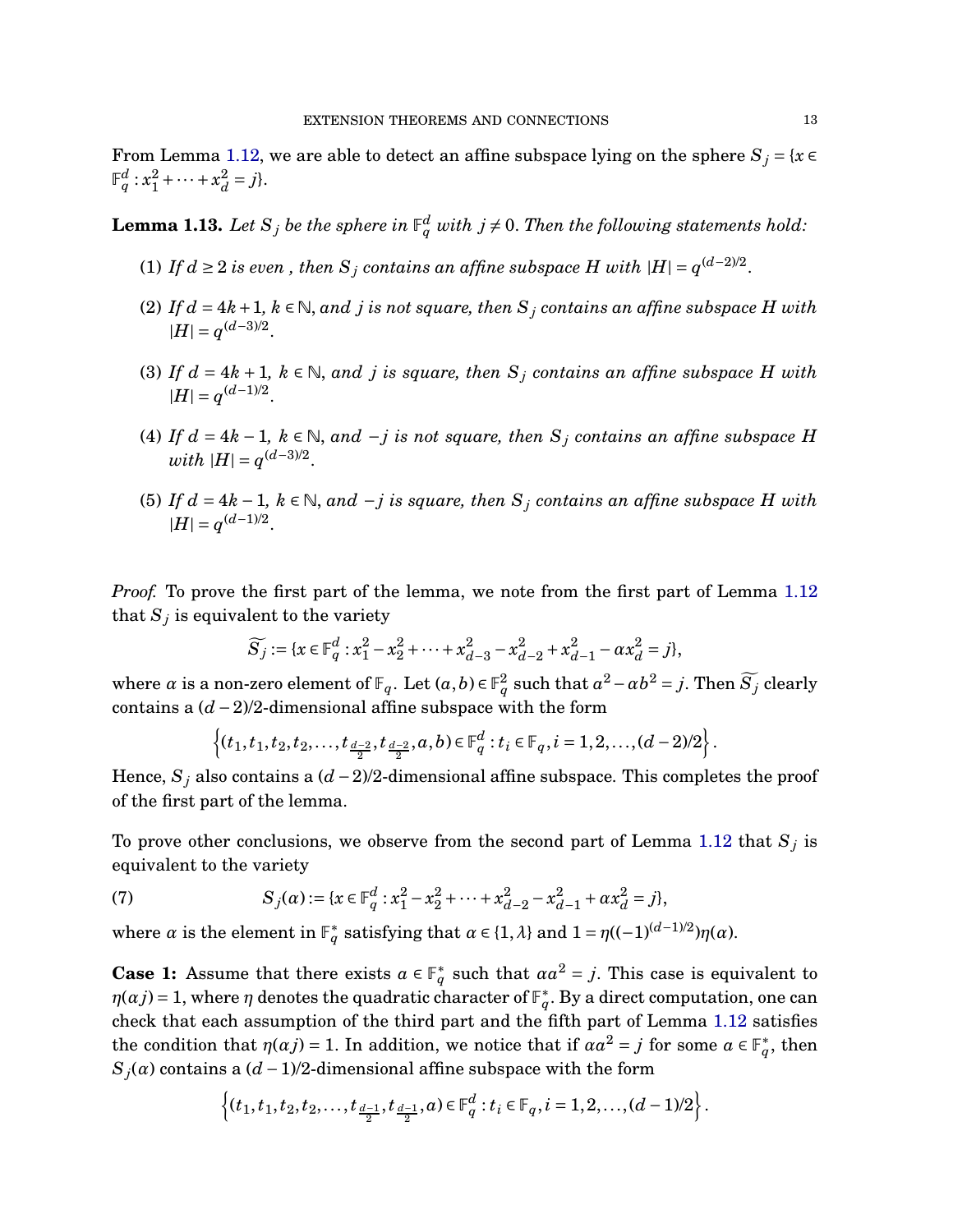From Lemma 1.12, we are able to detect an affine subspace lying on the sphere $S_j = \{x \in \mathbb{F}_q^d : x_1^2 + \cdots + x_d^2 = j\}$.

**Lemma 1.13.** *Let $S_j$ be the sphere in $\mathbb{F}_q^d$ with $j \neq 0$. Then the following statements hold:*

1. *If $d \geq 2$ is even , then $S_j$ contains an affine subspace $H$ with $|H| = q^{(d-2)/2}$.*
2. *If $d = 4k+1$, $k \in \mathbb{N}$, and $j$ is not square, then $S_j$ contains an affine subspace $H$ with $|H| = q^{(d-3)/2}$.*
3. *If $d = 4k+1$, $k \in \mathbb{N}$, and $j$ is square, then $S_j$ contains an affine subspace $H$ with $|H| = q^{(d-1)/2}$.*
4. *If $d = 4k-1$, $k \in \mathbb{N}$, and $-j$ is not square, then $S_j$ contains an affine subspace $H$ with $|H| = q^{(d-3)/2}$.*
5. *If $d = 4k-1$, $k \in \mathbb{N}$, and $-j$ is square, then $S_j$ contains an affine subspace $H$ with $|H| = q^{(d-1)/2}$.*

*Proof.* To prove the first part of the lemma, we note from the first part of Lemma 1.12 that $S_j$ is equivalent to the variety

$$\widetilde{S_j} := \{x \in \mathbb{F}_q^d : x_1^2 - x_2^2 + \cdots + x_{d-3}^2 - x_{d-2}^2 + x_{d-1}^2 - \alpha x_d^2 = j\},$$

where $\alpha$ is a non-zero element of $\mathbb{F}_q$. Let $(a,b) \in \mathbb{F}_q^2$ such that $a^2 - \alpha b^2 = j$. Then $\widetilde{S_j}$ clearly contains a $(d-2)/2$-dimensional affine subspace with the form

$$\left\{(t_1, t_1, t_2, t_2, \ldots, t_{\frac{d-2}{2}}, t_{\frac{d-2}{2}}, a, b) \in \mathbb{F}_q^d : t_i \in \mathbb{F}_q, i = 1, 2, \ldots, (d-2)/2\right\}.$$

Hence, $S_j$ also contains a $(d-2)/2$-dimensional affine subspace. This completes the proof of the first part of the lemma.

To prove other conclusions, we observe from the second part of Lemma 1.12 that $S_j$ is equivalent to the variety

$$S_j(\alpha) := \{x \in \mathbb{F}_q^d : x_1^2 - x_2^2 + \cdots + x_{d-2}^2 - x_{d-1}^2 + \alpha x_d^2 = j\}, \tag{7}$$

where $\alpha$ is the element in $\mathbb{F}_q^*$ satisfying that $\alpha \in \{1, \lambda\}$ and $1 = \eta((-1)^{(d-1)/2})\eta(\alpha)$.

**Case 1:** Assume that there exists $a \in \mathbb{F}_q^*$ such that $\alpha a^2 = j$. This case is equivalent to $\eta(\alpha j) = 1$, where $\eta$ denotes the quadratic character of $\mathbb{F}_q^*$. By a direct computation, one can check that each assumption of the third part and the fifth part of Lemma 1.12 satisfies the condition that $\eta(\alpha j) = 1$. In addition, we notice that if $\alpha a^2 = j$ for some $a \in \mathbb{F}_q^*$, then $S_j(\alpha)$ contains a $(d-1)/2$-dimensional affine subspace with the form

$$\left\{(t_1, t_1, t_2, t_2, \ldots, t_{\frac{d-1}{2}}, t_{\frac{d-1}{2}}, a) \in \mathbb{F}_q^d : t_i \in \mathbb{F}_q, i = 1, 2, \ldots, (d-1)/2\right\}.$$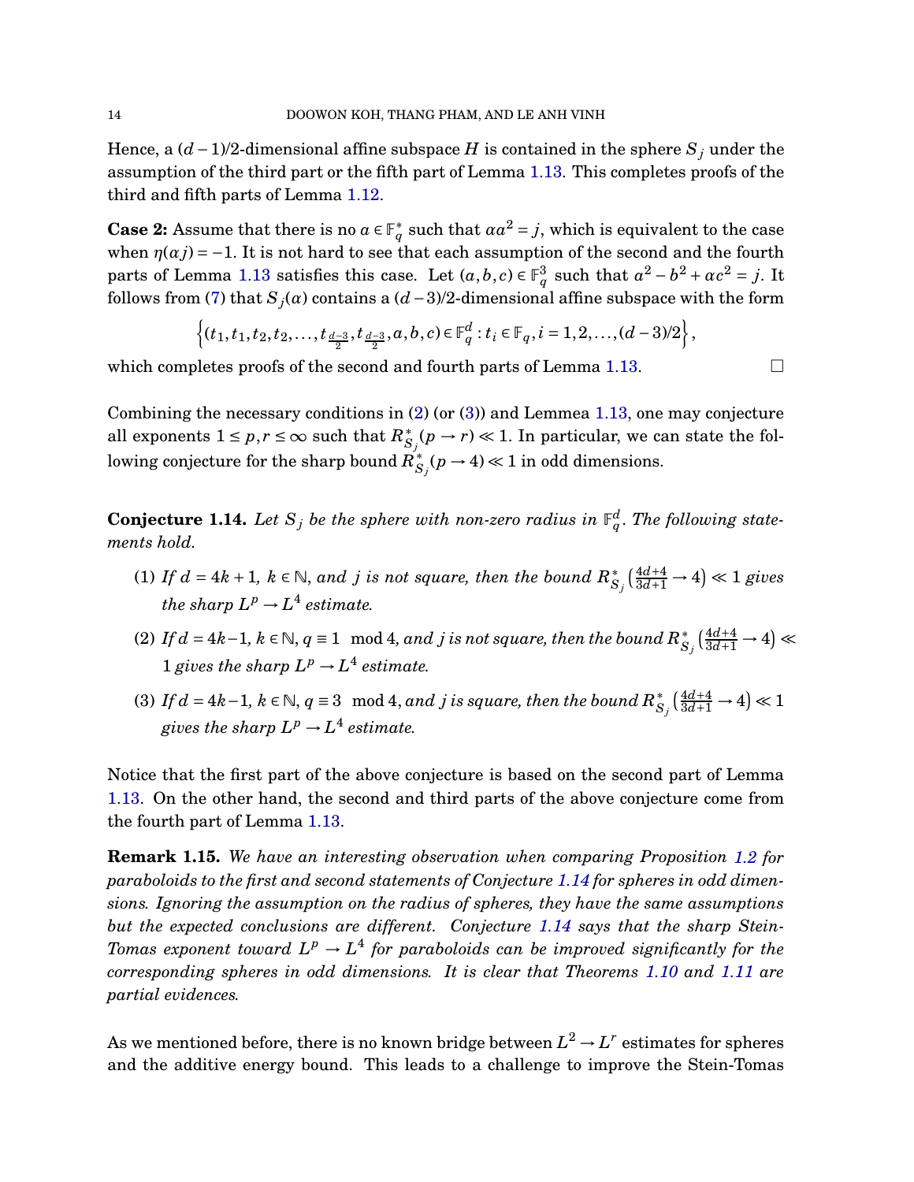Hence, a $(d-1)/2$-dimensional affine subspace $H$ is contained in the sphere $S_j$ under the assumption of the third part or the fifth part of Lemma 1.13. This completes proofs of the third and fifth parts of Lemma 1.12.

**Case 2:** Assume that there is no $a \in \mathbb{F}_q^*$ such that $\alpha a^2 = j$, which is equivalent to the case when $\eta(\alpha j) = -1$. It is not hard to see that each assumption of the second and the fourth parts of Lemma 1.13 satisfies this case. Let $(a,b,c) \in \mathbb{F}_q^3$ such that $a^2 - b^2 + \alpha c^2 = j$. It follows from (7) that $S_j(\alpha)$ contains a $(d-3)/2$-dimensional affine subspace with the form

$$\left\{(t_1, t_1, t_2, t_2, \ldots, t_{\frac{d-3}{2}}, t_{\frac{d-3}{2}}, a, b, c) \in \mathbb{F}_q^d : t_i \in \mathbb{F}_q, i = 1, 2, \ldots, (d-3)/2\right\},$$

which completes proofs of the second and fourth parts of Lemma 1.13. $\square$

Combining the necessary conditions in (2) (or (3)) and Lemmea 1.13, one may conjecture all exponents $1 \le p, r \le \infty$ such that $R^*_{S_j}(p \to r) \ll 1$. In particular, we can state the following conjecture for the sharp bound $R^*_{S_j}(p \to 4) \ll 1$ in odd dimensions.

**Conjecture 1.14.** *Let $S_j$ be the sphere with non-zero radius in $\mathbb{F}_q^d$. The following statements hold.*

(1) *If $d = 4k+1$, $k \in \mathbb{N}$, and $j$ is not square, then the bound $R^*_{S_j}\left(\frac{4d+4}{3d+1} \to 4\right) \ll 1$ gives the sharp $L^p \to L^4$ estimate.*

(2) *If $d = 4k-1$, $k \in \mathbb{N}$, $q \equiv 1 \mod 4$, and $j$ is not square, then the bound $R^*_{S_j}\left(\frac{4d+4}{3d+1} \to 4\right) \ll 1$ gives the sharp $L^p \to L^4$ estimate.*

(3) *If $d = 4k-1$, $k \in \mathbb{N}$, $q \equiv 3 \mod 4$, and $j$ is square, then the bound $R^*_{S_j}\left(\frac{4d+4}{3d+1} \to 4\right) \ll 1$ gives the sharp $L^p \to L^4$ estimate.*

Notice that the first part of the above conjecture is based on the second part of Lemma 1.13. On the other hand, the second and third parts of the above conjecture come from the fourth part of Lemma 1.13.

**Remark 1.15.** *We have an interesting observation when comparing Proposition 1.2 for paraboloids to the first and second statements of Conjecture 1.14 for spheres in odd dimensions. Ignoring the assumption on the radius of spheres, they have the same assumptions but the expected conclusions are different. Conjecture 1.14 says that the sharp Stein-Tomas exponent toward $L^p \to L^4$ for paraboloids can be improved significantly for the corresponding spheres in odd dimensions. It is clear that Theorems 1.10 and 1.11 are partial evidences.*

As we mentioned before, there is no known bridge between $L^2 \to L^r$ estimates for spheres and the additive energy bound. This leads to a challenge to improve the Stein-Tomas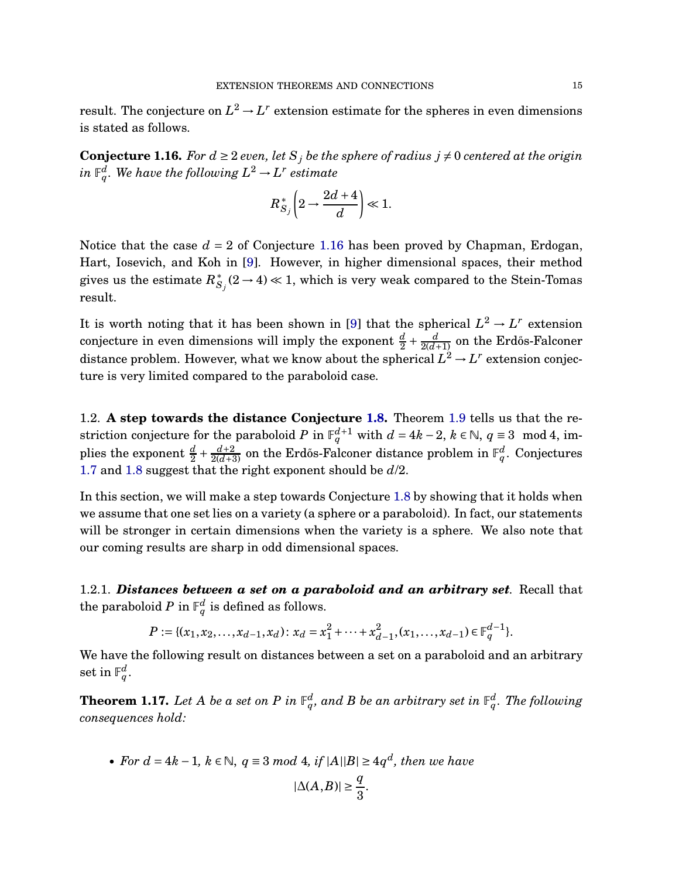result. The conjecture on $L^2 \to L^r$ extension estimate for the spheres in even dimensions is stated as follows.

**Conjecture 1.16.** *For $d \geq 2$ even, let $S_j$ be the sphere of radius $j \neq 0$ centered at the origin in $\mathbb{F}_q^d$. We have the following $L^2 \to L^r$ estimate*

$$R^*_{S_j}\left(2 \to \frac{2d+4}{d}\right) \ll 1.$$

Notice that the case $d = 2$ of Conjecture 1.16 has been proved by Chapman, Erdogan, Hart, Iosevich, and Koh in [9]. However, in higher dimensional spaces, their method gives us the estimate $R^*_{S_j}(2 \to 4) \ll 1$, which is very weak compared to the Stein-Tomas result.

It is worth noting that it has been shown in [9] that the spherical $L^2 \to L^r$ extension conjecture in even dimensions will imply the exponent $\frac{d}{2} + \frac{d}{2(d+1)}$ on the Erdős-Falconer distance problem. However, what we know about the spherical $L^2 \to L^r$ extension conjecture is very limited compared to the paraboloid case.

## 1.2. A step towards the distance Conjecture 1.8.

Theorem 1.9 tells us that the restriction conjecture for the paraboloid $P$ in $\mathbb{F}_q^{d+1}$ with $d = 4k-2$, $k \in \mathbb{N}$, $q \equiv 3 \mod 4$, implies the exponent $\frac{d}{2} + \frac{d+2}{2(d+3)}$ on the Erdős-Falconer distance problem in $\mathbb{F}_q^d$. Conjectures 1.7 and 1.8 suggest that the right exponent should be $d/2$.

In this section, we will make a step towards Conjecture 1.8 by showing that it holds when we assume that one set lies on a variety (a sphere or a paraboloid). In fact, our statements will be stronger in certain dimensions when the variety is a sphere. We also note that our coming results are sharp in odd dimensional spaces.

### 1.2.1. *Distances between a set on a paraboloid and an arbitrary set.*

Recall that the paraboloid $P$ in $\mathbb{F}_q^d$ is defined as follows.

$$P := \{(x_1, x_2, \ldots, x_{d-1}, x_d) \colon x_d = x_1^2 + \cdots + x_{d-1}^2, (x_1, \ldots, x_{d-1}) \in \mathbb{F}_q^{d-1}\}.$$

We have the following result on distances between a set on a paraboloid and an arbitrary set in $\mathbb{F}_q^d$.

**Theorem 1.17.** *Let $A$ be a set on $P$ in $\mathbb{F}_q^d$, and $B$ be an arbitrary set in $\mathbb{F}_q^d$. The following consequences hold:*

- *For $d = 4k-1$, $k \in \mathbb{N}$, $q \equiv 3$ mod 4, if $|A||B| \geq 4q^d$, then we have*

$$|\Delta(A,B)| \geq \frac{q}{3}.$$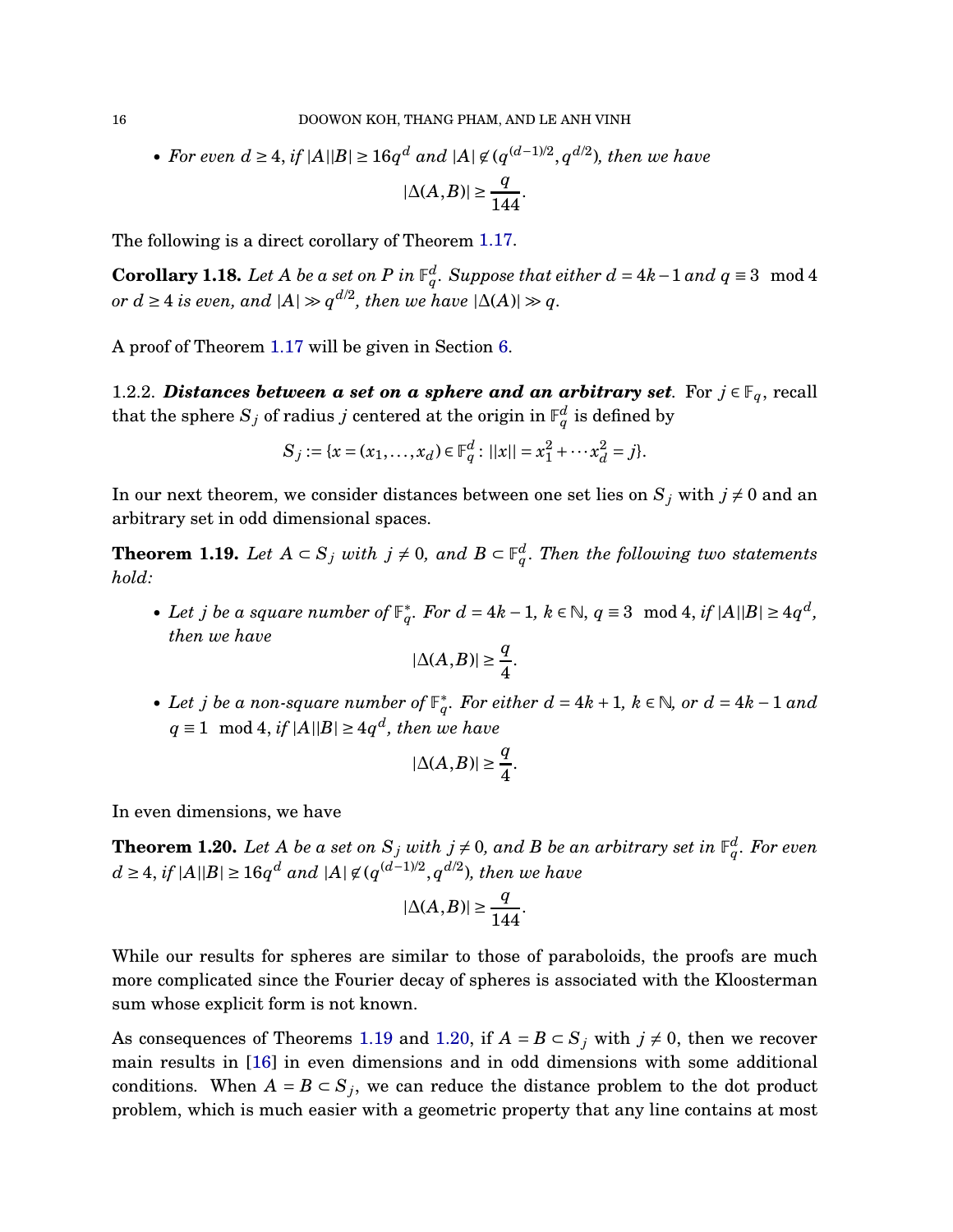- *For even $d \geq 4$, if $|A||B| \geq 16q^d$ and $|A| \not\in (q^{(d-1)/2}, q^{d/2})$, then we have*

$$|\Delta(A,B)| \geq \frac{q}{144}.$$

The following is a direct corollary of Theorem 1.17.

**Corollary 1.18.** *Let $A$ be a set on $P$ in $\mathbb{F}_q^d$. Suppose that either $d = 4k-1$ and $q \equiv 3 \mod 4$ or $d \geq 4$ is even, and $|A| \gg q^{d/2}$, then we have $|\Delta(A)| \gg q$.*

A proof of Theorem 1.17 will be given in Section 6.

1.2.2. ***Distances between a set on a sphere and an arbitrary set***. For $j \in \mathbb{F}_q$, recall that the sphere $S_j$ of radius $j$ centered at the origin in $\mathbb{F}_q^d$ is defined by

$$S_j := \{x = (x_1, \dots, x_d) \in \mathbb{F}_q^d : ||x|| = x_1^2 + \cdots x_d^2 = j\}.$$

In our next theorem, we consider distances between one set lies on $S_j$ with $j \neq 0$ and an arbitrary set in odd dimensional spaces.

**Theorem 1.19.** *Let $A \subset S_j$ with $j \neq 0$, and $B \subset \mathbb{F}_q^d$. Then the following two statements hold:*

- *Let $j$ be a square number of $\mathbb{F}_q^*$. For $d = 4k-1$, $k \in \mathbb{N}$, $q \equiv 3 \mod 4$, if $|A||B| \geq 4q^d$, then we have*

$$|\Delta(A,B)| \geq \frac{q}{4}.$$

- *Let $j$ be a non-square number of $\mathbb{F}_q^*$. For either $d = 4k+1$, $k \in \mathbb{N}$, or $d = 4k-1$ and $q \equiv 1 \mod 4$, if $|A||B| \geq 4q^d$, then we have*

$$|\Delta(A,B)| \geq \frac{q}{4}.$$

In even dimensions, we have

**Theorem 1.20.** *Let $A$ be a set on $S_j$ with $j \neq 0$, and $B$ be an arbitrary set in $\mathbb{F}_q^d$. For even $d \geq 4$, if $|A||B| \geq 16q^d$ and $|A| \not\in (q^{(d-1)/2}, q^{d/2})$, then we have*

$$|\Delta(A,B)| \geq \frac{q}{144}.$$

While our results for spheres are similar to those of paraboloids, the proofs are much more complicated since the Fourier decay of spheres is associated with the Kloosterman sum whose explicit form is not known.

As consequences of Theorems 1.19 and 1.20, if $A = B \subset S_j$ with $j \neq 0$, then we recover main results in [16] in even dimensions and in odd dimensions with some additional conditions. When $A = B \subset S_j$, we can reduce the distance problem to the dot product problem, which is much easier with a geometric property that any line contains at most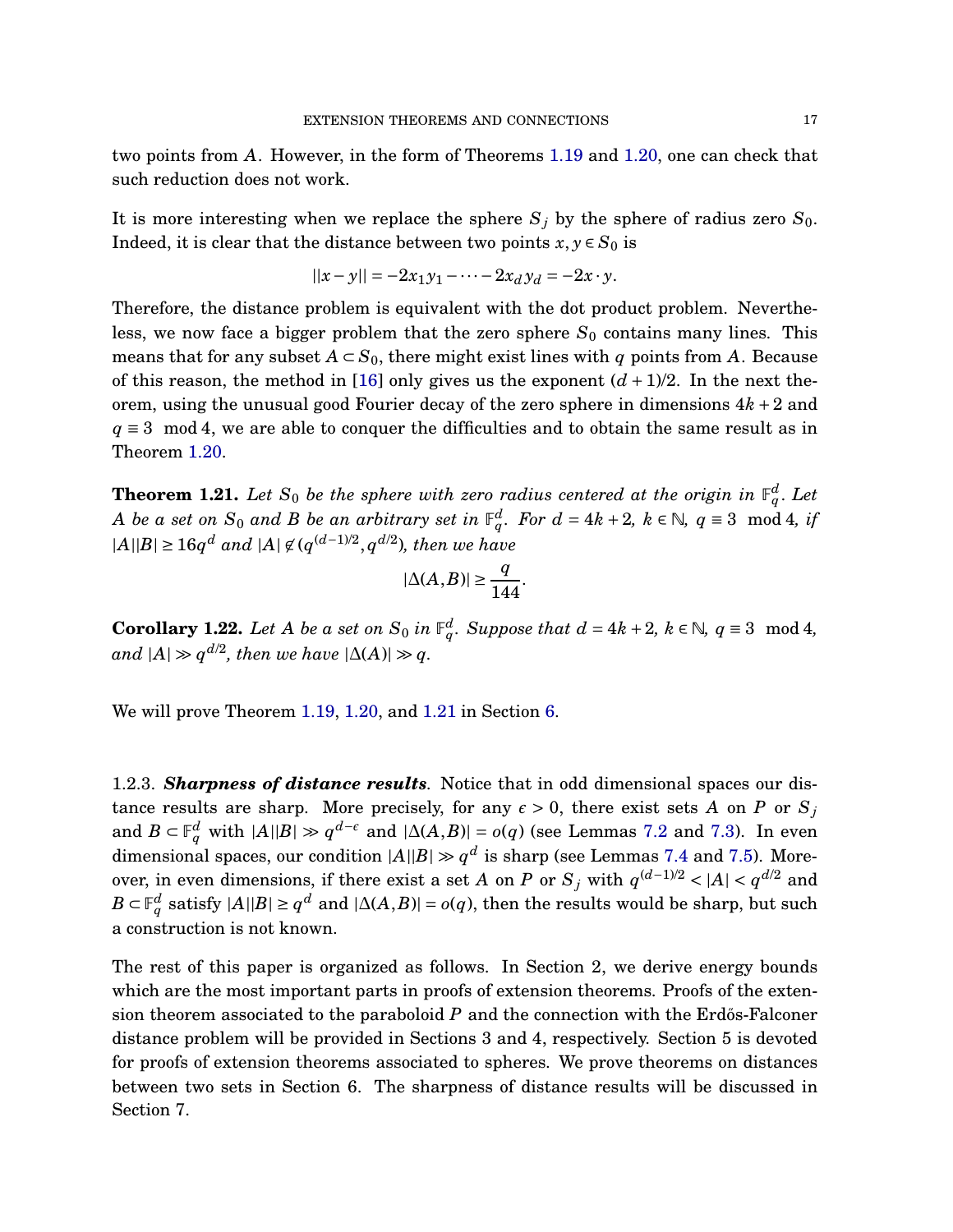two points from $A$. However, in the form of Theorems 1.19 and 1.20, one can check that such reduction does not work.

It is more interesting when we replace the sphere $S_j$ by the sphere of radius zero $S_0$. Indeed, it is clear that the distance between two points $x, y \in S_0$ is

$$||x-y|| = -2x_1y_1 - \cdots - 2x_dy_d = -2x \cdot y.$$

Therefore, the distance problem is equivalent with the dot product problem. Nevertheless, we now face a bigger problem that the zero sphere $S_0$ contains many lines. This means that for any subset $A \subset S_0$, there might exist lines with $q$ points from $A$. Because of this reason, the method in [16] only gives us the exponent $(d+1)/2$. In the next theorem, using the unusual good Fourier decay of the zero sphere in dimensions $4k+2$ and $q \equiv 3 \mod 4$, we are able to conquer the difficulties and to obtain the same result as in Theorem 1.20.

**Theorem 1.21.** *Let $S_0$ be the sphere with zero radius centered at the origin in $\mathbb{F}_q^d$. Let $A$ be a set on $S_0$ and $B$ be an arbitrary set in $\mathbb{F}_q^d$. For $d = 4k+2$, $k \in \mathbb{N}$, $q \equiv 3 \mod 4$, if $|A||B| \geq 16q^d$ and $|A| \not\in (q^{(d-1)/2}, q^{d/2})$, then we have*

$$|\Delta(A,B)| \geq \frac{q}{144}.$$

**Corollary 1.22.** *Let $A$ be a set on $S_0$ in $\mathbb{F}_q^d$. Suppose that $d = 4k+2$, $k \in \mathbb{N}$, $q \equiv 3 \mod 4$, and $|A| \gg q^{d/2}$, then we have $|\Delta(A)| \gg q$.*

We will prove Theorem 1.19, 1.20, and 1.21 in Section 6.

1.2.3. ***Sharpness of distance results***. Notice that in odd dimensional spaces our distance results are sharp. More precisely, for any $\epsilon > 0$, there exist sets $A$ on $P$ or $S_j$ and $B \subset \mathbb{F}_q^d$ with $|A||B| \gg q^{d-\epsilon}$ and $|\Delta(A,B)| = o(q)$ (see Lemmas 7.2 and 7.3). In even dimensional spaces, our condition $|A||B| \gg q^d$ is sharp (see Lemmas 7.4 and 7.5). Moreover, in even dimensions, if there exist a set $A$ on $P$ or $S_j$ with $q^{(d-1)/2} < |A| < q^{d/2}$ and $B \subset \mathbb{F}_q^d$ satisfy $|A||B| \geq q^d$ and $|\Delta(A,B)| = o(q)$, then the results would be sharp, but such a construction is not known.

The rest of this paper is organized as follows. In Section 2, we derive energy bounds which are the most important parts in proofs of extension theorems. Proofs of the extension theorem associated to the paraboloid $P$ and the connection with the Erdős-Falconer distance problem will be provided in Sections 3 and 4, respectively. Section 5 is devoted for proofs of extension theorems associated to spheres. We prove theorems on distances between two sets in Section 6. The sharpness of distance results will be discussed in Section 7.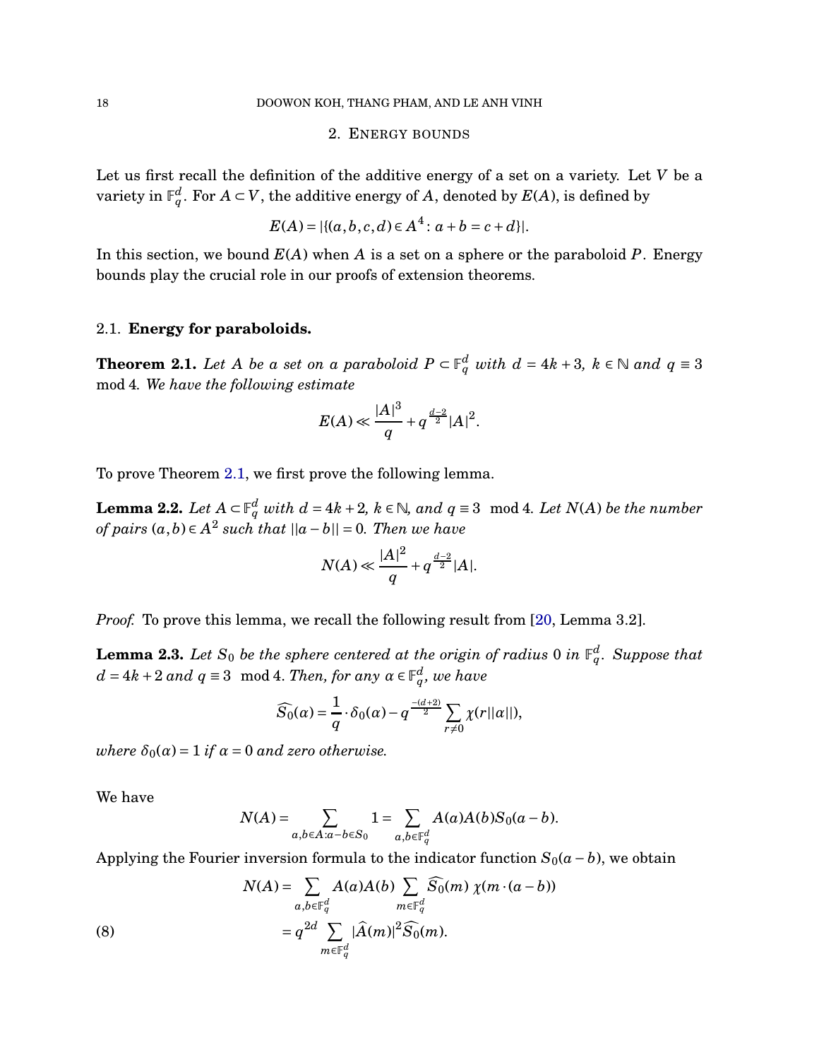## 2. Energy bounds

Let us first recall the definition of the additive energy of a set on a variety. Let $V$ be a variety in $\mathbb{F}_q^d$. For $A \subset V$, the additive energy of $A$, denoted by $E(A)$, is defined by

$$E(A) = |\{(a,b,c,d) \in A^4 : a+b = c+d\}|.$$

In this section, we bound $E(A)$ when $A$ is a set on a sphere or the paraboloid $P$. Energy bounds play the crucial role in our proofs of extension theorems.

### 2.1. Energy for paraboloids.

**Theorem 2.1.** *Let $A$ be a set on a paraboloid $P \subset \mathbb{F}_q^d$ with $d = 4k+3$, $k \in \mathbb{N}$ and $q \equiv 3 \mod 4$. We have the following estimate*

$$E(A) \ll \frac{|A|^3}{q} + q^{\frac{d-2}{2}}|A|^2.$$

To prove Theorem 2.1, we first prove the following lemma.

**Lemma 2.2.** *Let $A \subset \mathbb{F}_q^d$ with $d = 4k+2$, $k \in \mathbb{N}$, and $q \equiv 3 \mod 4$. Let $N(A)$ be the number of pairs $(a,b) \in A^2$ such that $||a-b|| = 0$. Then we have*

$$N(A) \ll \frac{|A|^2}{q} + q^{\frac{d-2}{2}}|A|.$$

*Proof.* To prove this lemma, we recall the following result from [20, Lemma 3.2].

**Lemma 2.3.** *Let $S_0$ be the sphere centered at the origin of radius 0 in $\mathbb{F}_q^d$. Suppose that $d = 4k+2$ and $q \equiv 3 \mod 4$. Then, for any $\alpha \in \mathbb{F}_q^d$, we have*

$$\widehat{S_0}(\alpha) = \frac{1}{q} \cdot \delta_0(\alpha) - q^{\frac{-(d+2)}{2}} \sum_{r \neq 0} \chi(r||\alpha||),$$

*where $\delta_0(\alpha) = 1$ if $\alpha = 0$ and zero otherwise.*

We have

$$N(A) = \sum_{a,b \in A : a-b \in S_0} 1 = \sum_{a,b \in \mathbb{F}_q^d} A(a)A(b)S_0(a-b).$$

Applying the Fourier inversion formula to the indicator function $S_0(a-b)$, we obtain

$$\begin{aligned} N(A) &= \sum_{a,b \in \mathbb{F}_q^d} A(a)A(b) \sum_{m \in \mathbb{F}_q^d} \widehat{S_0}(m)\, \chi(m \cdot (a-b)) \\ &= q^{2d} \sum_{m \in \mathbb{F}_q^d} |\widehat{A}(m)|^2 \widehat{S_0}(m). \end{aligned} \tag{8}$$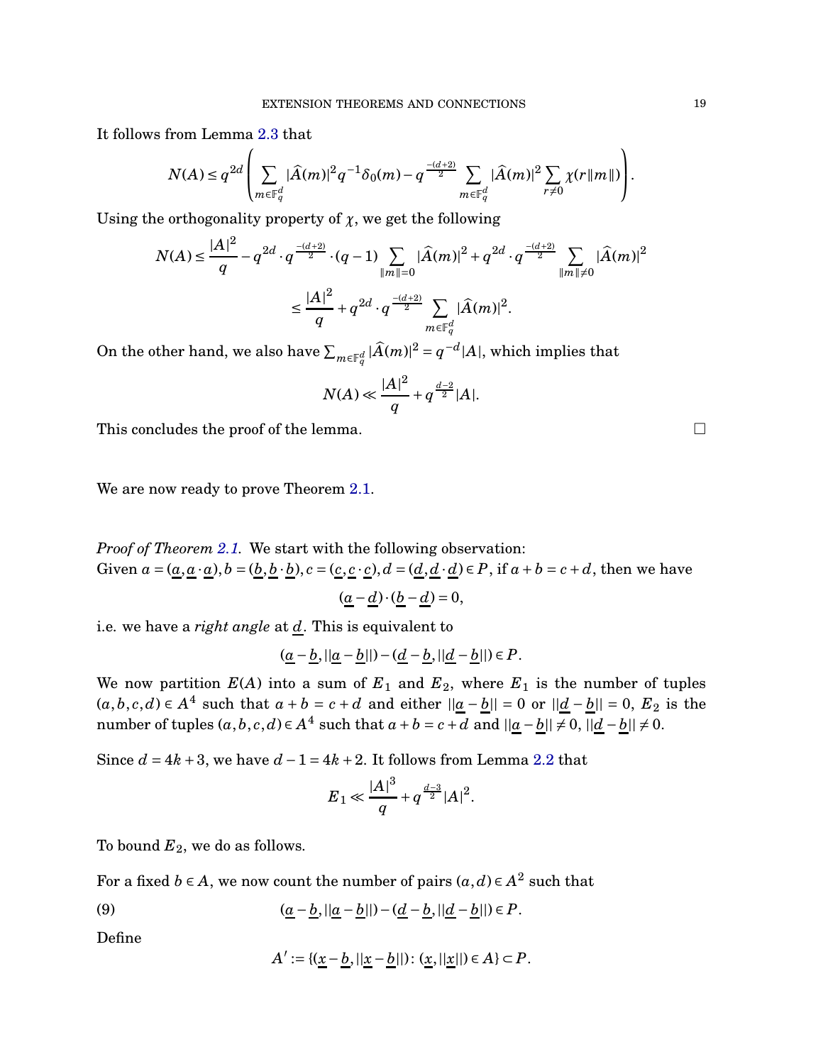It follows from Lemma 2.3 that

$$N(A) \le q^{2d}\left(\sum_{m\in\mathbb{F}_q^d} |\widehat{A}(m)|^2 q^{-1}\delta_0(m) - q^{\frac{-(d+2)}{2}} \sum_{m\in\mathbb{F}_q^d} |\widehat{A}(m)|^2 \sum_{r\neq 0}\chi(r\|m\|)\right).$$

Using the orthogonality property of $\chi$, we get the following

$$N(A) \le \frac{|A|^2}{q} - q^{2d}\cdot q^{\frac{-(d+2)}{2}}\cdot(q-1)\sum_{\|m\|=0}|\widehat{A}(m)|^2 + q^{2d}\cdot q^{\frac{-(d+2)}{2}}\sum_{\|m\|\neq 0}|\widehat{A}(m)|^2$$

$$\le \frac{|A|^2}{q} + q^{2d}\cdot q^{\frac{-(d+2)}{2}}\sum_{m\in\mathbb{F}_q^d}|\widehat{A}(m)|^2.$$

On the other hand, we also have $\sum_{m\in\mathbb{F}_q^d}|\widehat{A}(m)|^2 = q^{-d}|A|$, which implies that

$$N(A) \ll \frac{|A|^2}{q} + q^{\frac{d-2}{2}}|A|.$$

This concludes the proof of the lemma. $\square$

We are now ready to prove Theorem 2.1.

*Proof of Theorem 2.1.* We start with the following observation:
Given $a=(\underline{a},\underline{a}\cdot\underline{a}), b=(\underline{b},\underline{b}\cdot\underline{b}), c=(\underline{c},\underline{c}\cdot\underline{c}), d=(\underline{d},\underline{d}\cdot\underline{d})\in P$, if $a+b=c+d$, then we have

$$(\underline{a}-\underline{d})\cdot(\underline{b}-\underline{d})=0,$$

i.e. we have a *right angle* at $\underline{d}$. This is equivalent to

$$(\underline{a}-\underline{b},||\underline{a}-\underline{b}||)-(\underline{d}-\underline{b},||\underline{d}-\underline{b}||)\in P.$$

We now partition $E(A)$ into a sum of $E_1$ and $E_2$, where $E_1$ is the number of tuples $(a,b,c,d)\in A^4$ such that $a+b=c+d$ and either $||\underline{a}-\underline{b}||=0$ or $||\underline{d}-\underline{b}||=0$, $E_2$ is the number of tuples $(a,b,c,d)\in A^4$ such that $a+b=c+d$ and $||\underline{a}-\underline{b}||\neq 0$, $||\underline{d}-\underline{b}||\neq 0$.

Since $d=4k+3$, we have $d-1=4k+2$. It follows from Lemma 2.2 that

$$E_1 \ll \frac{|A|^3}{q} + q^{\frac{d-3}{2}}|A|^2.$$

To bound $E_2$, we do as follows.

For a fixed $b\in A$, we now count the number of pairs $(a,d)\in A^2$ such that

$$(\underline{a}-\underline{b},||\underline{a}-\underline{b}||)-(\underline{d}-\underline{b},||\underline{d}-\underline{b}||)\in P. \tag{9}$$

Define

$$A' := \{(\underline{x}-\underline{b},||\underline{x}-\underline{b}||) : (\underline{x},||\underline{x}||)\in A\}\subset P.$$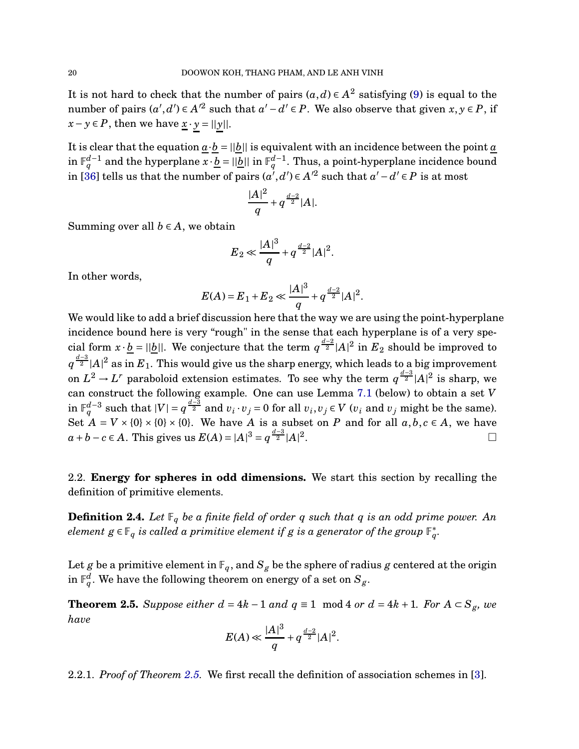It is not hard to check that the number of pairs $(a,d) \in A^2$ satisfying (9) is equal to the number of pairs $(a',d') \in A'^2$ such that $a'-d' \in P$. We also observe that given $x, y \in P$, if $x - y \in P$, then we have $\underline{x} \cdot \underline{y} = ||\underline{y}||$.

It is clear that the equation $\underline{a} \cdot \underline{b} = ||\underline{b}||$ is equivalent with an incidence between the point $\underline{a}$ in $\mathbb{F}_q^{d-1}$ and the hyperplane $x \cdot \underline{b} = ||\underline{b}||$ in $\mathbb{F}_q^{d-1}$. Thus, a point-hyperplane incidence bound in [36] tells us that the number of pairs $(a',d') \in A'^2$ such that $a'-d' \in P$ is at most

$$\frac{|A|^2}{q} + q^{\frac{d-2}{2}}|A|.$$

Summing over all $b \in A$, we obtain

$$E_2 \ll \frac{|A|^3}{q} + q^{\frac{d-2}{2}}|A|^2.$$

In other words,

$$E(A) = E_1 + E_2 \ll \frac{|A|^3}{q} + q^{\frac{d-2}{2}}|A|^2.$$

We would like to add a brief discussion here that the way we are using the point-hyperplane incidence bound here is very "rough" in the sense that each hyperplane is of a very special form $x \cdot \underline{b} = ||\underline{b}||$. We conjecture that the term $q^{\frac{d-2}{2}}|A|^2$ in $E_2$ should be improved to $q^{\frac{d-3}{2}}|A|^2$ as in $E_1$. This would give us the sharp energy, which leads to a big improvement on $L^2 \to L^r$ paraboloid extension estimates. To see why the term $q^{\frac{d-3}{2}}|A|^2$ is sharp, we can construct the following example. One can use Lemma 7.1 (below) to obtain a set $V$ in $\mathbb{F}_q^{d-3}$ such that $|V| = q^{\frac{d-3}{2}}$ and $v_i \cdot v_j = 0$ for all $v_i, v_j \in V$ ($v_i$ and $v_j$ might be the same). Set $A = V \times \{0\} \times \{0\} \times \{0\}$. We have $A$ is a subset on $P$ and for all $a, b, c \in A$, we have $a + b - c \in A$. This gives us $E(A) = |A|^3 = q^{\frac{d-3}{2}}|A|^2$. □

### 2.2. **Energy for spheres in odd dimensions.**

We start this section by recalling the definition of primitive elements.

**Definition 2.4.** *Let $\mathbb{F}_q$ be a finite field of order $q$ such that $q$ is an odd prime power. An element $g \in \mathbb{F}_q$ is called a primitive element if $g$ is a generator of the group $\mathbb{F}_q^*$.*

Let $g$ be a primitive element in $\mathbb{F}_q$, and $S_g$ be the sphere of radius $g$ centered at the origin in $\mathbb{F}_q^d$. We have the following theorem on energy of a set on $S_g$.

**Theorem 2.5.** *Suppose either $d = 4k-1$ and $q \equiv 1 \mod 4$ or $d = 4k+1$. For $A \subset S_g$, we have*

$$E(A) \ll \frac{|A|^3}{q} + q^{\frac{d-2}{2}}|A|^2.$$

2.2.1. *Proof of Theorem 2.5.* We first recall the definition of association schemes in [3].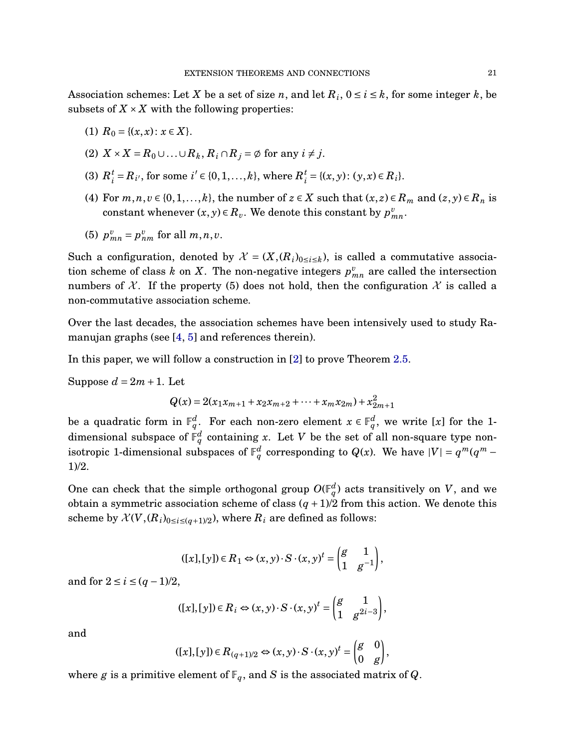Association schemes: Let $X$ be a set of size $n$, and let $R_i$, $0 \le i \le k$, for some integer $k$, be subsets of $X \times X$ with the following properties:

(1) $R_0 = \{(x,x) : x \in X\}$.

(2) $X \times X = R_0 \cup \ldots \cup R_k$, $R_i \cap R_j = \emptyset$ for any $i \ne j$.

(3) $R_i^t = R_{i'}$, for some $i' \in \{0, 1, \ldots, k\}$, where $R_i^t = \{(x,y) : (y,x) \in R_i\}$.

(4) For $m, n, v \in \{0, 1, \ldots, k\}$, the number of $z \in X$ such that $(x,z) \in R_m$ and $(z,y) \in R_n$ is constant whenever $(x,y) \in R_v$. We denote this constant by $p_{mn}^v$.

(5) $p_{mn}^v = p_{nm}^v$ for all $m, n, v$.

Such a configuration, denoted by $\mathcal{X} = (X, (R_i)_{0 \le i \le k})$, is called a commutative association scheme of class $k$ on $X$. The non-negative integers $p_{mn}^v$ are called the intersection numbers of $\mathcal{X}$. If the property (5) does not hold, then the configuration $\mathcal{X}$ is called a non-commutative association scheme.

Over the last decades, the association schemes have been intensively used to study Ramanujan graphs (see [4, 5] and references therein).

In this paper, we will follow a construction in [2] to prove Theorem 2.5.

Suppose $d = 2m+1$. Let

$$Q(x) = 2(x_1 x_{m+1} + x_2 x_{m+2} + \cdots + x_m x_{2m}) + x_{2m+1}^2$$

be a quadratic form in $\mathbb{F}_q^d$. For each non-zero element $x \in \mathbb{F}_q^d$, we write $[x]$ for the 1-dimensional subspace of $\mathbb{F}_q^d$ containing $x$. Let $V$ be the set of all non-square type non-isotropic 1-dimensional subspaces of $\mathbb{F}_q^d$ corresponding to $Q(x)$. We have $|V| = q^m(q^m - 1)/2$.

One can check that the simple orthogonal group $O(\mathbb{F}_q^d)$ acts transitively on $V$, and we obtain a symmetric association scheme of class $(q+1)/2$ from this action. We denote this scheme by $\mathcal{X}(V, (R_i)_{0 \le i \le (q+1)/2})$, where $R_i$ are defined as follows:

$$([x],[y]) \in R_1 \Leftrightarrow (x,y) \cdot S \cdot (x,y)^t = \begin{pmatrix} g & 1 \\ 1 & g^{-1} \end{pmatrix},$$

and for $2 \le i \le (q-1)/2$,

$$([x],[y]) \in R_i \Leftrightarrow (x,y) \cdot S \cdot (x,y)^t = \begin{pmatrix} g & 1 \\ 1 & g^{2i-3} \end{pmatrix},$$

and

$$([x],[y]) \in R_{(q+1)/2} \Leftrightarrow (x,y) \cdot S \cdot (x,y)^t = \begin{pmatrix} g & 0 \\ 0 & g \end{pmatrix},$$

where $g$ is a primitive element of $\mathbb{F}_q$, and $S$ is the associated matrix of $Q$.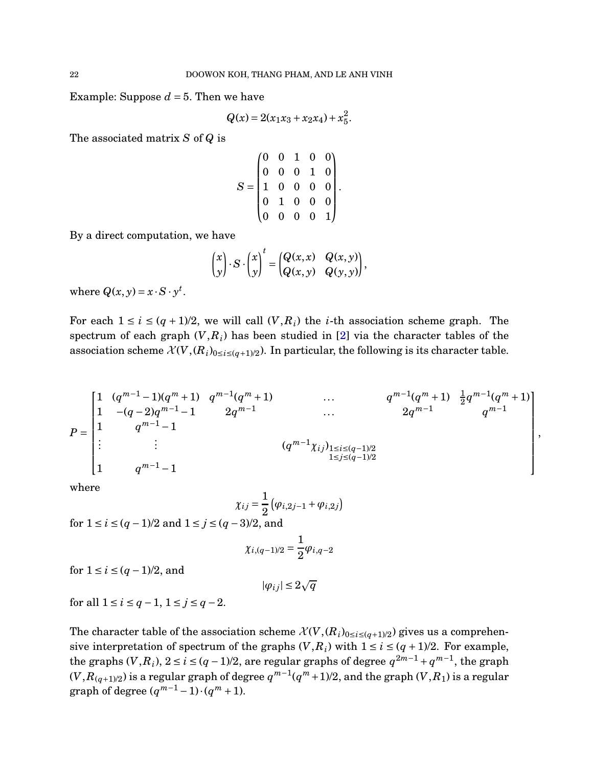Example: Suppose $d = 5$. Then we have

$$Q(x) = 2(x_1x_3 + x_2x_4) + x_5^2.$$

The associated matrix $S$ of $Q$ is

$$S = \begin{pmatrix} 0 & 0 & 1 & 0 & 0 \\ 0 & 0 & 0 & 1 & 0 \\ 1 & 0 & 0 & 0 & 0 \\ 0 & 1 & 0 & 0 & 0 \\ 0 & 0 & 0 & 0 & 1 \end{pmatrix}.$$

By a direct computation, we have

$$\begin{pmatrix} x \\ y \end{pmatrix} \cdot S \cdot \begin{pmatrix} x \\ y \end{pmatrix}^t = \begin{pmatrix} Q(x,x) & Q(x,y) \\ Q(x,y) & Q(y,y) \end{pmatrix},$$

where $Q(x,y) = x \cdot S \cdot y^t$.

For each $1 \le i \le (q+1)/2$, we will call $(V, R_i)$ the $i$-th association scheme graph. The spectrum of each graph $(V, R_i)$ has been studied in [2] via the character tables of the association scheme $\mathcal{X}(V, (R_i)_{0 \le i \le (q+1)/2})$. In particular, the following is its character table.

$$P = \begin{bmatrix} 1 & (q^{m-1}-1)(q^m+1) & q^{m-1}(q^m+1) & \dots & q^{m-1}(q^m+1) & \frac{1}{2}q^{m-1}(q^m+1) \\ 1 & -(q-2)q^{m-1}-1 & 2q^{m-1} & \dots & 2q^{m-1} & q^{m-1} \\ 1 & q^{m-1}-1 & & & & \\ \vdots & \vdots & & (q^{m-1}\chi_{ij})_{\substack{1 \le i \le (q-1)/2 \\ 1 \le j \le (q-1)/2}} & & \\ 1 & q^{m-1}-1 & & & & \end{bmatrix},$$

where

$$\chi_{ij} = \frac{1}{2}\left(\varphi_{i,2j-1} + \varphi_{i,2j}\right)$$

for $1 \le i \le (q-1)/2$ and $1 \le j \le (q-3)/2$, and

$$\chi_{i,(q-1)/2} = \frac{1}{2}\varphi_{i,q-2}$$

for $1 \le i \le (q-1)/2$, and

$$|\varphi_{ij}| \le 2\sqrt{q}$$

for all $1 \le i \le q-1$, $1 \le j \le q-2$.

The character table of the association scheme $\mathcal{X}(V, (R_i)_{0 \le i \le (q+1)/2})$ gives us a comprehensive interpretation of spectrum of the graphs $(V, R_i)$ with $1 \le i \le (q+1)/2$. For example, the graphs $(V, R_i)$, $2 \le i \le (q-1)/2$, are regular graphs of degree $q^{2m-1} + q^{m-1}$, the graph $(V, R_{(q+1)/2})$ is a regular graph of degree $q^{m-1}(q^m+1)/2$, and the graph $(V, R_1)$ is a regular graph of degree $(q^{m-1}-1) \cdot (q^m+1)$.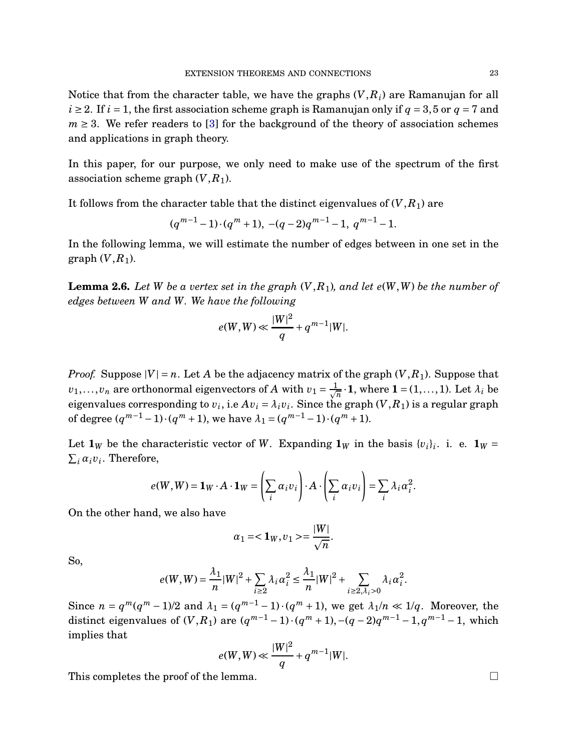Notice that from the character table, we have the graphs $(V, R_i)$ are Ramanujan for all $i \geq 2$. If $i = 1$, the first association scheme graph is Ramanujan only if $q = 3, 5$ or $q = 7$ and $m \geq 3$. We refer readers to [3] for the background of the theory of association schemes and applications in graph theory.

In this paper, for our purpose, we only need to make use of the spectrum of the first association scheme graph $(V, R_1)$.

It follows from the character table that the distinct eigenvalues of $(V, R_1)$ are

$$(q^{m-1}-1)\cdot(q^m+1),\ -(q-2)q^{m-1}-1,\ q^{m-1}-1.$$

In the following lemma, we will estimate the number of edges between in one set in the graph $(V, R_1)$.

**Lemma 2.6.** *Let $W$ be a vertex set in the graph $(V, R_1)$, and let $e(W,W)$ be the number of edges between $W$ and $W$. We have the following*

$$e(W,W) \ll \frac{|W|^2}{q} + q^{m-1}|W|.$$

*Proof.* Suppose $|V| = n$. Let $A$ be the adjacency matrix of the graph $(V, R_1)$. Suppose that $v_1, \ldots, v_n$ are orthonormal eigenvectors of $A$ with $v_1 = \frac{1}{\sqrt{n}} \cdot \mathbf{1}$, where $\mathbf{1} = (1, \ldots, 1)$. Let $\lambda_i$ be eigenvalues corresponding to $v_i$, i.e $Av_i = \lambda_i v_i$. Since the graph $(V, R_1)$ is a regular graph of degree $(q^{m-1}-1)\cdot(q^m+1)$, we have $\lambda_1 = (q^{m-1}-1)\cdot(q^m+1)$.

Let $\mathbf{1}_W$ be the characteristic vector of $W$. Expanding $\mathbf{1}_W$ in the basis $\{v_i\}_i$. i. e. $\mathbf{1}_W = \sum_i \alpha_i v_i$. Therefore,

$$e(W,W) = \mathbf{1}_W \cdot A \cdot \mathbf{1}_W = \left(\sum_i \alpha_i v_i\right) \cdot A \cdot \left(\sum_i \alpha_i v_i\right) = \sum_i \lambda_i \alpha_i^2.$$

On the other hand, we also have

$$\alpha_1 = <\mathbf{1}_W, v_1> = \frac{|W|}{\sqrt{n}}.$$

So,

$$e(W,W) = \frac{\lambda_1}{n}|W|^2 + \sum_{i\geq 2} \lambda_i \alpha_i^2 \leq \frac{\lambda_1}{n}|W|^2 + \sum_{i \geq 2, \lambda_i > 0} \lambda_i \alpha_i^2.$$

Since $n = q^m(q^m-1)/2$ and $\lambda_1 = (q^{m-1}-1)\cdot(q^m+1)$, we get $\lambda_1/n \ll 1/q$. Moreover, the distinct eigenvalues of $(V, R_1)$ are $(q^{m-1}-1)\cdot(q^m+1), -(q-2)q^{m-1}-1, q^{m-1}-1$, which implies that

$$e(W,W) \ll \frac{|W|^2}{q} + q^{m-1}|W|.$$

This completes the proof of the lemma. $\square$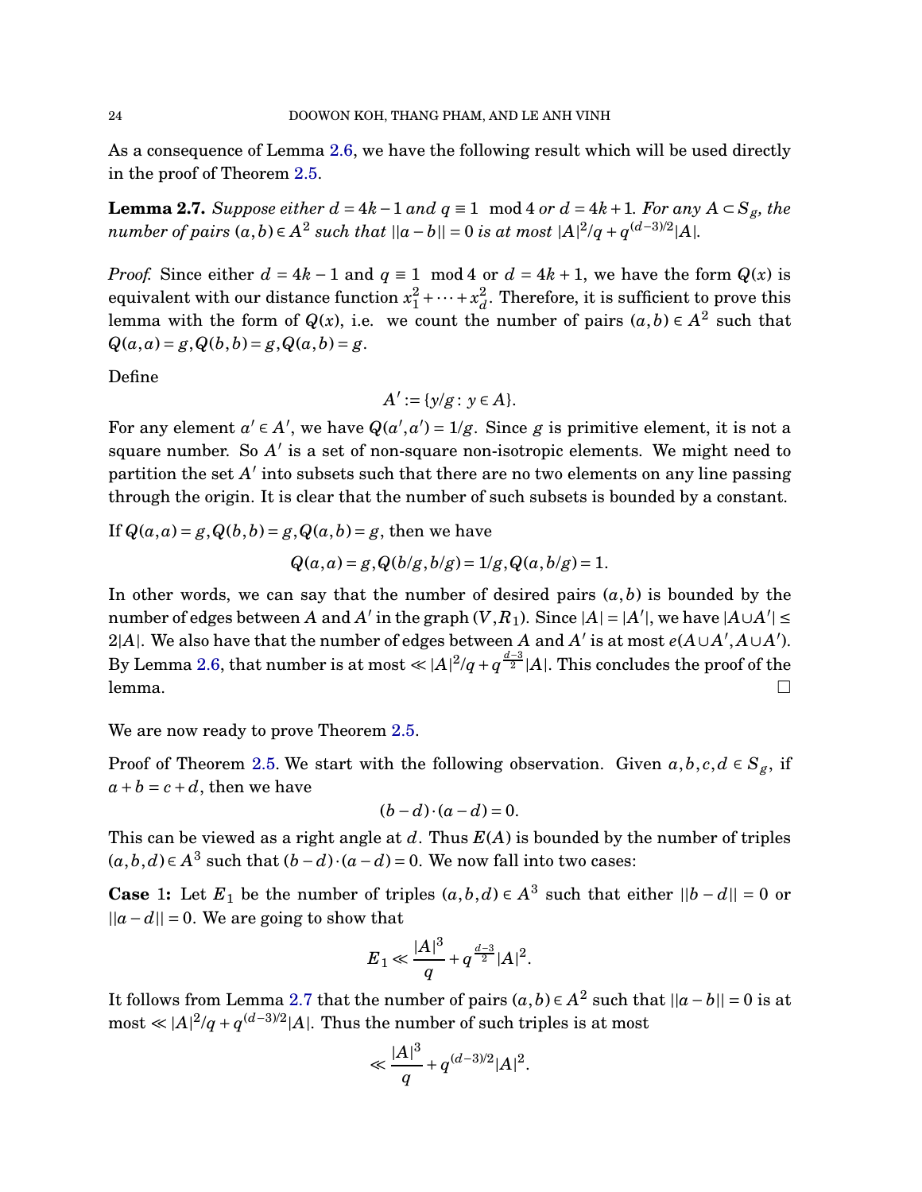As a consequence of Lemma 2.6, we have the following result which will be used directly in the proof of Theorem 2.5.

**Lemma 2.7.** *Suppose either $d = 4k-1$ and $q \equiv 1 \mod 4$ or $d = 4k+1$. For any $A \subset S_g$, the number of pairs $(a,b) \in A^2$ such that $||a-b|| = 0$ is at most $|A|^2/q + q^{(d-3)/2}|A|$.*

*Proof.* Since either $d = 4k-1$ and $q \equiv 1 \mod 4$ or $d = 4k+1$, we have the form $Q(x)$ is equivalent with our distance function $x_1^2 + \cdots + x_d^2$. Therefore, it is sufficient to prove this lemma with the form of $Q(x)$, i.e. we count the number of pairs $(a,b) \in A^2$ such that $Q(a,a) = g, Q(b,b) = g, Q(a,b) = g$.

Define

$$A' := \{y/g : y \in A\}.$$

For any element $a' \in A'$, we have $Q(a',a') = 1/g$. Since $g$ is primitive element, it is not a square number. So $A'$ is a set of non-square non-isotropic elements. We might need to partition the set $A'$ into subsets such that there are no two elements on any line passing through the origin. It is clear that the number of such subsets is bounded by a constant.

If $Q(a,a) = g, Q(b,b) = g, Q(a,b) = g$, then we have

$$Q(a,a) = g, Q(b/g, b/g) = 1/g, Q(a, b/g) = 1.$$

In other words, we can say that the number of desired pairs $(a,b)$ is bounded by the number of edges between $A$ and $A'$ in the graph $(V, R_1)$. Since $|A| = |A'|$, we have $|A \cup A'| \leq 2|A|$. We also have that the number of edges between $A$ and $A'$ is at most $e(A \cup A', A \cup A')$. By Lemma 2.6, that number is at most $\ll |A|^2/q + q^{\frac{d-3}{2}}|A|$. This concludes the proof of the lemma. $\square$

We are now ready to prove Theorem 2.5.

Proof of Theorem 2.5. We start with the following observation. Given $a,b,c,d \in S_g$, if $a + b = c + d$, then we have

$$(b-d) \cdot (a-d) = 0.$$

This can be viewed as a right angle at $d$. Thus $E(A)$ is bounded by the number of triples $(a,b,d) \in A^3$ such that $(b-d) \cdot (a-d) = 0$. We now fall into two cases:

**Case 1:** Let $E_1$ be the number of triples $(a,b,d) \in A^3$ such that either $||b-d|| = 0$ or $||a-d|| = 0$. We are going to show that

$$E_1 \ll \frac{|A|^3}{q} + q^{\frac{d-3}{2}}|A|^2.$$

It follows from Lemma 2.7 that the number of pairs $(a,b) \in A^2$ such that $||a-b|| = 0$ is at most $\ll |A|^2/q + q^{(d-3)/2}|A|$. Thus the number of such triples is at most

$$\ll \frac{|A|^3}{q} + q^{(d-3)/2}|A|^2.$$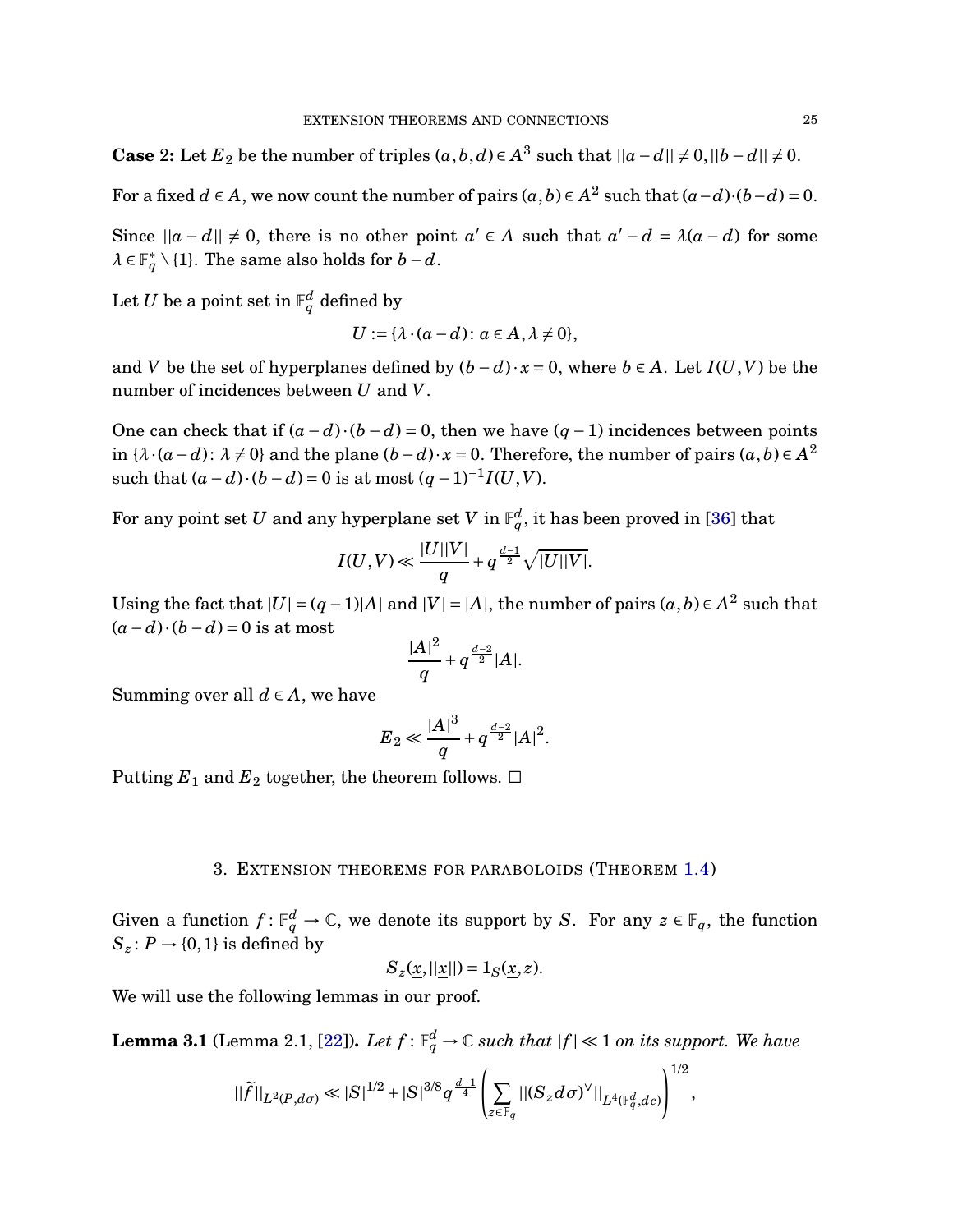**Case 2:** Let $E_2$ be the number of triples $(a,b,d) \in A^3$ such that $||a-d|| \neq 0, ||b-d|| \neq 0$.

For a fixed $d \in A$, we now count the number of pairs $(a,b) \in A^2$ such that $(a-d)\cdot(b-d) = 0$.

Since $||a-d|| \neq 0$, there is no other point $a' \in A$ such that $a' - d = \lambda(a-d)$ for some $\lambda \in \mathbb{F}_q^* \setminus \{1\}$. The same also holds for $b-d$.

Let $U$ be a point set in $\mathbb{F}_q^d$ defined by

$$U := \{\lambda \cdot (a-d) \colon a \in A, \lambda \neq 0\},$$

and $V$ be the set of hyperplanes defined by $(b-d)\cdot x = 0$, where $b \in A$. Let $I(U,V)$ be the number of incidences between $U$ and $V$.

One can check that if $(a-d)\cdot(b-d) = 0$, then we have $(q-1)$ incidences between points in $\{\lambda \cdot (a-d) \colon \lambda \neq 0\}$ and the plane $(b-d)\cdot x = 0$. Therefore, the number of pairs $(a,b) \in A^2$ such that $(a-d)\cdot(b-d) = 0$ is at most $(q-1)^{-1} I(U,V)$.

For any point set $U$ and any hyperplane set $V$ in $\mathbb{F}_q^d$, it has been proved in [36] that

$$I(U,V) \ll \frac{|U||V|}{q} + q^{\frac{d-1}{2}}\sqrt{|U||V|}.$$

Using the fact that $|U| = (q-1)|A|$ and $|V| = |A|$, the number of pairs $(a,b) \in A^2$ such that $(a-d)\cdot(b-d) = 0$ is at most

$$\frac{|A|^2}{q} + q^{\frac{d-2}{2}}|A|.$$

Summing over all $d \in A$, we have

$$E_2 \ll \frac{|A|^3}{q} + q^{\frac{d-2}{2}}|A|^2.$$

Putting $E_1$ and $E_2$ together, the theorem follows. □

## 3. Extension theorems for paraboloids (Theorem 1.4)

Given a function $f \colon \mathbb{F}_q^d \to \mathbb{C}$, we denote its support by $S$. For any $z \in \mathbb{F}_q$, the function $S_z \colon P \to \{0,1\}$ is defined by

$$S_z(\underline{x}, ||\underline{x}||) = 1_S(\underline{x}, z).$$

We will use the following lemmas in our proof.

**Lemma 3.1** (Lemma 2.1, [22]). *Let $f \colon \mathbb{F}_q^d \to \mathbb{C}$ such that $|f| \ll 1$ on its support. We have*

$$||\widetilde{f}||_{L^2(P,d\sigma)} \ll |S|^{1/2} + |S|^{3/8} q^{\frac{d-1}{4}} \left( \sum_{z \in \mathbb{F}_q} ||(S_z d\sigma)^\vee||_{L^4(\mathbb{F}_q^d, dc)} \right)^{1/2},$$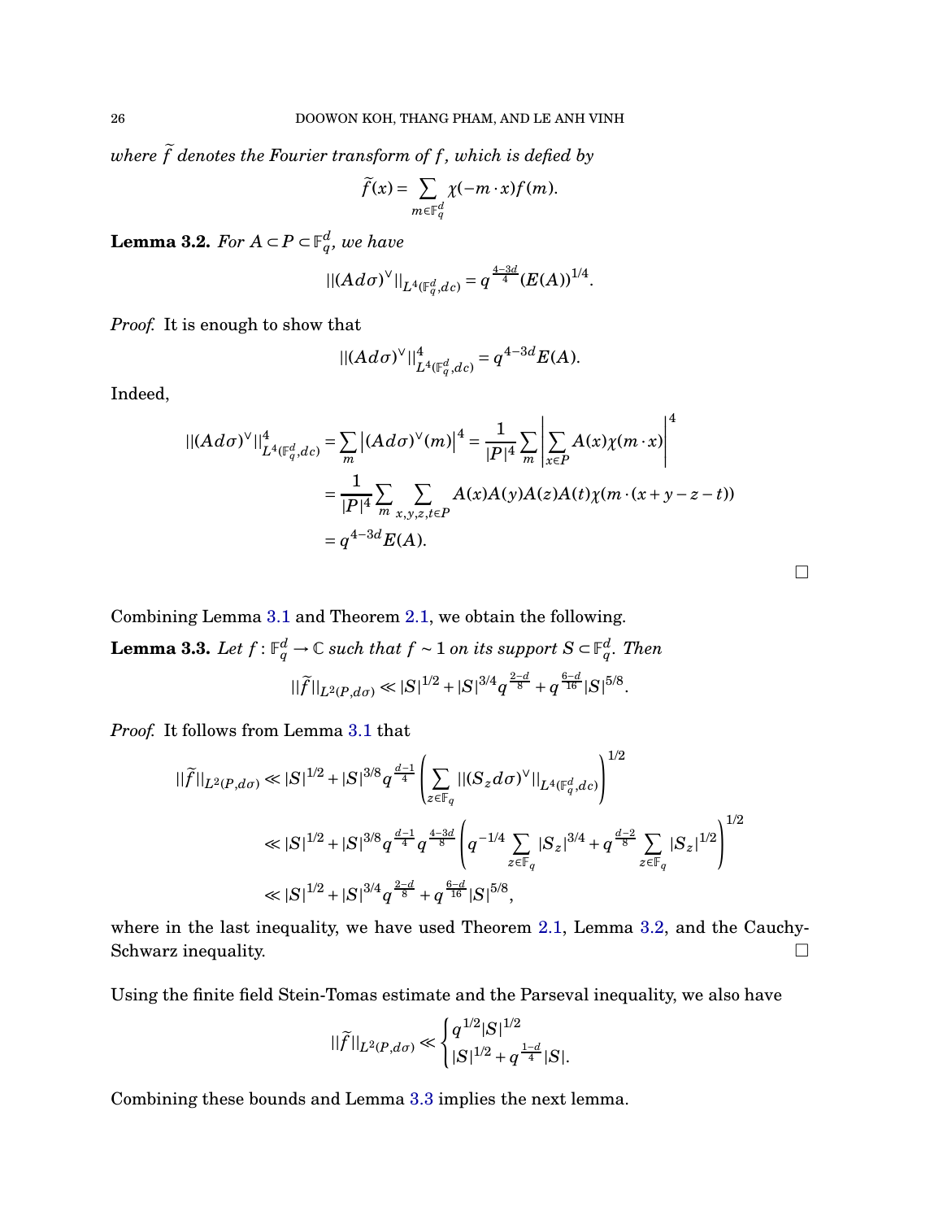*where $\widetilde{f}$ denotes the Fourier transform of $f$, which is defied by*

$$\widetilde{f}(x) = \sum_{m \in \mathbb{F}_q^d} \chi(-m \cdot x) f(m).$$

**Lemma 3.2.** *For $A \subset P \subset \mathbb{F}_q^d$, we have*

$$||(Ad\sigma)^\vee||_{L^4(\mathbb{F}_q^d, dc)} = q^{\frac{4-3d}{4}} (E(A))^{1/4}.$$

*Proof.* It is enough to show that

$$||(Ad\sigma)^\vee||^4_{L^4(\mathbb{F}_q^d, dc)} = q^{4-3d} E(A).$$

Indeed,

$$\begin{aligned}
||(Ad\sigma)^\vee||^4_{L^4(\mathbb{F}_q^d, dc)} &= \sum_m \left|(Ad\sigma)^\vee(m)\right|^4 = \frac{1}{|P|^4} \sum_m \left| \sum_{x \in P} A(x) \chi(m \cdot x) \right|^4 \\
&= \frac{1}{|P|^4} \sum_m \sum_{x,y,z,t \in P} A(x)A(y)A(z)A(t)\chi(m \cdot (x+y-z-t)) \\
&= q^{4-3d} E(A).
\end{aligned}$$

$\square$

Combining Lemma 3.1 and Theorem 2.1, we obtain the following.

**Lemma 3.3.** *Let $f : \mathbb{F}_q^d \to \mathbb{C}$ such that $f \sim 1$ on its support $S \subset \mathbb{F}_q^d$. Then*

$$||\widetilde{f}||_{L^2(P, d\sigma)} \ll |S|^{1/2} + |S|^{3/4} q^{\frac{2-d}{8}} + q^{\frac{6-d}{16}} |S|^{5/8}.$$

*Proof.* It follows from Lemma 3.1 that

$$\begin{aligned}
||\widetilde{f}||_{L^2(P, d\sigma)} &\ll |S|^{1/2} + |S|^{3/8} q^{\frac{d-1}{4}} \left( \sum_{z \in \mathbb{F}_q} ||(S_z d\sigma)^\vee||_{L^4(\mathbb{F}_q^d, dc)} \right)^{1/2} \\
&\ll |S|^{1/2} + |S|^{3/8} q^{\frac{d-1}{4}} q^{\frac{4-3d}{8}} \left( q^{-1/4} \sum_{z \in \mathbb{F}_q} |S_z|^{3/4} + q^{\frac{d-2}{8}} \sum_{z \in \mathbb{F}_q} |S_z|^{1/2} \right)^{1/2} \\
&\ll |S|^{1/2} + |S|^{3/4} q^{\frac{2-d}{8}} + q^{\frac{6-d}{16}} |S|^{5/8},
\end{aligned}$$

where in the last inequality, we have used Theorem 2.1, Lemma 3.2, and the Cauchy-Schwarz inequality. $\square$

Using the finite field Stein-Tomas estimate and the Parseval inequality, we also have

$$||\widetilde{f}||_{L^2(P, d\sigma)} \ll \begin{cases} q^{1/2} |S|^{1/2} \\ |S|^{1/2} + q^{\frac{1-d}{4}} |S|. \end{cases}$$

Combining these bounds and Lemma 3.3 implies the next lemma.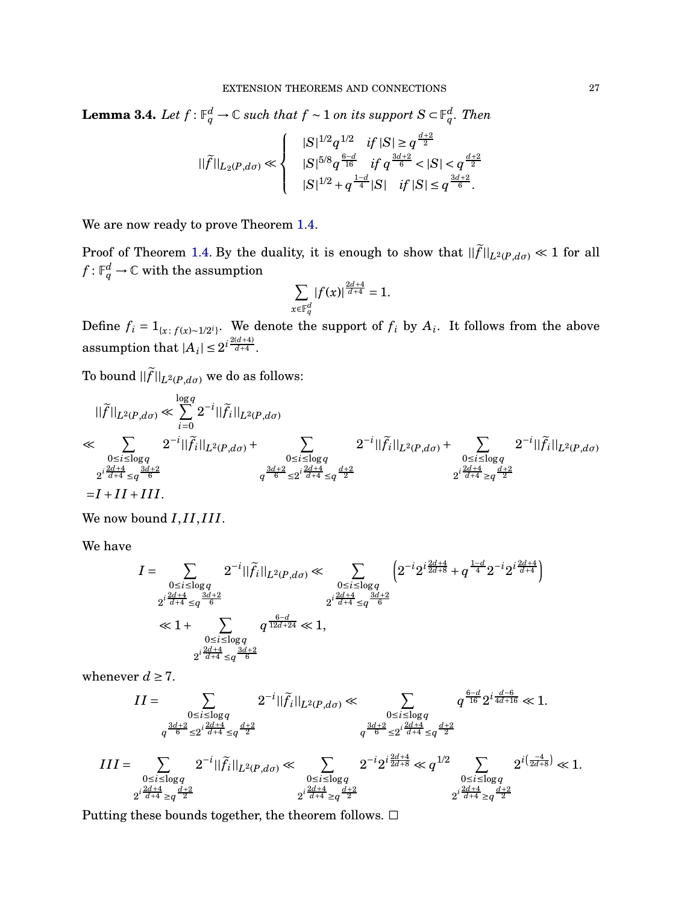**Lemma 3.4.** *Let $f : \mathbb{F}_q^d \to \mathbb{C}$ such that $f \sim 1$ on its support $S \subset \mathbb{F}_q^d$. Then*

$$||\widetilde{f}||_{L_2(P,d\sigma)} \ll \begin{cases} |S|^{1/2} q^{1/2} & \text{if } |S| \ge q^{\frac{d+2}{2}} \\ |S|^{5/8} q^{\frac{6-d}{16}} & \text{if } q^{\frac{3d+2}{6}} < |S| < q^{\frac{d+2}{2}} \\ |S|^{1/2} + q^{\frac{1-d}{4}} |S| & \text{if } |S| \le q^{\frac{3d+2}{6}}. \end{cases}$$

We are now ready to prove Theorem 1.4.

Proof of Theorem 1.4. By the duality, it is enough to show that $||\widetilde{f}||_{L^2(P,d\sigma)} \ll 1$ for all $f : \mathbb{F}_q^d \to \mathbb{C}$ with the assumption

$$\sum_{x \in \mathbb{F}_q^d} |f(x)|^{\frac{2d+4}{d+4}} = 1.$$

Define $f_i = 1_{\{x : f(x) \sim 1/2^i\}}$. We denote the support of $f_i$ by $A_i$. It follows from the above assumption that $|A_i| \le 2^{i\frac{2(d+4)}{d+4}}$.

To bound $||\widetilde{f}||_{L^2(P,d\sigma)}$ we do as follows:

$$\begin{aligned} &||\widetilde{f}||_{L^2(P,d\sigma)} \ll \sum_{i=0}^{\log q} 2^{-i} ||\widetilde{f_i}||_{L^2(P,d\sigma)} \\ \ll &\sum_{\substack{0 \le i \le \log q \\ 2^{i\frac{2d+4}{d+4}} \le q^{\frac{3d+2}{6}}}} 2^{-i} ||\widetilde{f_i}||_{L^2(P,d\sigma)} + \sum_{\substack{0 \le i \le \log q \\ q^{\frac{3d+2}{6}} \le 2^{i\frac{2d+4}{d+4}} \le q^{\frac{d+2}{2}}}} 2^{-i} ||\widetilde{f_i}||_{L^2(P,d\sigma)} + \sum_{\substack{0 \le i \le \log q \\ 2^{i\frac{2d+4}{d+4}} \ge q^{\frac{d+2}{2}}}} 2^{-i} ||\widetilde{f_i}||_{L^2(P,d\sigma)} \\ = &I + II + III. \end{aligned}$$

We now bound $I, II, III$.

We have

$$\begin{aligned} I = \sum_{\substack{0 \le i \le \log q \\ 2^{i\frac{2d+4}{d+4}} \le q^{\frac{3d+2}{6}}}} 2^{-i} ||\widetilde{f_i}||_{L^2(P,d\sigma)} &\ll \sum_{\substack{0 \le i \le \log q \\ 2^{i\frac{2d+4}{d+4}} \le q^{\frac{3d+2}{6}}}} \left( 2^{-i} 2^{i\frac{2d+4}{2d+8}} + q^{\frac{1-d}{4}} 2^{-i} 2^{i\frac{2d+4}{d+4}} \right) \\ &\ll 1 + \sum_{\substack{0 \le i \le \log q \\ 2^{i\frac{2d+4}{d+4}} \le q^{\frac{3d+2}{6}}}} q^{\frac{6-d}{12d+24}} \ll 1, \end{aligned}$$

whenever $d \ge 7$.

$$II = \sum_{\substack{0 \le i \le \log q \\ q^{\frac{3d+2}{6}} \le 2^{i\frac{2d+4}{d+4}} \le q^{\frac{d+2}{2}}}} 2^{-i} ||\widetilde{f_i}||_{L^2(P,d\sigma)} \ll \sum_{\substack{0 \le i \le \log q \\ q^{\frac{3d+2}{6}} \le 2^{i\frac{2d+4}{d+4}} \le q^{\frac{d+2}{2}}}} q^{\frac{6-d}{16}} 2^{i\frac{d-6}{4d+16}} \ll 1.$$

$$III = \sum_{\substack{0 \le i \le \log q \\ 2^{i\frac{2d+4}{d+4}} \ge q^{\frac{d+2}{2}}}} 2^{-i} ||\widetilde{f_i}||_{L^2(P,d\sigma)} \ll \sum_{\substack{0 \le i \le \log q \\ 2^{i\frac{2d+4}{d+4}} \ge q^{\frac{d+2}{2}}}} 2^{-i} 2^{i\frac{2d+4}{2d+8}} \ll q^{1/2} \sum_{\substack{0 \le i \le \log q \\ 2^{i\frac{2d+4}{d+4}} \ge q^{\frac{d+2}{2}}}} 2^{i\left(\frac{-4}{2d+8}\right)} \ll 1.$$

Putting these bounds together, the theorem follows. $\square$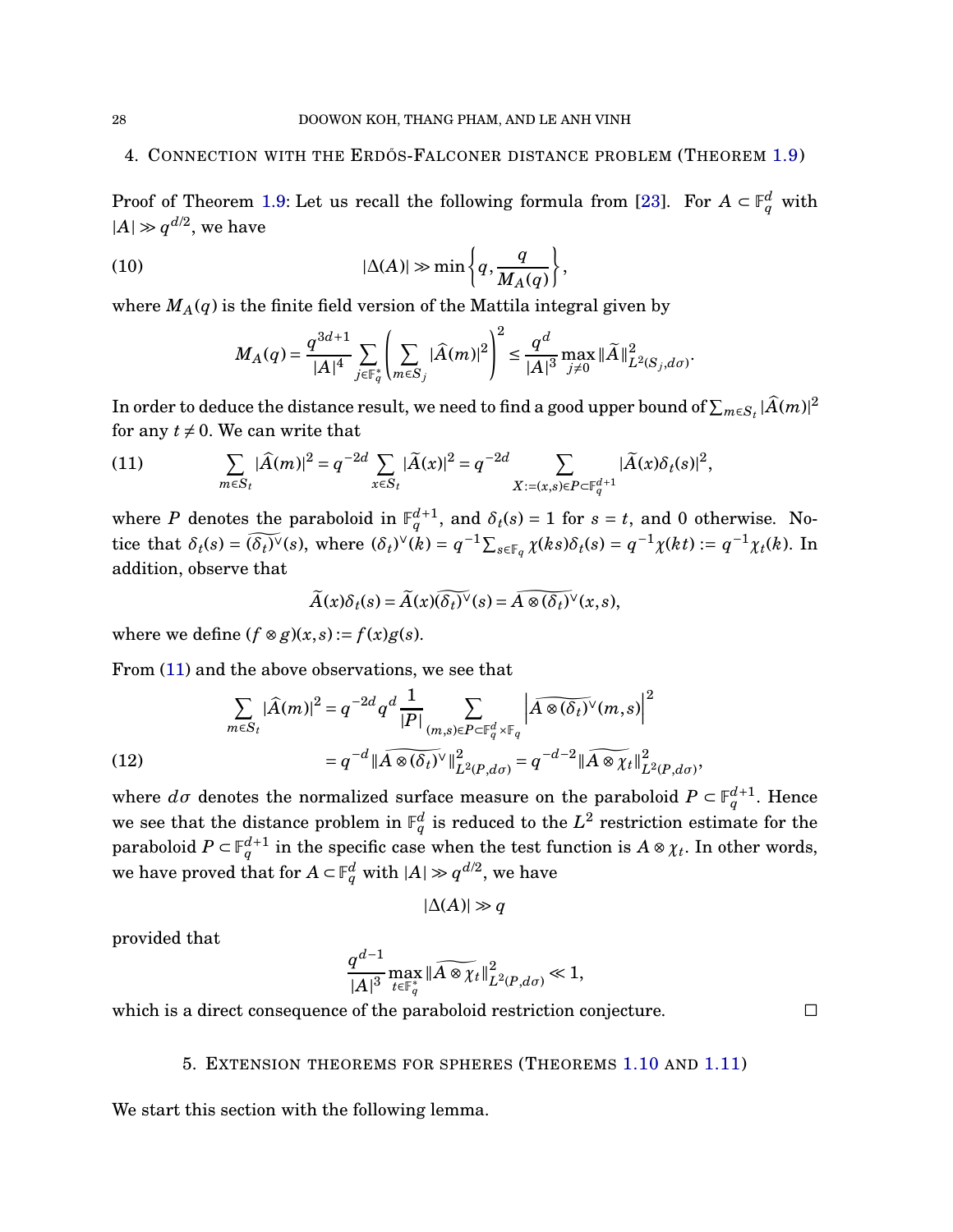## 4. Connection with the Erdős-Falconer distance problem (Theorem 1.9)

Proof of Theorem 1.9: Let us recall the following formula from [23]. For $A \subset \mathbb{F}_q^d$ with $|A| \gg q^{d/2}$, we have

$$|\Delta(A)| \gg \min\left\{q, \frac{q}{M_A(q)}\right\}, \tag{10}$$

where $M_A(q)$ is the finite field version of the Mattila integral given by

$$M_A(q) = \frac{q^{3d+1}}{|A|^4} \sum_{j \in \mathbb{F}_q^*} \left( \sum_{m \in S_j} |\widehat{A}(m)|^2 \right)^2 \leq \frac{q^d}{|A|^3} \max_{j \neq 0} \|\widetilde{A}\|^2_{L^2(S_j, d\sigma)}.$$

In order to deduce the distance result, we need to find a good upper bound of $\sum_{m \in S_t} |\widehat{A}(m)|^2$ for any $t \neq 0$. We can write that

$$\sum_{m \in S_t} |\widehat{A}(m)|^2 = q^{-2d} \sum_{x \in S_t} |\widetilde{A}(x)|^2 = q^{-2d} \sum_{X := (x,s) \in P \subset \mathbb{F}_q^{d+1}} |\widetilde{A}(x)\delta_t(s)|^2, \tag{11}$$

where $P$ denotes the paraboloid in $\mathbb{F}_q^{d+1}$, and $\delta_t(s) = 1$ for $s = t$, and $0$ otherwise. Notice that $\delta_t(s) = \widetilde{(\delta_t)^\vee}(s)$, where $(\delta_t)^\vee(k) = q^{-1} \sum_{s \in \mathbb{F}_q} \chi(ks)\delta_t(s) = q^{-1}\chi(kt) := q^{-1}\chi_t(k)$. In addition, observe that

$$\widetilde{A}(x)\delta_t(s) = \widetilde{A}(x)\widetilde{(\delta_t)^\vee}(s) = \widetilde{A \otimes (\delta_t)^\vee}(x,s),$$

where we define $(f \otimes g)(x,s) := f(x)g(s)$.

From (11) and the above observations, we see that

$$\begin{aligned}
\sum_{m \in S_t} |\widehat{A}(m)|^2 &= q^{-2d} q^d \frac{1}{|P|} \sum_{(m,s) \in P \subset \mathbb{F}_q^d \times \mathbb{F}_q} \left| \widetilde{A \otimes (\delta_t)^\vee}(m,s) \right|^2 \\
&= q^{-d} \|\widetilde{A \otimes (\delta_t)^\vee}\|^2_{L^2(P, d\sigma)} = q^{-d-2} \|\widetilde{A \otimes \chi_t}\|^2_{L^2(P, d\sigma)},
\end{aligned} \tag{12}$$

where $d\sigma$ denotes the normalized surface measure on the paraboloid $P \subset \mathbb{F}_q^{d+1}$. Hence we see that the distance problem in $\mathbb{F}_q^d$ is reduced to the $L^2$ restriction estimate for the paraboloid $P \subset \mathbb{F}_q^{d+1}$ in the specific case when the test function is $A \otimes \chi_t$. In other words, we have proved that for $A \subset \mathbb{F}_q^d$ with $|A| \gg q^{d/2}$, we have

$$|\Delta(A)| \gg q$$

provided that

$$\frac{q^{d-1}}{|A|^3} \max_{t \in \mathbb{F}_q^*} \|\widetilde{A \otimes \chi_t}\|^2_{L^2(P, d\sigma)} \ll 1,$$

which is a direct consequence of the paraboloid restriction conjecture. $\square$

## 5. Extension theorems for spheres (Theorems 1.10 and 1.11)

We start this section with the following lemma.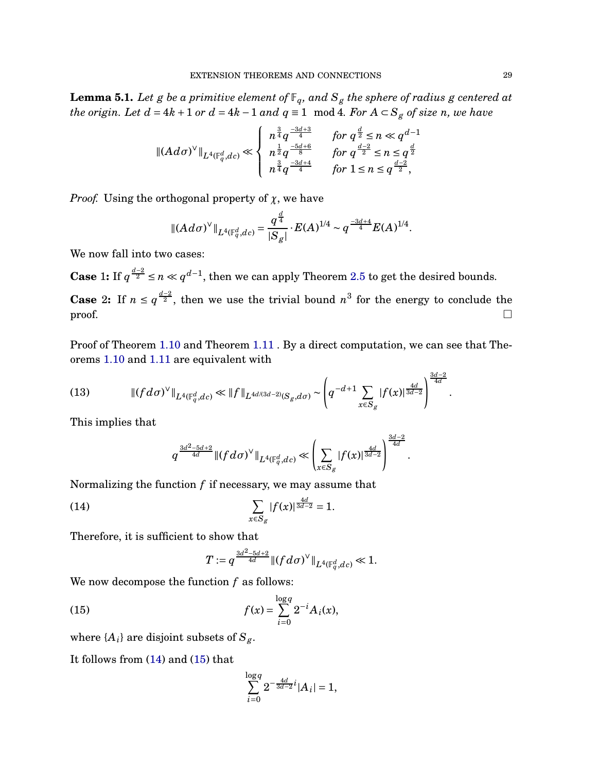**Lemma 5.1.** *Let $g$ be a primitive element of $\mathbb{F}_q$, and $S_g$ the sphere of radius $g$ centered at the origin. Let $d = 4k+1$ or $d = 4k-1$ and $q \equiv 1 \mod 4$. For $A \subset S_g$ of size $n$, we have*

$$\|(Ad\sigma)^\vee\|_{L^4(\mathbb{F}_q^d, dc)} \ll \begin{cases} n^{\frac{3}{4}} q^{\frac{-3d+3}{4}} & \text{for } q^{\frac{d}{2}} \le n \ll q^{d-1} \\ n^{\frac{1}{2}} q^{\frac{-5d+6}{8}} & \text{for } q^{\frac{d-2}{2}} \le n \le q^{\frac{d}{2}} \\ n^{\frac{3}{4}} q^{\frac{-3d+4}{4}} & \text{for } 1 \le n \le q^{\frac{d-2}{2}}, \end{cases}$$

*Proof.* Using the orthogonal property of $\chi$, we have

$$\|(Ad\sigma)^\vee\|_{L^4(\mathbb{F}_q^d, dc)} = \frac{q^{\frac{d}{4}}}{|S_g|} \cdot E(A)^{1/4} \sim q^{\frac{-3d+4}{4}} E(A)^{1/4}.$$

We now fall into two cases:

**Case 1:** If $q^{\frac{d-2}{2}} \le n \ll q^{d-1}$, then we can apply Theorem 2.5 to get the desired bounds.

**Case 2:** If $n \le q^{\frac{d-2}{2}}$, then we use the trivial bound $n^3$ for the energy to conclude the proof. $\square$

Proof of Theorem 1.10 and Theorem 1.11 . By a direct computation, we can see that Theorems 1.10 and 1.11 are equivalent with

$$\|(fd\sigma)^\vee\|_{L^4(\mathbb{F}_q^d, dc)} \ll \|f\|_{L^{4d/(3d-2)}(S_g, d\sigma)} \sim \left( q^{-d+1} \sum_{x \in S_g} |f(x)|^{\frac{4d}{3d-2}} \right)^{\frac{3d-2}{4d}}. \tag{13}$$

This implies that

$$q^{\frac{3d^2-5d+2}{4d}} \|(fd\sigma)^\vee\|_{L^4(\mathbb{F}_q^d, dc)} \ll \left( \sum_{x \in S_g} |f(x)|^{\frac{4d}{3d-2}} \right)^{\frac{3d-2}{4d}}.$$

Normalizing the function $f$ if necessary, we may assume that

$$\sum_{x \in S_g} |f(x)|^{\frac{4d}{3d-2}} = 1. \tag{14}$$

Therefore, it is sufficient to show that

$$T := q^{\frac{3d^2-5d+2}{4d}} \|(fd\sigma)^\vee\|_{L^4(\mathbb{F}_q^d, dc)} \ll 1.$$

We now decompose the function $f$ as follows:

$$f(x) = \sum_{i=0}^{\log q} 2^{-i} A_i(x), \tag{15}$$

where $\{A_i\}$ are disjoint subsets of $S_g$.

It follows from (14) and (15) that

$$\sum_{i=0}^{\log q} 2^{-\frac{4d}{3d-2} i} |A_i| = 1,$$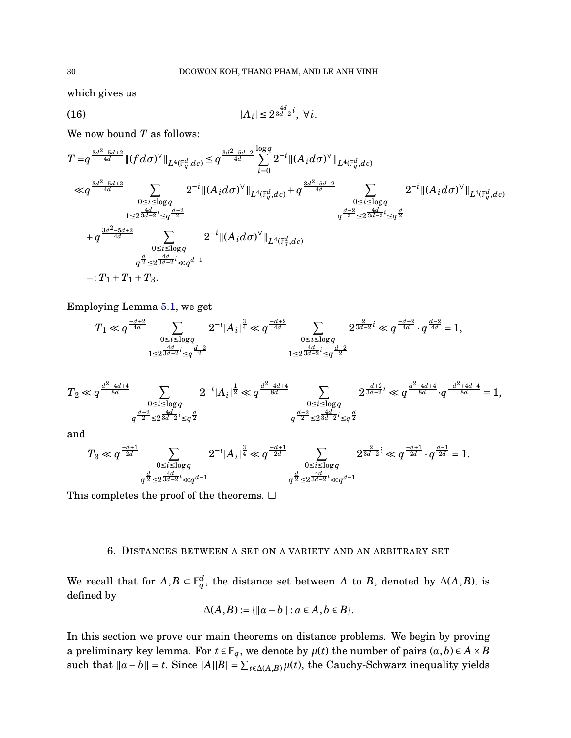which gives us

$$|A_i| \le 2^{\frac{4d}{3d-2}i}, \ \forall i. \tag{16}$$

We now bound $T$ as follows:

$$\begin{aligned}
T =& q^{\frac{3d^2-5d+2}{4d}} \|(f d\sigma)^\vee\|_{L^4(\mathbb{F}_q^d, dc)} \le q^{\frac{3d^2-5d+2}{4d}} \sum_{i=0}^{\log q} 2^{-i} \|(A_i d\sigma)^\vee\|_{L^4(\mathbb{F}_q^d, dc)} \\
\ll& q^{\frac{3d^2-5d+2}{4d}} \sum_{\substack{0\le i\le \log q \\ 1\le 2^{\frac{4d}{3d-2}i} \le q^{\frac{d-2}{2}}}} 2^{-i} \|(A_i d\sigma)^\vee\|_{L^4(\mathbb{F}_q^d, dc)} + q^{\frac{3d^2-5d+2}{4d}} \sum_{\substack{0\le i\le \log q \\ q^{\frac{d-2}{2}}\le 2^{\frac{4d}{3d-2}i} \le q^{\frac{d}{2}}}} 2^{-i} \|(A_i d\sigma)^\vee\|_{L^4(\mathbb{F}_q^d, dc)} \\
&+ q^{\frac{3d^2-5d+2}{4d}} \sum_{\substack{0\le i\le \log q \\ q^{\frac{d}{2}}\le 2^{\frac{4d}{3d-2}i} \ll q^{d-1}}} 2^{-i} \|(A_i d\sigma)^\vee\|_{L^4(\mathbb{F}_q^d, dc)} \\
=:& T_1 + T_1 + T_3.
\end{aligned}$$

Employing Lemma 5.1, we get

$$T_1 \ll q^{\frac{-d+2}{4d}} \sum_{\substack{0\le i\le \log q \\ 1\le 2^{\frac{4d}{3d-2}i} \le q^{\frac{d-2}{2}}}} 2^{-i}|A_i|^{\frac{3}{4}} \ll q^{\frac{-d+2}{4d}} \sum_{\substack{0\le i\le \log q \\ 1\le 2^{\frac{4d}{3d-2}i} \le q^{\frac{d-2}{2}}}} 2^{\frac{2}{3d-2}i} \ll q^{\frac{-d+2}{4d}} \cdot q^{\frac{d-2}{4d}} = 1,$$

$$T_2 \ll q^{\frac{d^2-4d+4}{8d}} \sum_{\substack{0\le i\le \log q \\ q^{\frac{d-2}{2}}\le 2^{\frac{4d}{3d-2}i} \le q^{\frac{d}{2}}}} 2^{-i}|A_i|^{\frac{1}{2}} \ll q^{\frac{d^2-4d+4}{8d}} \sum_{\substack{0\le i\le \log q \\ q^{\frac{d-2}{2}}\le 2^{\frac{4d}{3d-2}i} \le q^{\frac{d}{2}}}} 2^{\frac{-d+2}{3d-2}i} \ll q^{\frac{d^2-4d+4}{8d}} \cdot q^{\frac{-d^2+4d-4}{8d}} = 1,$$

and

$$T_3 \ll q^{\frac{-d+1}{2d}} \sum_{\substack{0\le i\le \log q \\ q^{\frac{d}{2}}\le 2^{\frac{4d}{3d-2}i} \ll q^{d-1}}} 2^{-i}|A_i|^{\frac{3}{4}} \ll q^{\frac{-d+1}{2d}} \sum_{\substack{0\le i\le \log q \\ q^{\frac{d}{2}}\le 2^{\frac{4d}{3d-2}i} \ll q^{d-1}}} 2^{\frac{2}{3d-2}i} \ll q^{\frac{-d+1}{2d}} \cdot q^{\frac{d-1}{2d}} = 1.$$

This completes the proof of the theorems. □

## 6. Distances between a set on a variety and an arbitrary set

We recall that for $A, B \subset \mathbb{F}_q^d$, the distance set between $A$ to $B$, denoted by $\Delta(A,B)$, is defined by

$$\Delta(A,B) := \{\|a-b\| : a \in A, b \in B\}.$$

In this section we prove our main theorems on distance problems. We begin by proving a preliminary key lemma. For $t \in \mathbb{F}_q$, we denote by $\mu(t)$ the number of pairs $(a,b) \in A \times B$ such that $\|a-b\| = t$. Since $|A||B| = \sum_{t\in\Delta(A,B)} \mu(t)$, the Cauchy-Schwarz inequality yields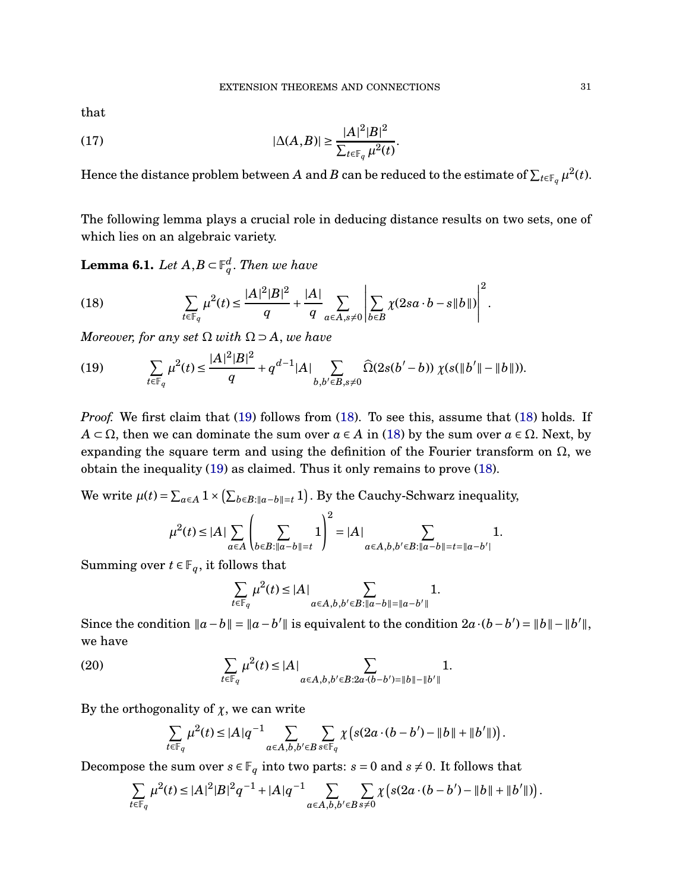that

$$|\Delta(A,B)| \geq \frac{|A|^2|B|^2}{\sum_{t\in\mathbb{F}_q}\mu^2(t)}. \tag{17}$$

Hence the distance problem between $A$ and $B$ can be reduced to the estimate of $\sum_{t\in\mathbb{F}_q}\mu^2(t)$.

The following lemma plays a crucial role in deducing distance results on two sets, one of which lies on an algebraic variety.

**Lemma 6.1.** *Let $A,B \subset \mathbb{F}_q^d$. Then we have*

$$\sum_{t\in\mathbb{F}_q}\mu^2(t) \leq \frac{|A|^2|B|^2}{q} + \frac{|A|}{q}\sum_{a\in A, s\neq 0}\left|\sum_{b\in B}\chi(2sa\cdot b - s\|b\|)\right|^2. \tag{18}$$

*Moreover, for any set $\Omega$ with $\Omega \supset A$, we have*

$$\sum_{t\in\mathbb{F}_q}\mu^2(t) \leq \frac{|A|^2|B|^2}{q} + q^{d-1}|A|\sum_{b,b'\in B, s\neq 0}\widehat{\Omega}(2s(b'-b))\,\chi(s(\|b'\|-\|b\|)). \tag{19}$$

*Proof.* We first claim that (19) follows from (18). To see this, assume that (18) holds. If $A\subset\Omega$, then we can dominate the sum over $a\in A$ in (18) by the sum over $a\in\Omega$. Next, by expanding the square term and using the definition of the Fourier transform on $\Omega$, we obtain the inequality (19) as claimed. Thus it only remains to prove (18).

We write $\mu(t) = \sum_{a\in A} 1\times\left(\sum_{b\in B:\|a-b\|=t}1\right)$. By the Cauchy-Schwarz inequality,

$$\mu^2(t) \leq |A|\sum_{a\in A}\left(\sum_{b\in B:\|a-b\|=t}1\right)^2 = |A|\sum_{a\in A, b,b'\in B:\|a-b\|=t=\|a-b'\|}1.$$

Summing over $t\in\mathbb{F}_q$, it follows that

$$\sum_{t\in\mathbb{F}_q}\mu^2(t) \leq |A|\sum_{a\in A,b,b'\in B:\|a-b\|=\|a-b'\|}1.$$

Since the condition $\|a-b\| = \|a-b'\|$ is equivalent to the condition $2a\cdot(b-b') = \|b\|-\|b'\|$, we have

$$\sum_{t\in\mathbb{F}_q}\mu^2(t) \leq |A|\sum_{a\in A,b,b'\in B:2a\cdot(b-b')=\|b\|-\|b'\|}1. \tag{20}$$

By the orthogonality of $\chi$, we can write

$$\sum_{t\in\mathbb{F}_q}\mu^2(t) \leq |A|q^{-1}\sum_{a\in A,b,b'\in B}\sum_{s\in\mathbb{F}_q}\chi\left(s(2a\cdot(b-b') - \|b\| + \|b'\|)\right).$$

Decompose the sum over $s\in\mathbb{F}_q$ into two parts: $s=0$ and $s\neq 0$. It follows that

$$\sum_{t\in\mathbb{F}_q}\mu^2(t) \leq |A|^2|B|^2q^{-1} + |A|q^{-1}\sum_{a\in A,b,b'\in B}\sum_{s\neq 0}\chi\left(s(2a\cdot(b-b') - \|b\| + \|b'\|)\right).$$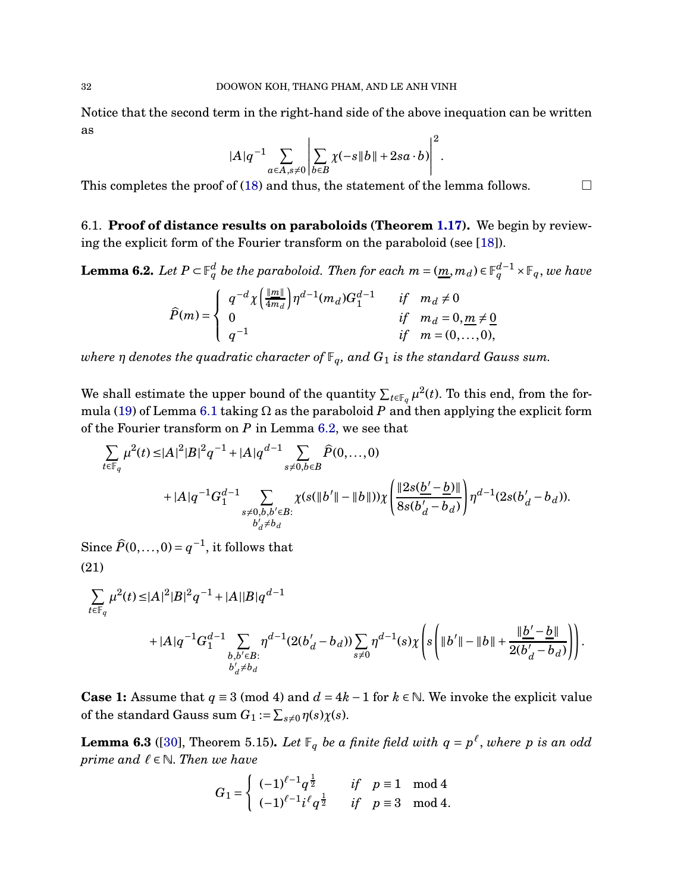Notice that the second term in the right-hand side of the above inequation can be written as

$$|A|q^{-1}\sum_{a\in A, s\neq 0}\left|\sum_{b\in B}\chi(-s\|b\|+2sa\cdot b)\right|^2.$$

This completes the proof of (18) and thus, the statement of the lemma follows. $\square$

### 6.1. Proof of distance results on paraboloids (Theorem 1.17).

We begin by reviewing the explicit form of the Fourier transform on the paraboloid (see [18]).

**Lemma 6.2.** *Let $P\subset \mathbb{F}_q^d$ be the paraboloid. Then for each $m=(\underline{m}, m_d)\in \mathbb{F}_q^{d-1}\times \mathbb{F}_q$, we have*

$$\widehat{P}(m)=\begin{cases} q^{-d}\chi\left(\frac{\|\underline{m}\|}{4m_d}\right)\eta^{d-1}(m_d)G_1^{d-1} & \text{if} \quad m_d\neq 0\\ 0 & \text{if} \quad m_d=0, \underline{m}\neq \underline{0}\\ q^{-1} & \text{if} \quad m=(0,\ldots,0),\end{cases}$$

*where $\eta$ denotes the quadratic character of $\mathbb{F}_q$, and $G_1$ is the standard Gauss sum.*

We shall estimate the upper bound of the quantity $\sum_{t\in\mathbb{F}_q}\mu^2(t)$. To this end, from the formula (19) of Lemma 6.1 taking $\Omega$ as the paraboloid $P$ and then applying the explicit form of the Fourier transform on $P$ in Lemma 6.2, we see that

$$\begin{aligned}\sum_{t\in\mathbb{F}_q}\mu^2(t)\le & |A|^2|B|^2q^{-1}+|A|q^{d-1}\sum_{s\neq 0, b\in B}\widehat{P}(0,\ldots,0)\\ &+|A|q^{-1}G_1^{d-1}\sum_{\substack{s\neq 0, b, b'\in B:\\ b'_d\neq b_d}}\chi(s(\|b'\|-\|b\|))\chi\left(\frac{\|2s(\underline{b'}-\underline{b})\|}{8s(b'_d-b_d)}\right)\eta^{d-1}(2s(b'_d-b_d)).\end{aligned}$$

Since $\widehat{P}(0,\ldots,0)=q^{-1}$, it follows that

(21)

$$\begin{aligned}\sum_{t\in\mathbb{F}_q}\mu^2(t)\le & |A|^2|B|^2q^{-1}+|A||B|q^{d-1}\\ &+|A|q^{-1}G_1^{d-1}\sum_{\substack{b, b'\in B:\\ b'_d\neq b_d}}\eta^{d-1}(2(b'_d-b_d))\sum_{s\neq 0}\eta^{d-1}(s)\chi\left(s\left(\|b'\|-\|b\|+\frac{\|\underline{b'}-\underline{b}\|}{2(b'_d-b_d)}\right)\right).\end{aligned}$$

**Case 1:** Assume that $q\equiv 3 \pmod 4$ and $d=4k-1$ for $k\in\mathbb{N}$. We invoke the explicit value of the standard Gauss sum $G_1:=\sum_{s\neq 0}\eta(s)\chi(s)$.

**Lemma 6.3** ([30], Theorem 5.15)**.** *Let $\mathbb{F}_q$ be a finite field with $q=p^\ell$, where $p$ is an odd prime and $\ell\in\mathbb{N}$. Then we have*

$$G_1=\begin{cases}(-1)^{\ell-1}q^{\frac{1}{2}} & \text{if} \quad p\equiv 1 \mod 4\\ (-1)^{\ell-1}i^\ell q^{\frac{1}{2}} & \text{if} \quad p\equiv 3 \mod 4.\end{cases}$$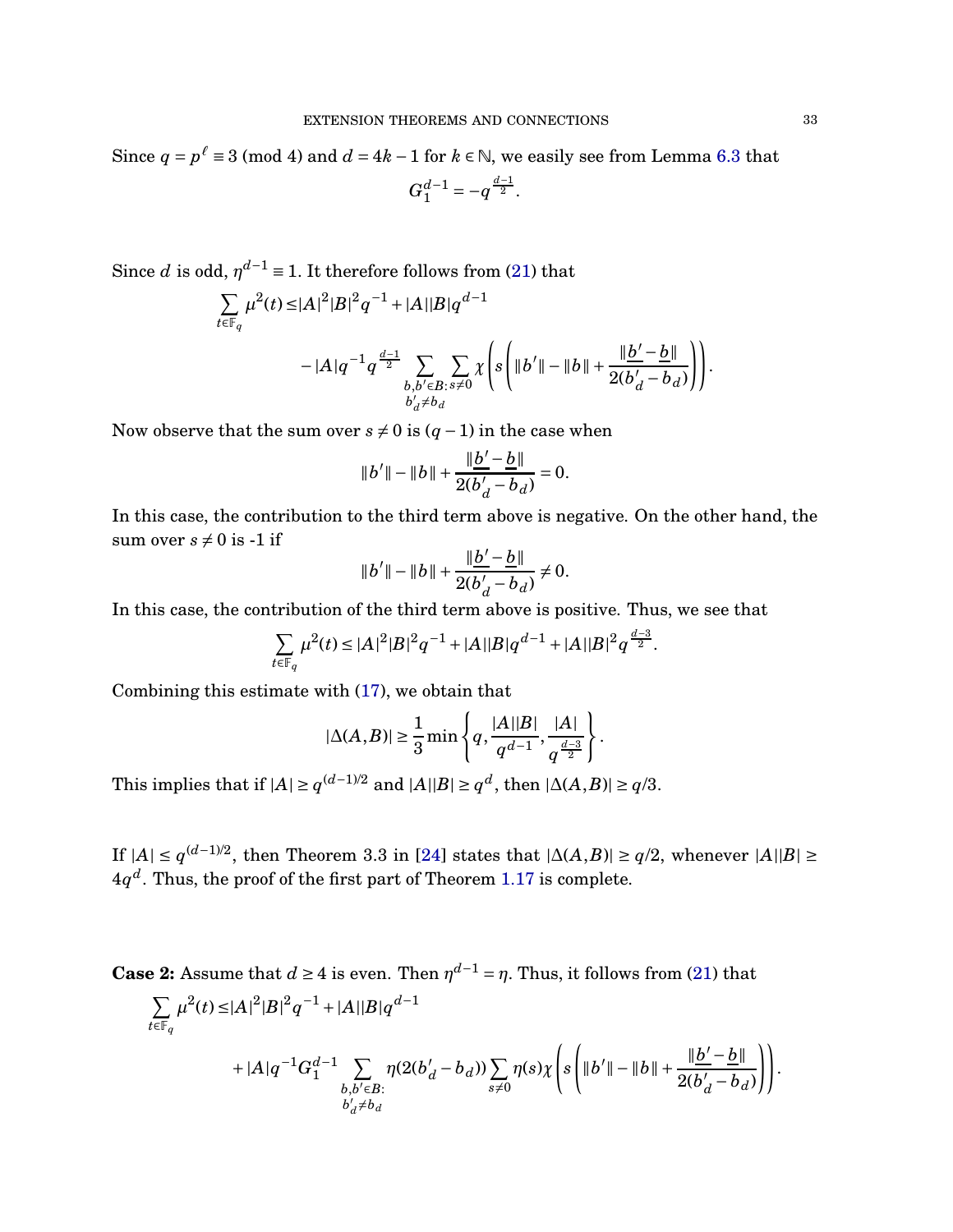Since $q = p^\ell \equiv 3 \pmod 4$ and $d = 4k-1$ for $k \in \mathbb{N}$, we easily see from Lemma 6.3 that

$$G_1^{d-1} = -q^{\frac{d-1}{2}}.$$

Since $d$ is odd, $\eta^{d-1} \equiv 1$. It therefore follows from (21) that

$$\sum_{t\in\mathbb{F}_q} \mu^2(t) \leq |A|^2|B|^2q^{-1} + |A||B|q^{d-1}$$
$$- |A|q^{-1}q^{\frac{d-1}{2}} \sum_{\substack{b,b'\in B: \\ b'_d \neq b_d}} \sum_{s\neq 0} \chi\left(s\left(\|b'\| - \|b\| + \frac{\|\underline{b'}-\underline{b}\|}{2(b'_d - b_d)}\right)\right).$$

Now observe that the sum over $s \neq 0$ is $(q-1)$ in the case when

$$\|b'\| - \|b\| + \frac{\|\underline{b'}-\underline{b}\|}{2(b'_d - b_d)} = 0.$$

In this case, the contribution to the third term above is negative. On the other hand, the sum over $s \neq 0$ is -1 if

$$\|b'\| - \|b\| + \frac{\|\underline{b'}-\underline{b}\|}{2(b'_d - b_d)} \neq 0.$$

In this case, the contribution of the third term above is positive. Thus, we see that

$$\sum_{t\in\mathbb{F}_q} \mu^2(t) \leq |A|^2|B|^2q^{-1} + |A||B|q^{d-1} + |A||B|^2q^{\frac{d-3}{2}}.$$

Combining this estimate with (17), we obtain that

$$|\Delta(A,B)| \geq \frac{1}{3}\min\left\{q, \frac{|A||B|}{q^{d-1}}, \frac{|A|}{q^{\frac{d-3}{2}}}\right\}.$$

This implies that if $|A| \geq q^{(d-1)/2}$ and $|A||B| \geq q^d$, then $|\Delta(A,B)| \geq q/3$.

If $|A| \leq q^{(d-1)/2}$, then Theorem 3.3 in [24] states that $|\Delta(A,B)| \geq q/2$, whenever $|A||B| \geq 4q^d$. Thus, the proof of the first part of Theorem 1.17 is complete.

**Case 2:** Assume that $d \geq 4$ is even. Then $\eta^{d-1} = \eta$. Thus, it follows from (21) that

$$\sum_{t\in\mathbb{F}_q} \mu^2(t) \leq |A|^2|B|^2q^{-1} + |A||B|q^{d-1}$$
$$+ |A|q^{-1}G_1^{d-1} \sum_{\substack{b,b'\in B: \\ b'_d \neq b_d}} \eta(2(b'_d - b_d)) \sum_{s\neq 0} \eta(s)\chi\left(s\left(\|b'\| - \|b\| + \frac{\|\underline{b'}-\underline{b}\|}{2(b'_d - b_d)}\right)\right).$$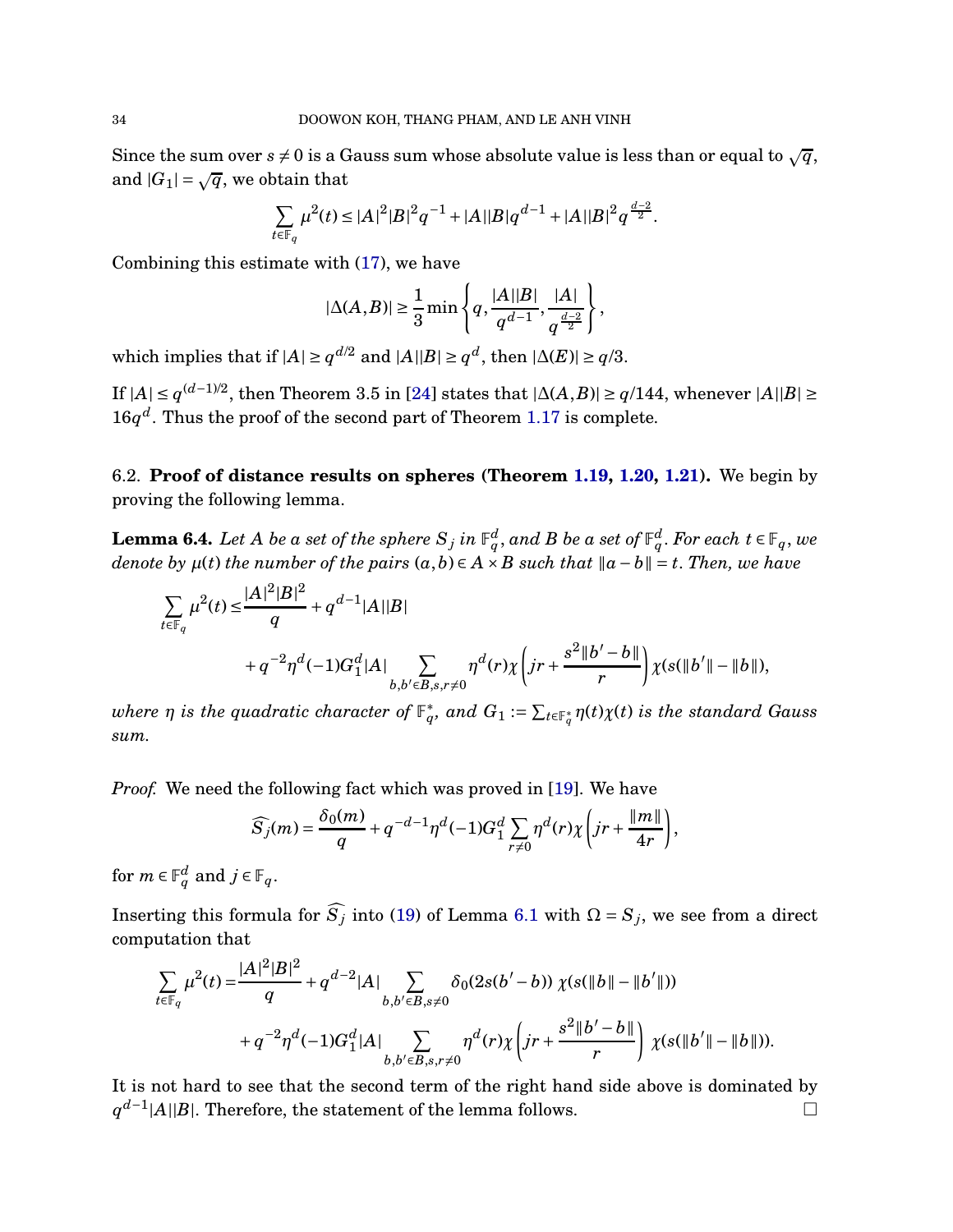Since the sum over $s \neq 0$ is a Gauss sum whose absolute value is less than or equal to $\sqrt{q}$, and $|G_1| = \sqrt{q}$, we obtain that

$$\sum_{t\in\mathbb{F}_q} \mu^2(t) \le |A|^2|B|^2q^{-1} + |A||B|q^{d-1} + |A||B|^2q^{\frac{d-2}{2}}.$$

Combining this estimate with (17), we have

$$|\Delta(A,B)| \ge \frac{1}{3}\min\left\{q, \frac{|A||B|}{q^{d-1}}, \frac{|A|}{q^{\frac{d-2}{2}}}\right\},$$

which implies that if $|A| \ge q^{d/2}$ and $|A||B| \ge q^d$, then $|\Delta(E)| \ge q/3$.

If $|A| \le q^{(d-1)/2}$, then Theorem 3.5 in [24] states that $|\Delta(A,B)| \ge q/144$, whenever $|A||B| \ge 16q^d$. Thus the proof of the second part of Theorem 1.17 is complete.

## 6.2. Proof of distance results on spheres (Theorem 1.19, 1.20, 1.21).

We begin by proving the following lemma.

**Lemma 6.4.** *Let $A$ be a set of the sphere $S_j$ in $\mathbb{F}_q^d$, and $B$ be a set of $\mathbb{F}_q^d$. For each $t \in \mathbb{F}_q$, we denote by $\mu(t)$ the number of the pairs $(a,b) \in A\times B$ such that $\|a-b\| = t$. Then, we have*

$$\sum_{t\in\mathbb{F}_q} \mu^2(t) \le \frac{|A|^2|B|^2}{q} + q^{d-1}|A||B|$$
$$+ q^{-2}\eta^d(-1)G_1^d|A| \sum_{b,b'\in B, s,r\neq 0} \eta^d(r)\chi\left(jr + \frac{s^2\|b'-b\|}{r}\right)\chi(s(\|b'\|-\|b\|)),$$

*where $\eta$ is the quadratic character of $\mathbb{F}_q^*$, and $G_1 := \sum_{t\in\mathbb{F}_q^*}\eta(t)\chi(t)$ is the standard Gauss sum.*

*Proof.* We need the following fact which was proved in [19]. We have

$$\widehat{S_j}(m) = \frac{\delta_0(m)}{q} + q^{-d-1}\eta^d(-1)G_1^d\sum_{r\neq 0}\eta^d(r)\chi\left(jr + \frac{\|m\|}{4r}\right),$$

for $m \in \mathbb{F}_q^d$ and $j \in \mathbb{F}_q$.

Inserting this formula for $\widehat{S_j}$ into (19) of Lemma 6.1 with $\Omega = S_j$, we see from a direct computation that

$$\sum_{t\in\mathbb{F}_q} \mu^2(t) = \frac{|A|^2|B|^2}{q} + q^{d-2}|A| \sum_{b,b'\in B, s\neq 0} \delta_0(2s(b'-b))\ \chi(s(\|b\|-\|b'\|))$$
$$+ q^{-2}\eta^d(-1)G_1^d|A| \sum_{b,b'\in B, s,r\neq 0} \eta^d(r)\chi\left(jr + \frac{s^2\|b'-b\|}{r}\right)\ \chi(s(\|b'\|-\|b\|)).$$

It is not hard to see that the second term of the right hand side above is dominated by $q^{d-1}|A||B|$. Therefore, the statement of the lemma follows. $\square$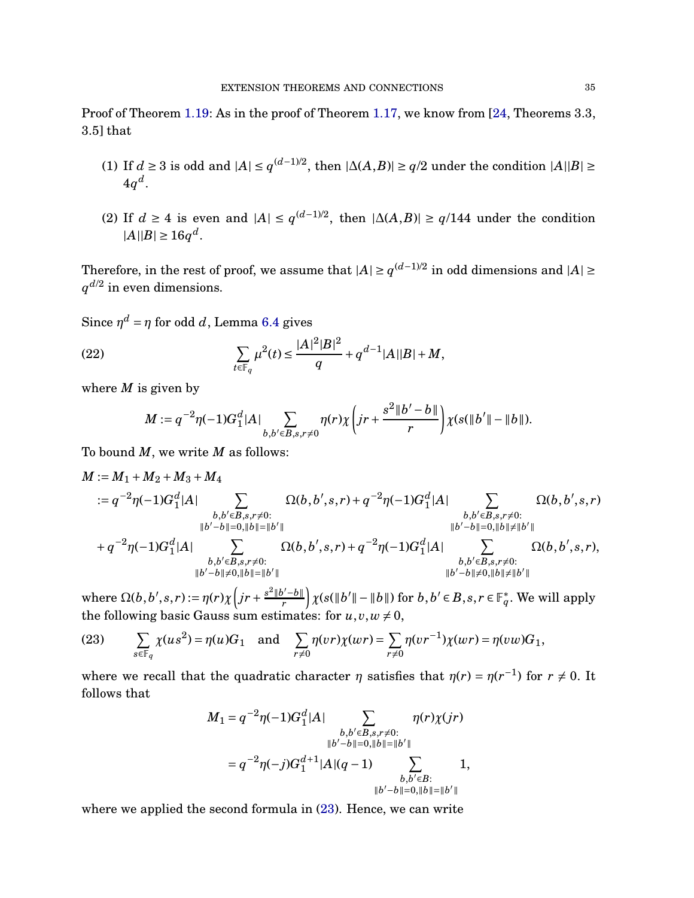Proof of Theorem 1.19: As in the proof of Theorem 1.17, we know from [24, Theorems 3.3, 3.5] that

(1) If $d \ge 3$ is odd and $|A| \le q^{(d-1)/2}$, then $|\Delta(A,B)| \ge q/2$ under the condition $|A||B| \ge 4q^d$.

(2) If $d \ge 4$ is even and $|A| \le q^{(d-1)/2}$, then $|\Delta(A,B)| \ge q/144$ under the condition $|A||B| \ge 16q^d$.

Therefore, in the rest of proof, we assume that $|A| \ge q^{(d-1)/2}$ in odd dimensions and $|A| \ge q^{d/2}$ in even dimensions.

Since $\eta^d = \eta$ for odd $d$, Lemma 6.4 gives

$$\sum_{t \in \mathbb{F}_q} \mu^2(t) \le \frac{|A|^2|B|^2}{q} + q^{d-1}|A||B| + M, \tag{22}$$

where $M$ is given by

$$M := q^{-2}\eta(-1)G_1^d|A| \sum_{b,b' \in B, s, r \ne 0} \eta(r)\chi\left(jr + \frac{s^2\|b'-b\|}{r}\right)\chi(s(\|b'\| - \|b\|)).$$

To bound $M$, we write $M$ as follows:

$$\begin{aligned}
M &:= M_1 + M_2 + M_3 + M_4 \\
&:= q^{-2}\eta(-1)G_1^d|A| \sum_{\substack{b,b' \in B, s, r \ne 0: \\ \|b'-b\|=0, \|b\|=\|b'\|}} \Omega(b,b',s,r) + q^{-2}\eta(-1)G_1^d|A| \sum_{\substack{b,b' \in B, s, r \ne 0: \\ \|b'-b\|=0, \|b\|\ne\|b'\|}} \Omega(b,b',s,r) \\
&+ q^{-2}\eta(-1)G_1^d|A| \sum_{\substack{b,b' \in B, s, r \ne 0: \\ \|b'-b\|\ne 0, \|b\|=\|b'\|}} \Omega(b,b',s,r) + q^{-2}\eta(-1)G_1^d|A| \sum_{\substack{b,b' \in B, s, r \ne 0: \\ \|b'-b\|\ne 0, \|b\|\ne\|b'\|}} \Omega(b,b',s,r),
\end{aligned}$$

where $\Omega(b,b',s,r) := \eta(r)\chi\left(jr + \frac{s^2\|b'-b\|}{r}\right)\chi(s(\|b'\| - \|b\|))$ for $b,b' \in B, s,r \in \mathbb{F}_q^*$. We will apply the following basic Gauss sum estimates: for $u,v,w \ne 0$,

$$\sum_{s \in \mathbb{F}_q} \chi(us^2) = \eta(u)G_1 \quad \text{and} \quad \sum_{r \ne 0} \eta(vr)\chi(wr) = \sum_{r \ne 0} \eta(vr^{-1})\chi(wr) = \eta(vw)G_1, \tag{23}$$

where we recall that the quadratic character $\eta$ satisfies that $\eta(r) = \eta(r^{-1})$ for $r \ne 0$. It follows that

$$\begin{aligned}
M_1 &= q^{-2}\eta(-1)G_1^d|A| \sum_{\substack{b,b' \in B, s, r \ne 0: \\ \|b'-b\|=0, \|b\|=\|b'\|}} \eta(r)\chi(jr) \\
&= q^{-2}\eta(-j)G_1^{d+1}|A|(q-1) \sum_{\substack{b,b' \in B: \\ \|b'-b\|=0, \|b\|=\|b'\|}} 1,
\end{aligned}$$

where we applied the second formula in (23). Hence, we can write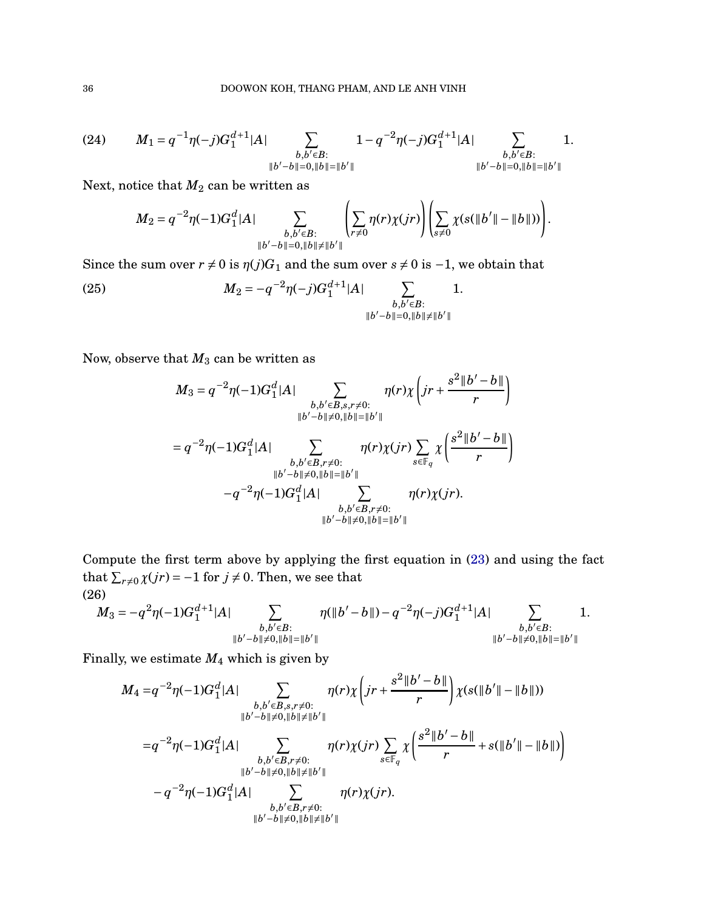$$M_1 = q^{-1}\eta(-j)G_1^{d+1}|A| \sum_{\substack{b,b'\in B:\\ \|b'-b\|=0, \|b\|=\|b'\|}} 1 - q^{-2}\eta(-j)G_1^{d+1}|A| \sum_{\substack{b,b'\in B:\\ \|b'-b\|=0, \|b\|=\|b'\|}} 1. \tag{24}$$

Next, notice that $M_2$ can be written as

$$M_2 = q^{-2}\eta(-1)G_1^{d}|A| \sum_{\substack{b,b'\in B:\\ \|b'-b\|=0, \|b\|\neq\|b'\|}} \left(\sum_{r\neq 0}\eta(r)\chi(jr)\right)\left(\sum_{s\neq 0}\chi(s(\|b'\|-\|b\|))\right).$$

Since the sum over $r \neq 0$ is $\eta(j)G_1$ and the sum over $s \neq 0$ is $-1$, we obtain that

$$M_2 = -q^{-2}\eta(-j)G_1^{d+1}|A| \sum_{\substack{b,b'\in B:\\ \|b'-b\|=0, \|b\|\neq\|b'\|}} 1. \tag{25}$$

Now, observe that $M_3$ can be written as

$$\begin{aligned}
M_3 &= q^{-2}\eta(-1)G_1^{d}|A| \sum_{\substack{b,b'\in B, s, r\neq 0:\\ \|b'-b\|\neq 0, \|b\|=\|b'\|}} \eta(r)\chi\left(jr + \frac{s^2\|b'-b\|}{r}\right) \\
&= q^{-2}\eta(-1)G_1^{d}|A| \sum_{\substack{b,b'\in B, r\neq 0:\\ \|b'-b\|\neq 0, \|b\|=\|b'\|}} \eta(r)\chi(jr)\sum_{s\in\mathbb{F}_q}\chi\left(\frac{s^2\|b'-b\|}{r}\right) \\
&\quad - q^{-2}\eta(-1)G_1^{d}|A| \sum_{\substack{b,b'\in B, r\neq 0:\\ \|b'-b\|\neq 0, \|b\|=\|b'\|}} \eta(r)\chi(jr).
\end{aligned}$$

Compute the first term above by applying the first equation in (23) and using the fact that $\sum_{r\neq 0}\chi(jr) = -1$ for $j \neq 0$. Then, we see that

$$M_3 = -q^{2}\eta(-1)G_1^{d+1}|A| \sum_{\substack{b,b'\in B:\\ \|b'-b\|\neq 0, \|b\|=\|b'\|}} \eta(\|b'-b\|) - q^{-2}\eta(-j)G_1^{d+1}|A| \sum_{\substack{b,b'\in B:\\ \|b'-b\|\neq 0, \|b\|=\|b'\|}} 1. \tag{26}$$

Finally, we estimate $M_4$ which is given by

$$\begin{aligned}
M_4 &= q^{-2}\eta(-1)G_1^{d}|A| \sum_{\substack{b,b'\in B, s, r\neq 0:\\ \|b'-b\|\neq 0, \|b\|\neq\|b'\|}} \eta(r)\chi\left(jr + \frac{s^2\|b'-b\|}{r}\right)\chi(s(\|b'\|-\|b\|)) \\
&= q^{-2}\eta(-1)G_1^{d}|A| \sum_{\substack{b,b'\in B, r\neq 0:\\ \|b'-b\|\neq 0, \|b\|\neq\|b'\|}} \eta(r)\chi(jr)\sum_{s\in\mathbb{F}_q}\chi\left(\frac{s^2\|b'-b\|}{r} + s(\|b'\|-\|b\|)\right) \\
&\quad - q^{-2}\eta(-1)G_1^{d}|A| \sum_{\substack{b,b'\in B, r\neq 0:\\ \|b'-b\|\neq 0, \|b\|\neq\|b'\|}} \eta(r)\chi(jr).
\end{aligned}$$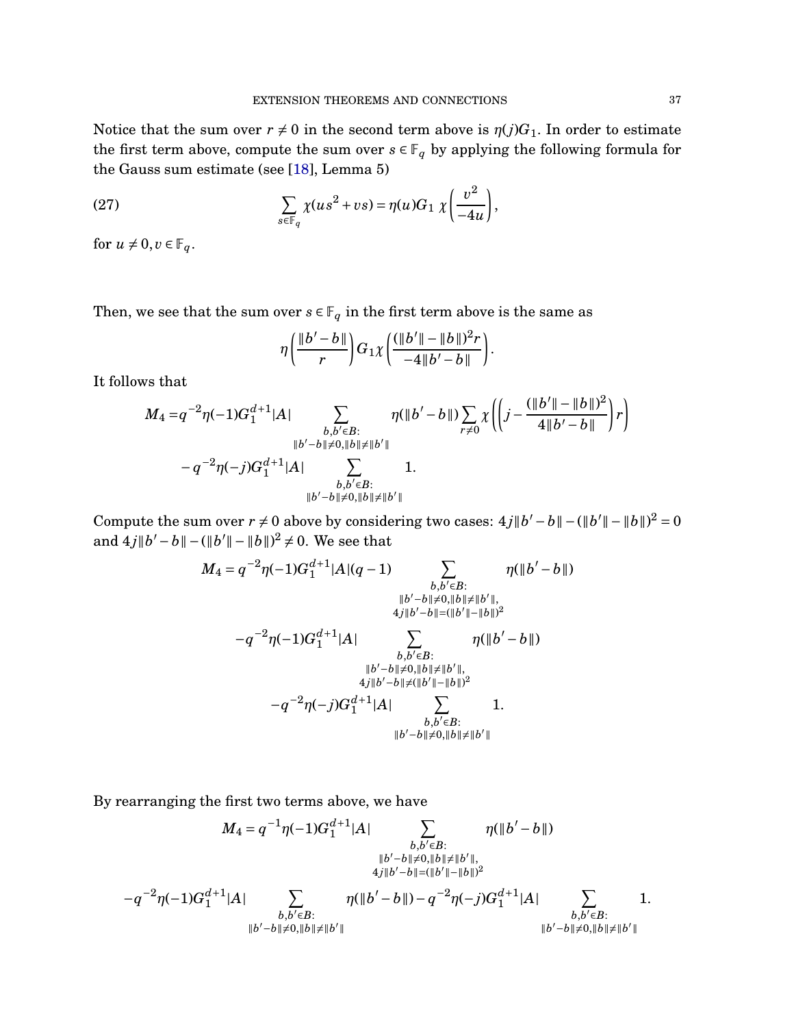Notice that the sum over $r \neq 0$ in the second term above is $\eta(j)G_1$. In order to estimate the first term above, compute the sum over $s \in \mathbb{F}_q$ by applying the following formula for the Gauss sum estimate (see [18], Lemma 5)

$$\sum_{s \in \mathbb{F}_q} \chi(us^2 + vs) = \eta(u) G_1 \, \chi\left(\frac{v^2}{-4u}\right), \tag{27}$$

for $u \neq 0, v \in \mathbb{F}_q$.

Then, we see that the sum over $s \in \mathbb{F}_q$ in the first term above is the same as

$$\eta\left(\frac{\|b'-b\|}{r}\right) G_1 \chi\left(\frac{(\|b'\| - \|b\|)^2 r}{-4\|b'-b\|}\right).$$

It follows that

$$\begin{aligned}
M_4 =& q^{-2}\eta(-1)G_1^{d+1}|A| \sum_{\substack{b,b' \in B: \\ \|b'-b\| \neq 0, \|b\| \neq \|b'\|}} \eta(\|b'-b\|) \sum_{r \neq 0} \chi\left(\left(j - \frac{(\|b'\| - \|b\|)^2}{4\|b'-b\|}\right) r\right) \\
&- q^{-2}\eta(-j)G_1^{d+1}|A| \sum_{\substack{b,b' \in B: \\ \|b'-b\| \neq 0, \|b\| \neq \|b'\|}} 1.
\end{aligned}$$

Compute the sum over $r \neq 0$ above by considering two cases: $4j\|b'-b\| - (\|b'\| - \|b\|)^2 = 0$ and $4j\|b'-b\| - (\|b'\| - \|b\|)^2 \neq 0$. We see that

$$\begin{aligned}
M_4 = & q^{-2}\eta(-1)G_1^{d+1}|A|(q-1) \sum_{\substack{b,b' \in B: \\ \|b'-b\| \neq 0, \|b\| \neq \|b'\|, \\ 4j\|b'-b\| = (\|b'\| - \|b\|)^2}} \eta(\|b'-b\|) \\
& - q^{-2}\eta(-1)G_1^{d+1}|A| \sum_{\substack{b,b' \in B: \\ \|b'-b\| \neq 0, \|b\| \neq \|b'\|, \\ 4j\|b'-b\| \neq (\|b'\| - \|b\|)^2}} \eta(\|b'-b\|) \\
& - q^{-2}\eta(-j)G_1^{d+1}|A| \sum_{\substack{b,b' \in B: \\ \|b'-b\| \neq 0, \|b\| \neq \|b'\|}} 1.
\end{aligned}$$

By rearranging the first two terms above, we have

$$\begin{aligned}
M_4 = & q^{-1}\eta(-1)G_1^{d+1}|A| \sum_{\substack{b,b' \in B: \\ \|b'-b\| \neq 0, \|b\| \neq \|b'\|, \\ 4j\|b'-b\| = (\|b'\| - \|b\|)^2}} \eta(\|b'-b\|) \\
& - q^{-2}\eta(-1)G_1^{d+1}|A| \sum_{\substack{b,b' \in B: \\ \|b'-b\| \neq 0, \|b\| \neq \|b'\|}} \eta(\|b'-b\|) - q^{-2}\eta(-j)G_1^{d+1}|A| \sum_{\substack{b,b' \in B: \\ \|b'-b\| \neq 0, \|b\| \neq \|b'\|}} 1.
\end{aligned}$$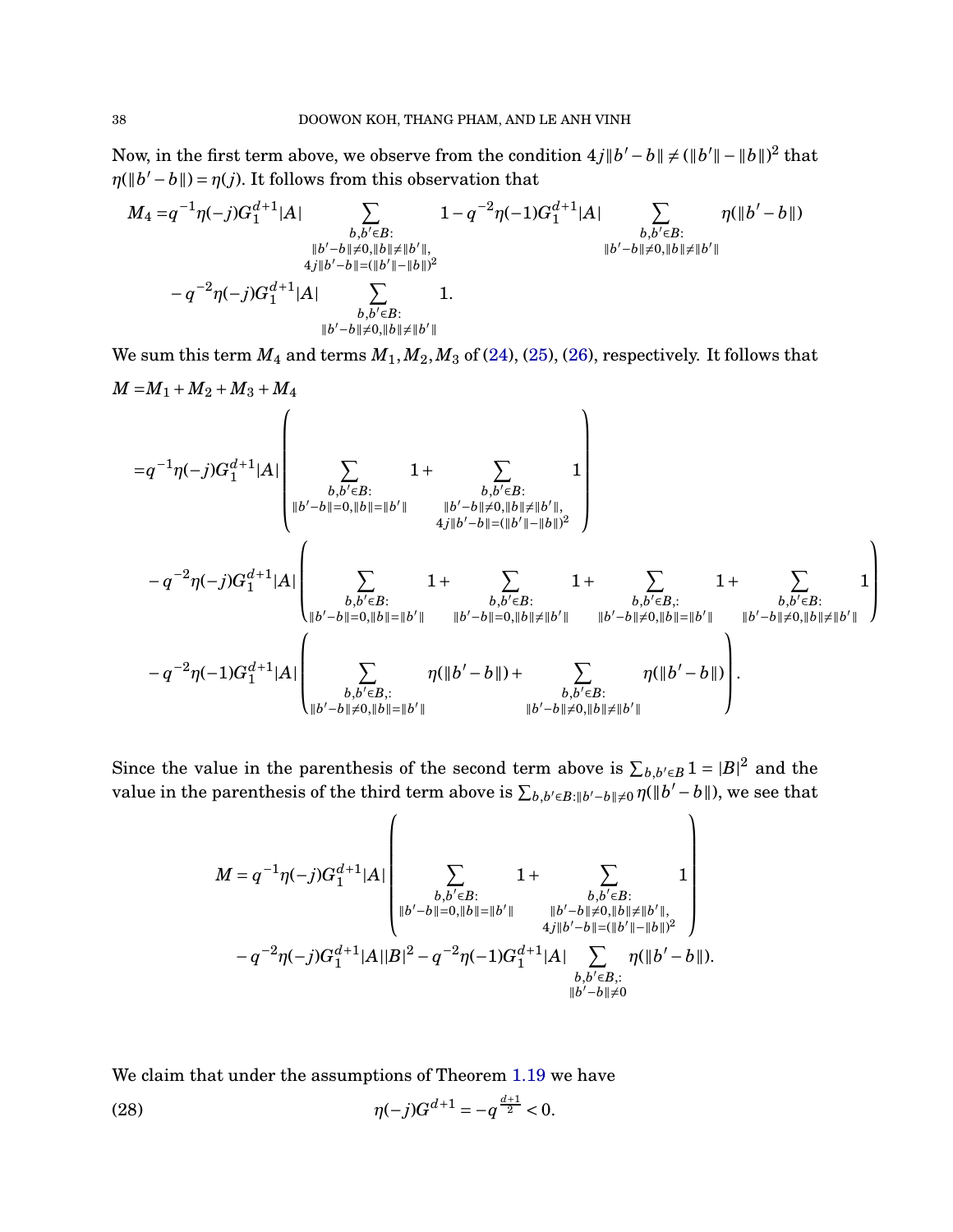Now, in the first term above, we observe from the condition $4j\|b'-b\| \neq (\|b'\|-\|b\|)^2$ that $\eta(\|b'-b\|) = \eta(j)$. It follows from this observation that

$$M_4 = q^{-1}\eta(-j)G_1^{d+1}|A| \sum_{\substack{b,b'\in B:\\ \|b'-b\|\neq 0, \|b\|\neq\|b'\|,\\ 4j\|b'-b\|=(\|b'\|-\|b\|)^2}} 1 - q^{-2}\eta(-1)G_1^{d+1}|A| \sum_{\substack{b,b'\in B:\\ \|b'-b\|\neq 0, \|b\|\neq\|b'\|}} \eta(\|b'-b\|)$$

$$- q^{-2}\eta(-j)G_1^{d+1}|A| \sum_{\substack{b,b'\in B:\\ \|b'-b\|\neq 0, \|b\|\neq\|b'\|}} 1.$$

We sum this term $M_4$ and terms $M_1, M_2, M_3$ of (24), (25), (26), respectively. It follows that

$$M = M_1 + M_2 + M_3 + M_4$$

$$= q^{-1}\eta(-j)G_1^{d+1}|A| \left( \sum_{\substack{b,b'\in B:\\ \|b'-b\|=0, \|b\|=\|b'\|}} 1 + \sum_{\substack{b,b'\in B:\\ \|b'-b\|\neq 0, \|b\|\neq\|b'\|,\\ 4j\|b'-b\|=(\|b'\|-\|b\|)^2}} 1 \right)$$

$$- q^{-2}\eta(-j)G_1^{d+1}|A| \left( \sum_{\substack{b,b'\in B:\\ \|b'-b\|=0, \|b\|=\|b'\|}} 1 + \sum_{\substack{b,b'\in B:\\ \|b'-b\|=0, \|b\|\neq\|b'\|}} 1 + \sum_{\substack{b,b'\in B,:\\ \|b'-b\|\neq 0, \|b\|=\|b'\|}} 1 + \sum_{\substack{b,b'\in B:\\ \|b'-b\|\neq 0, \|b\|\neq\|b'\|}} 1 \right)$$

$$- q^{-2}\eta(-1)G_1^{d+1}|A| \left( \sum_{\substack{b,b'\in B,:\\ \|b'-b\|\neq 0, \|b\|=\|b'\|}} \eta(\|b'-b\|) + \sum_{\substack{b,b'\in B:\\ \|b'-b\|\neq 0, \|b\|\neq\|b'\|}} \eta(\|b'-b\|) \right).$$

Since the value in the parenthesis of the second term above is $\sum_{b,b'\in B} 1 = |B|^2$ and the value in the parenthesis of the third term above is $\sum_{b,b'\in B: \|b'-b\|\neq 0} \eta(\|b'-b\|)$, we see that

$$M = q^{-1}\eta(-j)G_1^{d+1}|A| \left( \sum_{\substack{b,b'\in B:\\ \|b'-b\|=0, \|b\|=\|b'\|}} 1 + \sum_{\substack{b,b'\in B:\\ \|b'-b\|\neq 0, \|b\|\neq\|b'\|,\\ 4j\|b'-b\|=(\|b'\|-\|b\|)^2}} 1 \right)$$

$$- q^{-2}\eta(-j)G_1^{d+1}|A||B|^2 - q^{-2}\eta(-1)G_1^{d+1}|A| \sum_{\substack{b,b'\in B,:\\ \|b'-b\|\neq 0}} \eta(\|b'-b\|).$$

We claim that under the assumptions of Theorem 1.19 we have

$$\eta(-j)G^{d+1} = -q^{\frac{d+1}{2}} < 0. \tag{28}$$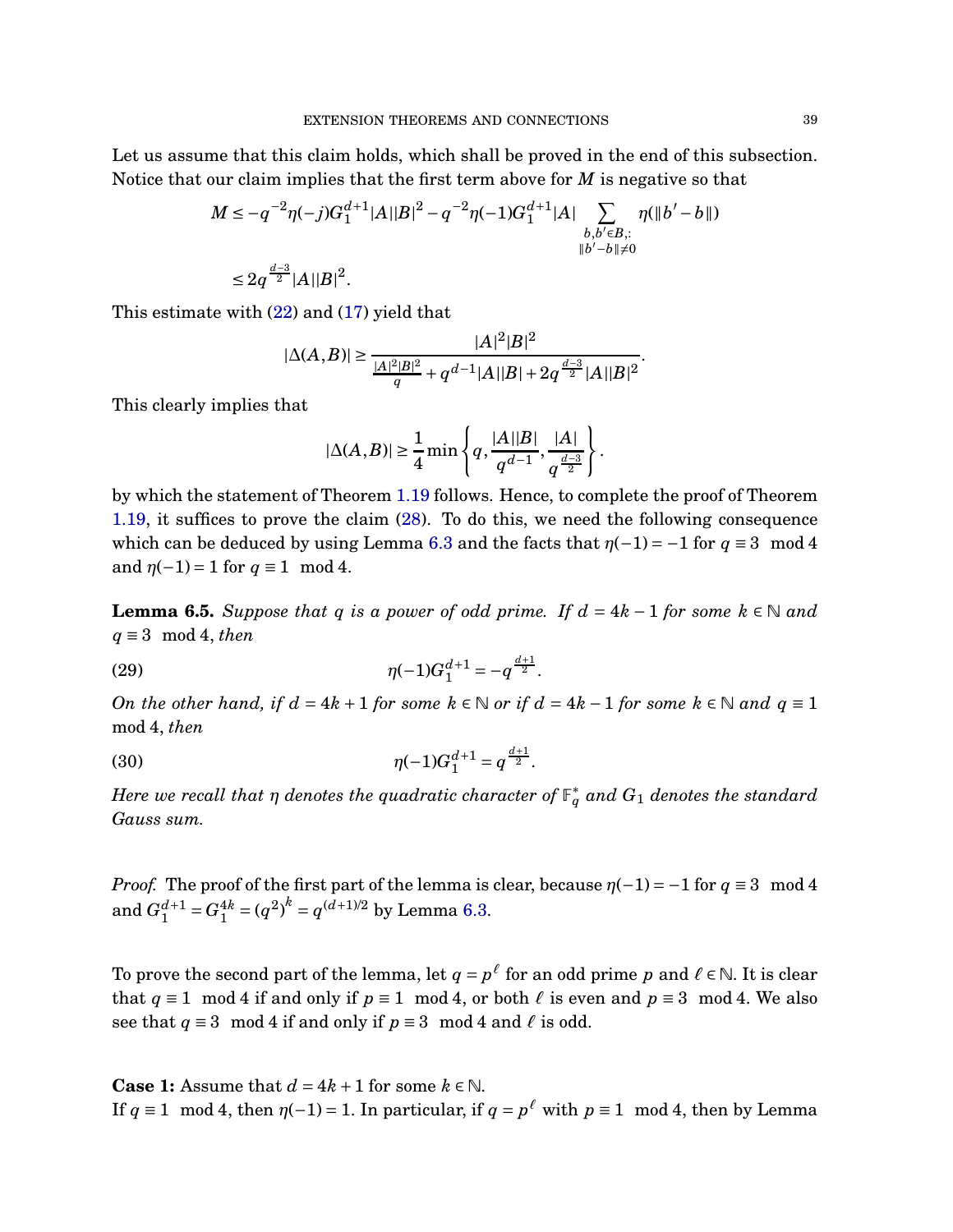Let us assume that this claim holds, which shall be proved in the end of this subsection. Notice that our claim implies that the first term above for $M$ is negative so that

$$M \le -q^{-2}\eta(-j)G_1^{d+1}|A||B|^2 - q^{-2}\eta(-1)G_1^{d+1}|A| \sum_{\substack{b,b' \in B,:\\ \|b'-b\| \neq 0}} \eta(\|b'-b\|)$$

$$\le 2q^{\frac{d-3}{2}}|A||B|^2.$$

This estimate with (22) and (17) yield that

$$|\Delta(A,B)| \ge \frac{|A|^2|B|^2}{\frac{|A|^2|B|^2}{q} + q^{d-1}|A||B| + 2q^{\frac{d-3}{2}}|A||B|^2}.$$

This clearly implies that

$$|\Delta(A,B)| \ge \frac{1}{4}\min\left\{q, \frac{|A||B|}{q^{d-1}}, \frac{|A|}{q^{\frac{d-3}{2}}}\right\}.$$

by which the statement of Theorem 1.19 follows. Hence, to complete the proof of Theorem 1.19, it suffices to prove the claim (28). To do this, we need the following consequence which can be deduced by using Lemma 6.3 and the facts that $\eta(-1) = -1$ for $q \equiv 3 \mod 4$ and $\eta(-1) = 1$ for $q \equiv 1 \mod 4$.

**Lemma 6.5.** *Suppose that $q$ is a power of odd prime. If $d = 4k-1$ for some $k \in \mathbb{N}$ and $q \equiv 3 \mod 4$, then*

$$\eta(-1)G_1^{d+1} = -q^{\frac{d+1}{2}}. \tag{29}$$

*On the other hand, if $d = 4k+1$ for some $k \in \mathbb{N}$ or if $d = 4k-1$ for some $k \in \mathbb{N}$ and $q \equiv 1 \mod 4$, then*

$$\eta(-1)G_1^{d+1} = q^{\frac{d+1}{2}}. \tag{30}$$

*Here we recall that $\eta$ denotes the quadratic character of $\mathbb{F}_q^*$ and $G_1$ denotes the standard Gauss sum.*

*Proof.* The proof of the first part of the lemma is clear, because $\eta(-1) = -1$ for $q \equiv 3 \mod 4$ and $G_1^{d+1} = G_1^{4k} = (q^2)^k = q^{(d+1)/2}$ by Lemma 6.3.

To prove the second part of the lemma, let $q = p^\ell$ for an odd prime $p$ and $\ell \in \mathbb{N}$. It is clear that $q \equiv 1 \mod 4$ if and only if $p \equiv 1 \mod 4$, or both $\ell$ is even and $p \equiv 3 \mod 4$. We also see that $q \equiv 3 \mod 4$ if and only if $p \equiv 3 \mod 4$ and $\ell$ is odd.

**Case 1:** Assume that $d = 4k+1$ for some $k \in \mathbb{N}$.
If $q \equiv 1 \mod 4$, then $\eta(-1) = 1$. In particular, if $q = p^\ell$ with $p \equiv 1 \mod 4$, then by Lemma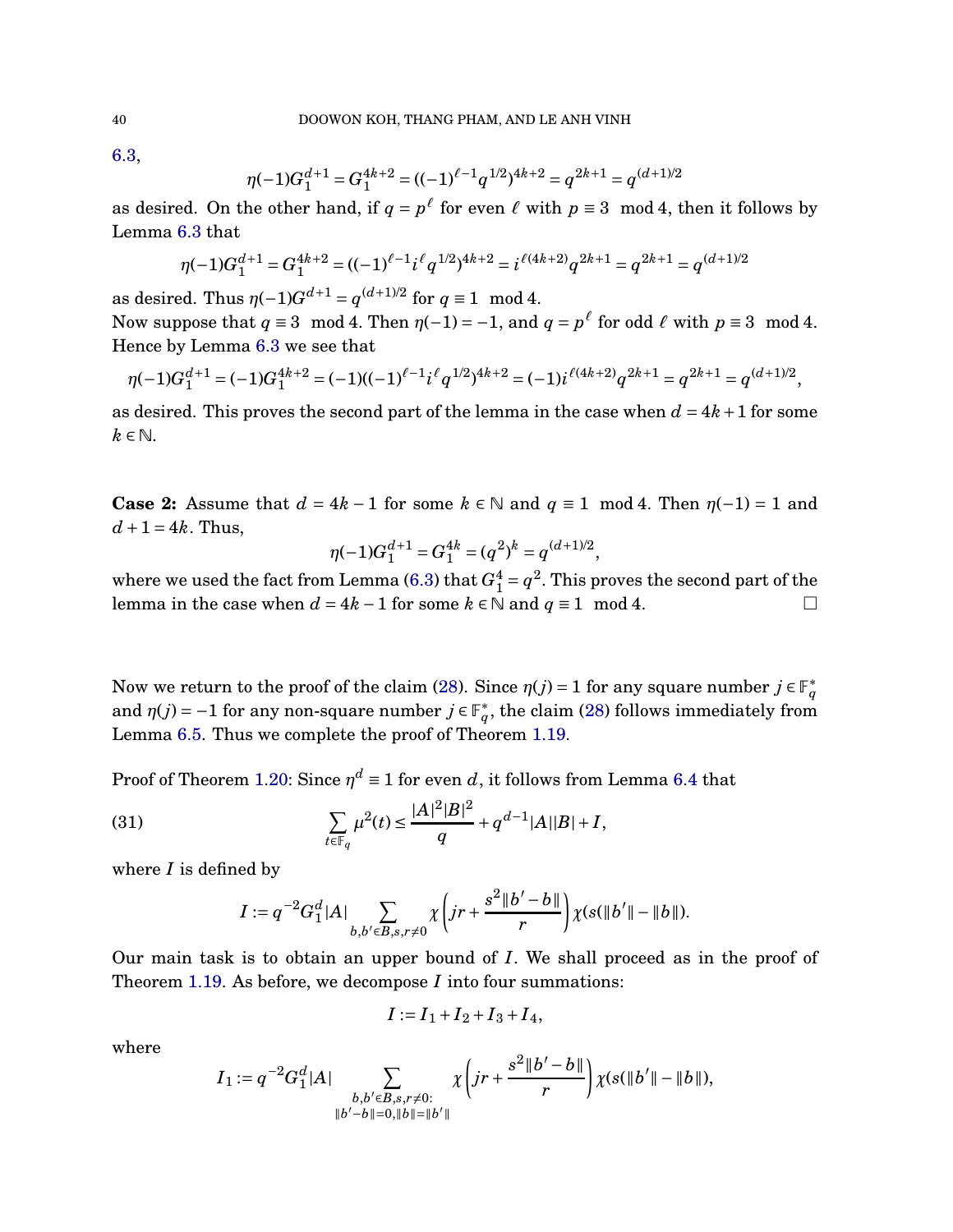6.3,

$$\eta(-1)G_1^{d+1} = G_1^{4k+2} = ((-1)^{\ell-1}q^{1/2})^{4k+2} = q^{2k+1} = q^{(d+1)/2}$$

as desired. On the other hand, if $q = p^\ell$ for even $\ell$ with $p \equiv 3 \mod 4$, then it follows by Lemma 6.3 that

$$\eta(-1)G_1^{d+1} = G_1^{4k+2} = ((-1)^{\ell-1}i^\ell q^{1/2})^{4k+2} = i^{\ell(4k+2)}q^{2k+1} = q^{2k+1} = q^{(d+1)/2}$$

as desired. Thus $\eta(-1)G^{d+1} = q^{(d+1)/2}$ for $q \equiv 1 \mod 4$.
Now suppose that $q \equiv 3 \mod 4$. Then $\eta(-1) = -1$, and $q = p^\ell$ for odd $\ell$ with $p \equiv 3 \mod 4$. Hence by Lemma 6.3 we see that

$$\eta(-1)G_1^{d+1} = (-1)G_1^{4k+2} = (-1)((-1)^{\ell-1}i^\ell q^{1/2})^{4k+2} = (-1)i^{\ell(4k+2)}q^{2k+1} = q^{2k+1} = q^{(d+1)/2},$$

as desired. This proves the second part of the lemma in the case when $d = 4k+1$ for some $k \in \mathbb{N}$.

**Case 2:** Assume that $d = 4k-1$ for some $k \in \mathbb{N}$ and $q \equiv 1 \mod 4$. Then $\eta(-1) = 1$ and $d+1 = 4k$. Thus,

$$\eta(-1)G_1^{d+1} = G_1^{4k} = (q^2)^k = q^{(d+1)/2},$$

where we used the fact from Lemma (6.3) that $G_1^4 = q^2$. This proves the second part of the lemma in the case when $d = 4k-1$ for some $k \in \mathbb{N}$ and $q \equiv 1 \mod 4$. $\square$

Now we return to the proof of the claim (28). Since $\eta(j) = 1$ for any square number $j \in \mathbb{F}_q^*$ and $\eta(j) = -1$ for any non-square number $j \in \mathbb{F}_q^*$, the claim (28) follows immediately from Lemma 6.5. Thus we complete the proof of Theorem 1.19.

Proof of Theorem 1.20: Since $\eta^d \equiv 1$ for even $d$, it follows from Lemma 6.4 that

$$\sum_{t \in \mathbb{F}_q} \mu^2(t) \leq \frac{|A|^2|B|^2}{q} + q^{d-1}|A||B| + I, \tag{31}$$

where $I$ is defined by

$$I := q^{-2}G_1^d|A| \sum_{b,b' \in B, s,r \neq 0} \chi\left(jr + \frac{s^2\|b'-b\|}{r}\right)\chi(s(\|b'\| - \|b\|)).$$

Our main task is to obtain an upper bound of $I$. We shall proceed as in the proof of Theorem 1.19. As before, we decompose $I$ into four summations:

$$I := I_1 + I_2 + I_3 + I_4,$$

where

$$I_1 := q^{-2}G_1^d|A| \sum_{\substack{b,b' \in B, s,r \neq 0: \\ \|b'-b\|=0, \|b\|=\|b'\|}} \chi\left(jr + \frac{s^2\|b'-b\|}{r}\right)\chi(s(\|b'\| - \|b\|)),$$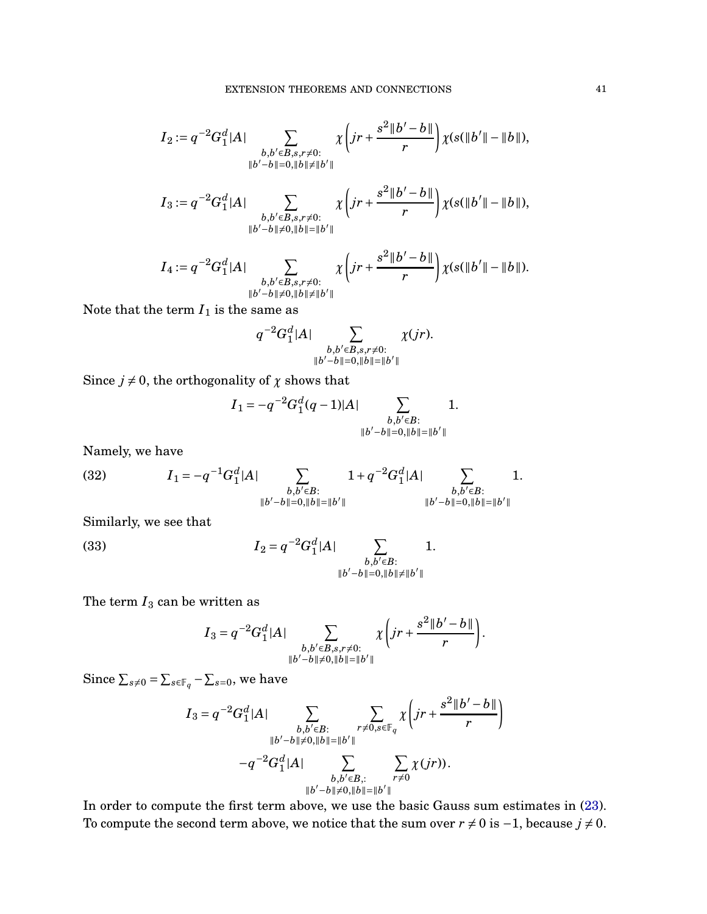$$I_2 := q^{-2} G_1^d |A| \sum_{\substack{b,b' \in B, s, r \neq 0: \\ \|b'-b\|=0, \|b\| \neq \|b'\|}} \chi\left(jr + \frac{s^2 \|b'-b\|}{r}\right) \chi(s(\|b'\| - \|b\|)),$$

$$I_3 := q^{-2} G_1^d |A| \sum_{\substack{b,b' \in B, s, r \neq 0: \\ \|b'-b\| \neq 0, \|b\| = \|b'\|}} \chi\left(jr + \frac{s^2 \|b'-b\|}{r}\right) \chi(s(\|b'\| - \|b\|)),$$

$$I_4 := q^{-2} G_1^d |A| \sum_{\substack{b,b' \in B, s, r \neq 0: \\ \|b'-b\| \neq 0, \|b\| \neq \|b'\|}} \chi\left(jr + \frac{s^2 \|b'-b\|}{r}\right) \chi(s(\|b'\| - \|b\|)).$$

Note that the term $I_1$ is the same as

$$q^{-2} G_1^d |A| \sum_{\substack{b,b' \in B, s, r \neq 0: \\ \|b'-b\|=0, \|b\| = \|b'\|}} \chi(jr).$$

Since $j \neq 0$, the orthogonality of $\chi$ shows that

$$I_1 = -q^{-2} G_1^d (q-1) |A| \sum_{\substack{b,b' \in B: \\ \|b'-b\|=0, \|b\| = \|b'\|}} 1.$$

Namely, we have

$$I_1 = -q^{-1} G_1^d |A| \sum_{\substack{b,b' \in B: \\ \|b'-b\|=0, \|b\| = \|b'\|}} 1 + q^{-2} G_1^d |A| \sum_{\substack{b,b' \in B: \\ \|b'-b\|=0, \|b\| = \|b'\|}} 1. \tag{32}$$

Similarly, we see that

$$I_2 = q^{-2} G_1^d |A| \sum_{\substack{b,b' \in B: \\ \|b'-b\|=0, \|b\| \neq \|b'\|}} 1. \tag{33}$$

The term $I_3$ can be written as

$$I_3 = q^{-2} G_1^d |A| \sum_{\substack{b,b' \in B, s, r \neq 0: \\ \|b'-b\| \neq 0, \|b\| = \|b'\|}} \chi\left(jr + \frac{s^2 \|b'-b\|}{r}\right).$$

Since $\sum_{s \neq 0} = \sum_{s \in \mathbb{F}_q} - \sum_{s=0}$, we have

$$I_3 = q^{-2} G_1^d |A| \sum_{\substack{b,b' \in B: \\ \|b'-b\| \neq 0, \|b\| = \|b'\|}} \sum_{r \neq 0, s \in \mathbb{F}_q} \chi\left(jr + \frac{s^2 \|b'-b\|}{r}\right)$$
$$-q^{-2} G_1^d |A| \sum_{\substack{b,b' \in B,: \\ \|b'-b\| \neq 0, \|b\| = \|b'\|}} \sum_{r \neq 0} \chi(jr)).$$

In order to compute the first term above, we use the basic Gauss sum estimates in (23). To compute the second term above, we notice that the sum over $r \neq 0$ is $-1$, because $j \neq 0$.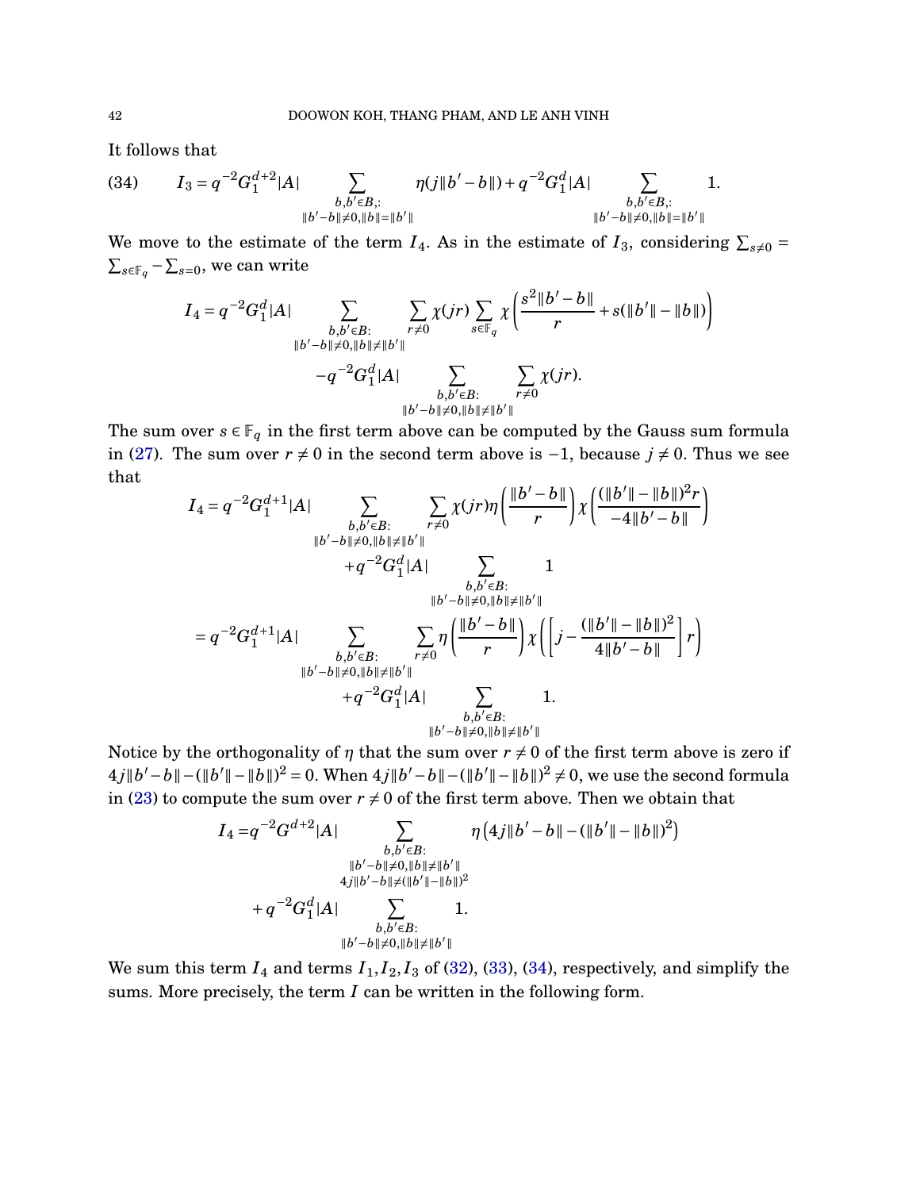It follows that

$$I_3 = q^{-2} G_1^{d+2} |A| \sum_{\substack{b,b' \in B,: \\ \|b'-b\| \neq 0, \|b\| = \|b'\|}} \eta(j\|b'-b\|) + q^{-2} G_1^{d} |A| \sum_{\substack{b,b' \in B,: \\ \|b'-b\| \neq 0, \|b\| = \|b'\|}} 1. \tag{34}$$

We move to the estimate of the term $I_4$. As in the estimate of $I_3$, considering $\sum_{s\neq 0} = \sum_{s\in\mathbb{F}_q} - \sum_{s=0}$, we can write

$$\begin{aligned} I_4 = q^{-2} G_1^{d} |A| \sum_{\substack{b,b' \in B: \\ \|b'-b\| \neq 0, \|b\| \neq \|b'\|}} \sum_{r\neq 0} \chi(jr) \sum_{s\in\mathbb{F}_q} \chi\left( \frac{s^2 \|b'-b\|}{r} + s(\|b'\| - \|b\|) \right) \\ - q^{-2} G_1^{d} |A| \sum_{\substack{b,b' \in B: \\ \|b'-b\| \neq 0, \|b\| \neq \|b'\|}} \sum_{r\neq 0} \chi(jr). \end{aligned}$$

The sum over $s \in \mathbb{F}_q$ in the first term above can be computed by the Gauss sum formula in (27). The sum over $r \neq 0$ in the second term above is $-1$, because $j \neq 0$. Thus we see that

$$\begin{aligned} I_4 &= q^{-2} G_1^{d+1} |A| \sum_{\substack{b,b' \in B: \\ \|b'-b\| \neq 0, \|b\| \neq \|b'\|}} \sum_{r\neq 0} \chi(jr) \eta\left( \frac{\|b'-b\|}{r} \right) \chi\left( \frac{(\|b'\| - \|b\|)^2 r}{-4\|b'-b\|} \right) \\ &\quad + q^{-2} G_1^{d} |A| \sum_{\substack{b,b' \in B: \\ \|b'-b\| \neq 0, \|b\| \neq \|b'\|}} 1 \\ &= q^{-2} G_1^{d+1} |A| \sum_{\substack{b,b' \in B: \\ \|b'-b\| \neq 0, \|b\| \neq \|b'\|}} \sum_{r\neq 0} \eta\left( \frac{\|b'-b\|}{r} \right) \chi\left( \left[ j - \frac{(\|b'\| - \|b\|)^2}{4\|b'-b\|} \right] r \right) \\ &\quad + q^{-2} G_1^{d} |A| \sum_{\substack{b,b' \in B: \\ \|b'-b\| \neq 0, \|b\| \neq \|b'\|}} 1. \end{aligned}$$

Notice by the orthogonality of $\eta$ that the sum over $r \neq 0$ of the first term above is zero if $4j\|b'-b\| - (\|b'\| - \|b\|)^2 = 0$. When $4j\|b'-b\| - (\|b'\| - \|b\|)^2 \neq 0$, we use the second formula in (23) to compute the sum over $r \neq 0$ of the first term above. Then we obtain that

$$\begin{aligned} I_4 = & q^{-2} G^{d+2} |A| \sum_{\substack{b,b' \in B: \\ \|b'-b\| \neq 0, \|b\| \neq \|b'\| \\ 4j\|b'-b\| \neq (\|b'\| - \|b\|)^2}} \eta\left( 4j\|b'-b\| - (\|b'\| - \|b\|)^2 \right) \\ & + q^{-2} G_1^{d} |A| \sum_{\substack{b,b' \in B: \\ \|b'-b\| \neq 0, \|b\| \neq \|b'\|}} 1. \end{aligned}$$

We sum this term $I_4$ and terms $I_1, I_2, I_3$ of (32), (33), (34), respectively, and simplify the sums. More precisely, the term $I$ can be written in the following form.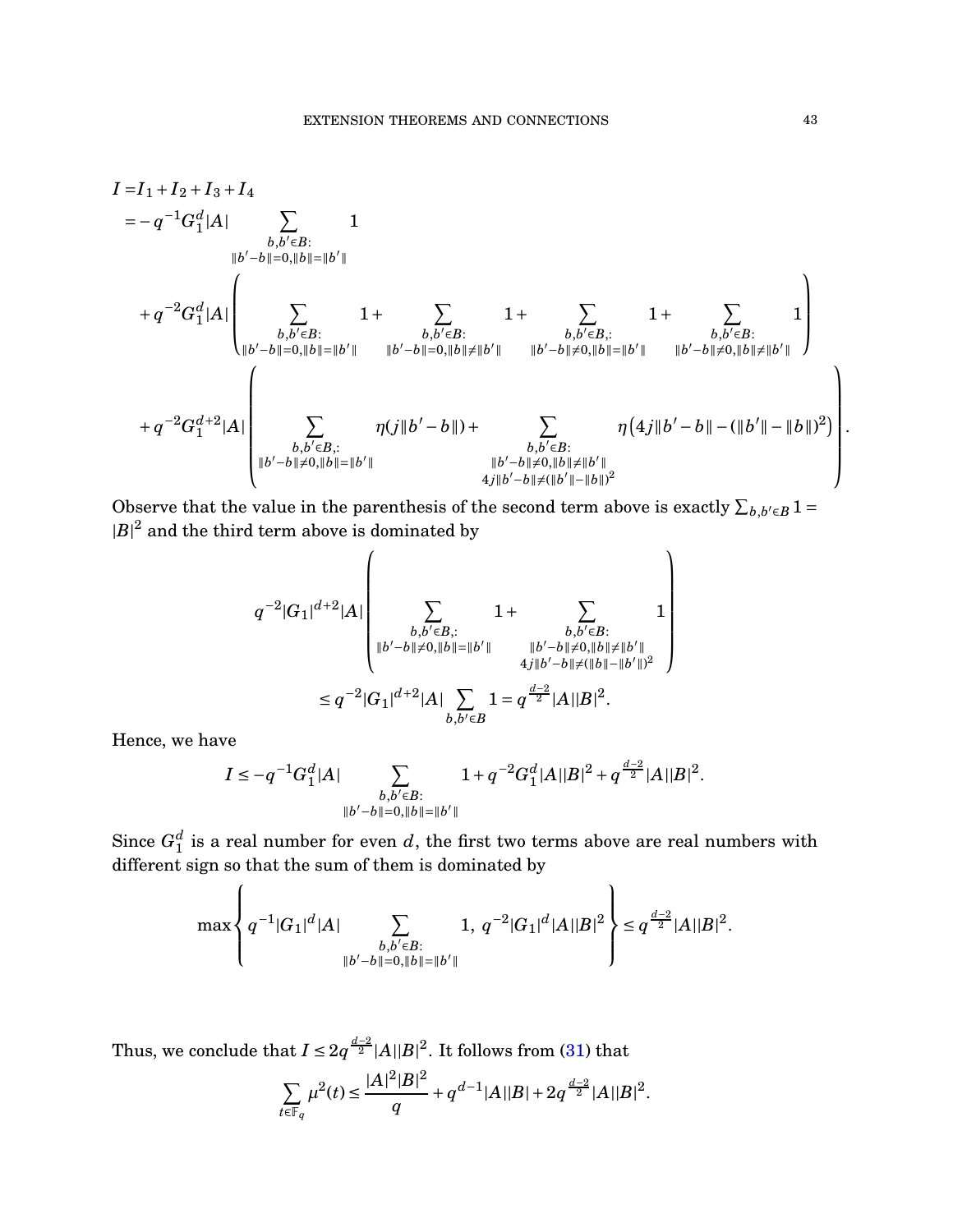$$
\begin{aligned}
I =& I_1 + I_2 + I_3 + I_4 \\
=& -q^{-1} G_1^d |A| \sum_{\substack{b,b' \in B: \\ \|b'-b\|=0, \|b\|=\|b'\|}} 1 \\
&+ q^{-2} G_1^d |A| \left( \sum_{\substack{b,b' \in B: \\ \|b'-b\|=0, \|b\|=\|b'\|}} 1 + \sum_{\substack{b,b' \in B: \\ \|b'-b\|=0, \|b\|\neq\|b'\|}} 1 + \sum_{\substack{b,b' \in B,: \\ \|b'-b\|\neq 0, \|b\|=\|b'\|}} 1 + \sum_{\substack{b,b' \in B: \\ \|b'-b\|\neq 0, \|b\|\neq\|b'\|}} 1 \right) \\
&+ q^{-2} G_1^{d+2} |A| \left( \sum_{\substack{b,b' \in B,: \\ \|b'-b\|\neq 0, \|b\|=\|b'\|}} \eta(j\|b'-b\|) + \sum_{\substack{b,b' \in B: \\ \|b'-b\|\neq 0, \|b\|\neq\|b'\| \\ 4j\|b'-b\|\neq(\|b'\|-\|b\|)^2}} \eta\big(4j\|b'-b\| - (\|b'\|-\|b\|)^2\big) \right).
\end{aligned}
$$

Observe that the value in the parenthesis of the second term above is exactly $\sum_{b,b' \in B} 1 = |B|^2$ and the third term above is dominated by

$$
\begin{aligned}
q^{-2} |G_1|^{d+2} |A| &\left( \sum_{\substack{b,b' \in B,: \\ \|b'-b\|\neq 0, \|b\|=\|b'\|}} 1 + \sum_{\substack{b,b' \in B: \\ \|b'-b\|\neq 0, \|b\|\neq\|b'\| \\ 4j\|b'-b\|\neq(\|b\|-\|b'\|)^2}} 1 \right) \\
&\leq q^{-2} |G_1|^{d+2} |A| \sum_{b,b' \in B} 1 = q^{\frac{d-2}{2}} |A||B|^2.
\end{aligned}
$$

Hence, we have

$$
I \leq -q^{-1} G_1^d |A| \sum_{\substack{b,b' \in B: \\ \|b'-b\|=0, \|b\|=\|b'\|}} 1 + q^{-2} G_1^d |A||B|^2 + q^{\frac{d-2}{2}} |A||B|^2.
$$

Since $G_1^d$ is a real number for even $d$, the first two terms above are real numbers with different sign so that the sum of them is dominated by

$$
\max \left\{ q^{-1} |G_1|^d |A| \sum_{\substack{b,b' \in B: \\ \|b'-b\|=0, \|b\|=\|b'\|}} 1, \; q^{-2} |G_1|^d |A||B|^2 \right\} \leq q^{\frac{d-2}{2}} |A||B|^2.
$$

Thus, we conclude that $I \leq 2q^{\frac{d-2}{2}} |A||B|^2$. It follows from (31) that

$$
\sum_{t \in \mathbb{F}_q} \mu^2(t) \leq \frac{|A|^2 |B|^2}{q} + q^{d-1} |A||B| + 2q^{\frac{d-2}{2}} |A||B|^2.
$$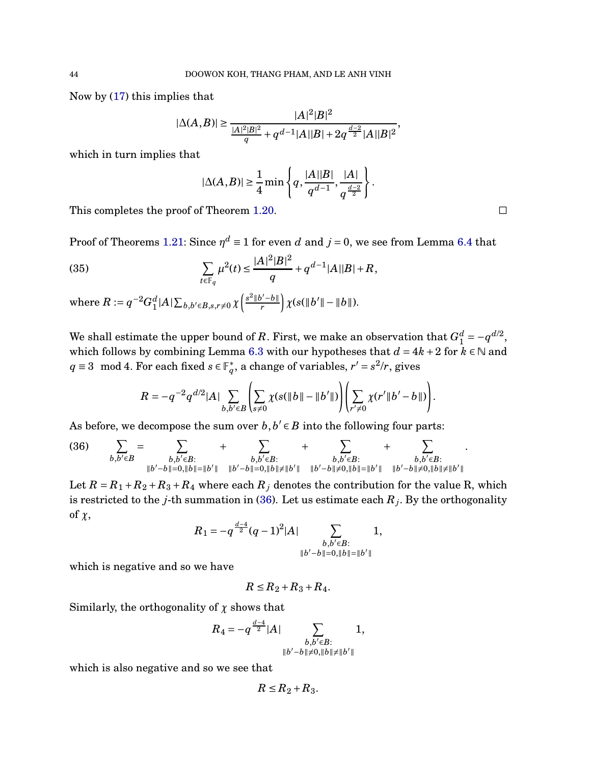Now by (17) this implies that

$$|\Delta(A,B)| \geq \frac{|A|^2|B|^2}{\frac{|A|^2|B|^2}{q} + q^{d-1}|A||B| + 2q^{\frac{d-2}{2}}|A||B|^2},$$

which in turn implies that

$$|\Delta(A,B)| \geq \frac{1}{4}\min\left\{q, \frac{|A||B|}{q^{d-1}}, \frac{|A|}{q^{\frac{d-2}{2}}}\right\}.$$

This completes the proof of Theorem 1.20. □

Proof of Theorems 1.21: Since $\eta^d \equiv 1$ for even $d$ and $j = 0$, we see from Lemma 6.4 that

$$\sum_{t\in\mathbb{F}_q} \mu^2(t) \leq \frac{|A|^2|B|^2}{q} + q^{d-1}|A||B| + R, \tag{35}$$

where $R := q^{-2}G_1^d|A|\sum_{b,b'\in B, s,r\neq 0} \chi\left(\frac{s^2\|b'-b\|}{r}\right)\chi(s(\|b'\|-\|b\|))$.

We shall estimate the upper bound of $R$. First, we make an observation that $G_1^d = -q^{d/2}$, which follows by combining Lemma 6.3 with our hypotheses that $d = 4k+2$ for $k \in \mathbb{N}$ and $q \equiv 3 \mod 4$. For each fixed $s \in \mathbb{F}_q^*$, a change of variables, $r' = s^2/r$, gives

$$R = -q^{-2}q^{d/2}|A|\sum_{b,b'\in B}\left(\sum_{s\neq 0}\chi(s(\|b\|-\|b'\|))\right)\left(\sum_{r'\neq 0}\chi(r'\|b'-b\|)\right).$$

As before, we decompose the sum over $b, b' \in B$ into the following four parts:

$$\sum_{b,b'\in B} = \sum_{\substack{b,b'\in B:\\ \|b'-b\|=0, \|b\|=\|b'\|}} + \sum_{\substack{b,b'\in B:\\ \|b'-b\|=0, \|b\|\neq\|b'\|}} + \sum_{\substack{b,b'\in B:\\ \|b'-b\|\neq 0, \|b\|=\|b'\|}} + \sum_{\substack{b,b'\in B:\\ \|b'-b\|\neq 0, \|b\|\neq\|b'\|}}. \tag{36}$$

Let $R = R_1 + R_2 + R_3 + R_4$ where each $R_j$ denotes the contribution for the value R, which is restricted to the $j$-th summation in (36). Let us estimate each $R_j$. By the orthogonality of $\chi$,

$$R_1 = -q^{\frac{d-4}{2}}(q-1)^2|A|\sum_{\substack{b,b'\in B:\\ \|b'-b\|=0, \|b\|=\|b'\|}} 1,$$

which is negative and so we have

$$R \leq R_2 + R_3 + R_4.$$

Similarly, the orthogonality of $\chi$ shows that

$$R_4 = -q^{\frac{d-4}{2}}|A|\sum_{\substack{b,b'\in B:\\ \|b'-b\|\neq 0, \|b\|\neq\|b'\|}} 1,$$

which is also negative and so we see that

$$R \leq R_2 + R_3.$$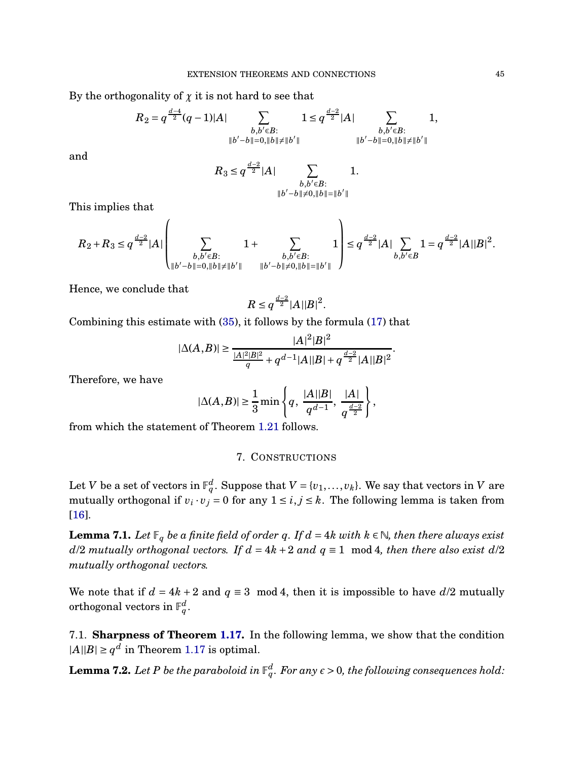By the orthogonality of $\chi$ it is not hard to see that

$$R_2 = q^{\frac{d-4}{2}}(q-1)|A| \sum_{\substack{b,b' \in B:\\ \|b'-b\|=0, \|b\| \neq \|b'\|}} 1 \leq q^{\frac{d-2}{2}}|A| \sum_{\substack{b,b' \in B:\\ \|b'-b\|=0, \|b\| \neq \|b'\|}} 1,$$

and

$$R_3 \leq q^{\frac{d-2}{2}}|A| \sum_{\substack{b,b' \in B:\\ \|b'-b\| \neq 0, \|b\| = \|b'\|}} 1.$$

This implies that

$$R_2 + R_3 \leq q^{\frac{d-2}{2}}|A| \left( \sum_{\substack{b,b' \in B:\\ \|b'-b\|=0, \|b\| \neq \|b'\|}} 1 + \sum_{\substack{b,b' \in B:\\ \|b'-b\| \neq 0, \|b\| = \|b'\|}} 1 \right) \leq q^{\frac{d-2}{2}}|A| \sum_{b,b' \in B} 1 = q^{\frac{d-2}{2}}|A||B|^2.$$

Hence, we conclude that

$$R \leq q^{\frac{d-2}{2}}|A||B|^2.$$

Combining this estimate with (35), it follows by the formula (17) that

$$|\Delta(A,B)| \geq \frac{|A|^2|B|^2}{\frac{|A|^2|B|^2}{q} + q^{d-1}|A||B| + q^{\frac{d-2}{2}}|A||B|^2}.$$

Therefore, we have

$$|\Delta(A,B)| \geq \frac{1}{3}\min\left\{q,\ \frac{|A||B|}{q^{d-1}},\ \frac{|A|}{q^{\frac{d-2}{2}}}\right\},$$

from which the statement of Theorem 1.21 follows.

## 7. Constructions

Let $V$ be a set of vectors in $\mathbb{F}_q^d$. Suppose that $V = \{v_1, \ldots, v_k\}$. We say that vectors in $V$ are mutually orthogonal if $v_i \cdot v_j = 0$ for any $1 \leq i, j \leq k$. The following lemma is taken from [16].

**Lemma 7.1.** *Let $\mathbb{F}_q$ be a finite field of order $q$. If $d = 4k$ with $k \in \mathbb{N}$, then there always exist $d/2$ mutually orthogonal vectors. If $d = 4k+2$ and $q \equiv 1 \mod 4$, then there also exist $d/2$ mutually orthogonal vectors.*

We note that if $d = 4k+2$ and $q \equiv 3 \mod 4$, then it is impossible to have $d/2$ mutually orthogonal vectors in $\mathbb{F}_q^d$.

### 7.1. Sharpness of Theorem 1.17.

In the following lemma, we show that the condition $|A||B| \geq q^d$ in Theorem 1.17 is optimal.

**Lemma 7.2.** *Let $P$ be the paraboloid in $\mathbb{F}_q^d$. For any $\epsilon > 0$, the following consequences hold:*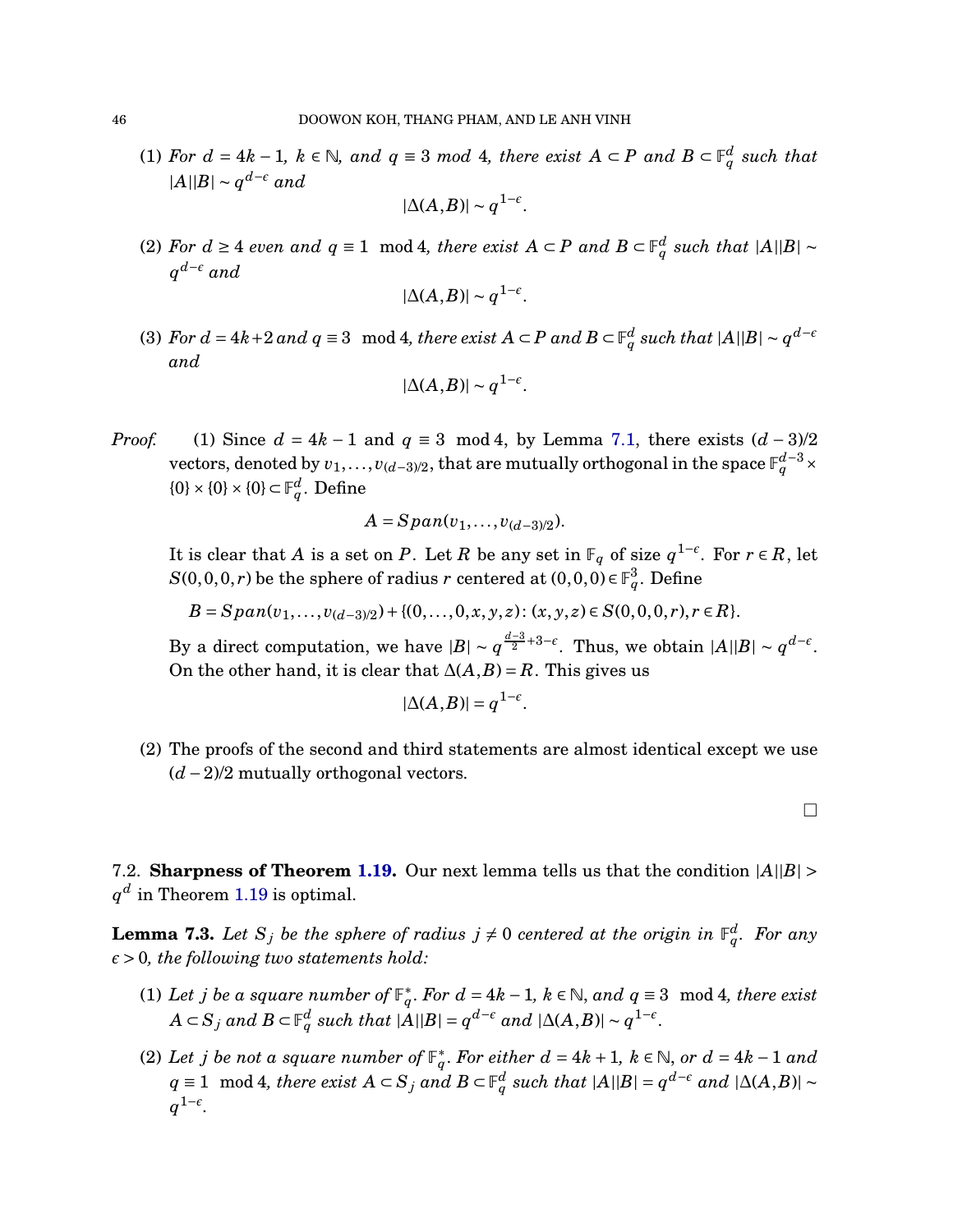(1) *For $d = 4k-1$, $k \in \mathbb{N}$, and $q \equiv 3 \mod 4$, there exist $A \subset P$ and $B \subset \mathbb{F}_q^d$ such that $|A||B| \sim q^{d-\epsilon}$ and*

$$|\Delta(A,B)| \sim q^{1-\epsilon}.$$

(2) *For $d \geq 4$ even and $q \equiv 1 \mod 4$, there exist $A \subset P$ and $B \subset \mathbb{F}_q^d$ such that $|A||B| \sim q^{d-\epsilon}$ and*

$$|\Delta(A,B)| \sim q^{1-\epsilon}.$$

(3) *For $d = 4k+2$ and $q \equiv 3 \mod 4$, there exist $A \subset P$ and $B \subset \mathbb{F}_q^d$ such that $|A||B| \sim q^{d-\epsilon}$ and*

$$|\Delta(A,B)| \sim q^{1-\epsilon}.$$

*Proof.* (1) Since $d = 4k-1$ and $q \equiv 3 \mod 4$, by Lemma 7.1, there exists $(d-3)/2$ vectors, denoted by $v_1, \ldots, v_{(d-3)/2}$, that are mutually orthogonal in the space $\mathbb{F}_q^{d-3} \times \{0\} \times \{0\} \times \{0\} \subset \mathbb{F}_q^d$. Define

$$A = Span(v_1, \ldots, v_{(d-3)/2}).$$

It is clear that $A$ is a set on $P$. Let $R$ be any set in $\mathbb{F}_q$ of size $q^{1-\epsilon}$. For $r \in R$, let $S(0,0,0,r)$ be the sphere of radius $r$ centered at $(0,0,0) \in \mathbb{F}_q^3$. Define

$$B = Span(v_1, \ldots, v_{(d-3)/2}) + \{(0, \ldots, 0, x, y, z) : (x,y,z) \in S(0,0,0,r), r \in R\}.$$

By a direct computation, we have $|B| \sim q^{\frac{d-3}{2}+3-\epsilon}$. Thus, we obtain $|A||B| \sim q^{d-\epsilon}$. On the other hand, it is clear that $\Delta(A,B) = R$. This gives us

$$|\Delta(A,B)| = q^{1-\epsilon}.$$

(2) The proofs of the second and third statements are almost identical except we use $(d-2)/2$ mutually orthogonal vectors.

□

7.2. **Sharpness of Theorem 1.19.** Our next lemma tells us that the condition $|A||B| > q^d$ in Theorem 1.19 is optimal.

**Lemma 7.3.** *Let $S_j$ be the sphere of radius $j \neq 0$ centered at the origin in $\mathbb{F}_q^d$. For any $\epsilon > 0$, the following two statements hold:*

(1) *Let $j$ be a square number of $\mathbb{F}_q^*$. For $d = 4k-1$, $k \in \mathbb{N}$, and $q \equiv 3 \mod 4$, there exist $A \subset S_j$ and $B \subset \mathbb{F}_q^d$ such that $|A||B| = q^{d-\epsilon}$ and $|\Delta(A,B)| \sim q^{1-\epsilon}$.*

(2) *Let $j$ be not a square number of $\mathbb{F}_q^*$. For either $d = 4k+1$, $k \in \mathbb{N}$, or $d = 4k-1$ and $q \equiv 1 \mod 4$, there exist $A \subset S_j$ and $B \subset \mathbb{F}_q^d$ such that $|A||B| = q^{d-\epsilon}$ and $|\Delta(A,B)| \sim q^{1-\epsilon}$.*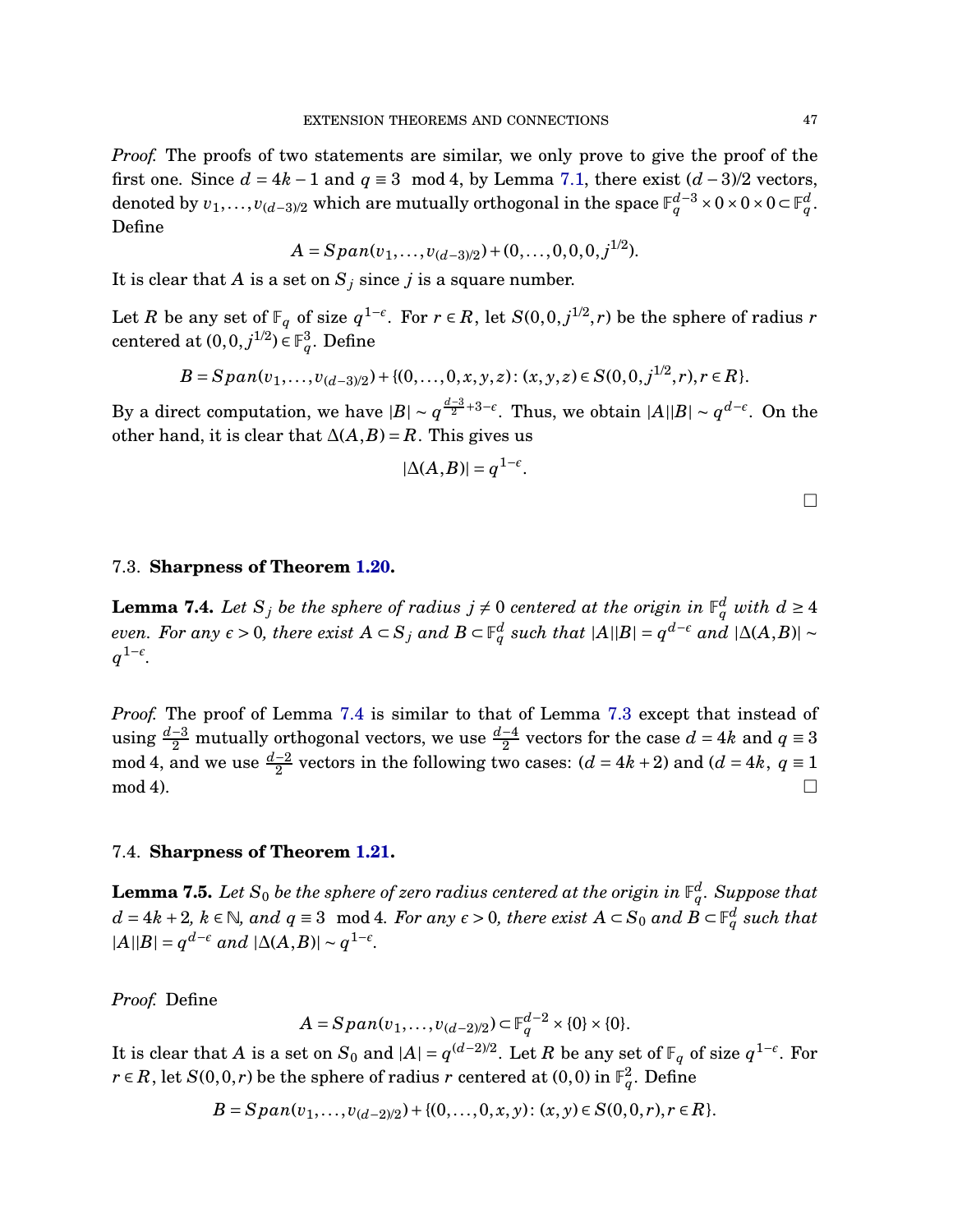*Proof.* The proofs of two statements are similar, we only prove to give the proof of the first one. Since $d = 4k-1$ and $q \equiv 3 \mod 4$, by Lemma 7.1, there exist $(d-3)/2$ vectors, denoted by $v_1, \ldots, v_{(d-3)/2}$ which are mutually orthogonal in the space $\mathbb{F}_q^{d-3} \times 0 \times 0 \times 0 \subset \mathbb{F}_q^d$. Define

$$A = Span(v_1, \ldots, v_{(d-3)/2}) + (0, \ldots, 0, 0, 0, j^{1/2}).$$

It is clear that $A$ is a set on $S_j$ since $j$ is a square number.

Let $R$ be any set of $\mathbb{F}_q$ of size $q^{1-\epsilon}$. For $r \in R$, let $S(0,0,j^{1/2},r)$ be the sphere of radius $r$ centered at $(0,0,j^{1/2}) \in \mathbb{F}_q^3$. Define

$$B = Span(v_1, \ldots, v_{(d-3)/2}) + \{(0, \ldots, 0, x, y, z) : (x,y,z) \in S(0,0,j^{1/2},r), r \in R\}.$$

By a direct computation, we have $|B| \sim q^{\frac{d-3}{2}+3-\epsilon}$. Thus, we obtain $|A||B| \sim q^{d-\epsilon}$. On the other hand, it is clear that $\Delta(A,B) = R$. This gives us

$$|\Delta(A,B)| = q^{1-\epsilon}.$$

□

### 7.3. **Sharpness of Theorem 1.20.**

**Lemma 7.4.** *Let $S_j$ be the sphere of radius $j \neq 0$ centered at the origin in $\mathbb{F}_q^d$ with $d \geq 4$ even. For any $\epsilon > 0$, there exist $A \subset S_j$ and $B \subset \mathbb{F}_q^d$ such that $|A||B| = q^{d-\epsilon}$ and $|\Delta(A,B)| \sim q^{1-\epsilon}$.*

*Proof.* The proof of Lemma 7.4 is similar to that of Lemma 7.3 except that instead of using $\frac{d-3}{2}$ mutually orthogonal vectors, we use $\frac{d-4}{2}$ vectors for the case $d = 4k$ and $q \equiv 3 \mod 4$, and we use $\frac{d-2}{2}$ vectors in the following two cases: ($d = 4k+2$) and ($d = 4k$, $q \equiv 1 \mod 4$). □

### 7.4. **Sharpness of Theorem 1.21.**

**Lemma 7.5.** *Let $S_0$ be the sphere of zero radius centered at the origin in $\mathbb{F}_q^d$. Suppose that $d = 4k+2$, $k \in \mathbb{N}$, and $q \equiv 3 \mod 4$. For any $\epsilon > 0$, there exist $A \subset S_0$ and $B \subset \mathbb{F}_q^d$ such that $|A||B| = q^{d-\epsilon}$ and $|\Delta(A,B)| \sim q^{1-\epsilon}$.*

*Proof.* Define

$$A = Span(v_1, \ldots, v_{(d-2)/2}) \subset \mathbb{F}_q^{d-2} \times \{0\} \times \{0\}.$$

It is clear that $A$ is a set on $S_0$ and $|A| = q^{(d-2)/2}$. Let $R$ be any set of $\mathbb{F}_q$ of size $q^{1-\epsilon}$. For $r \in R$, let $S(0,0,r)$ be the sphere of radius $r$ centered at $(0,0)$ in $\mathbb{F}_q^2$. Define

$$B = Span(v_1, \ldots, v_{(d-2)/2}) + \{(0, \ldots, 0, x, y) : (x,y) \in S(0,0,r), r \in R\}.$$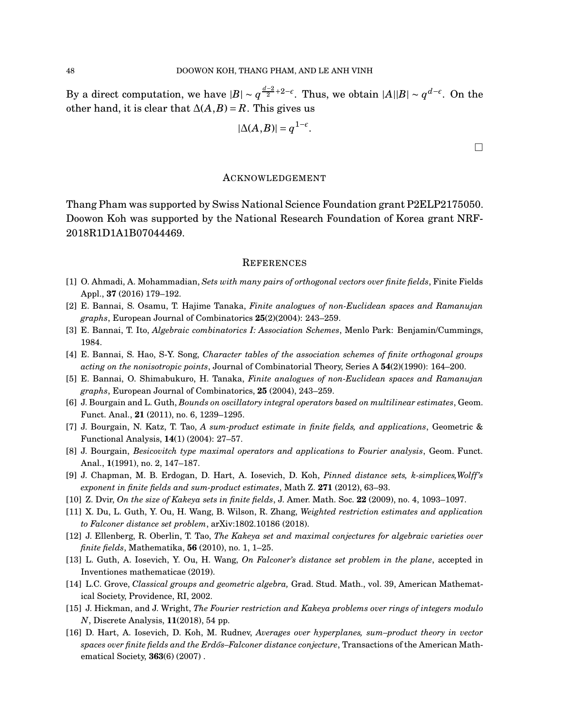By a direct computation, we have $|B| \sim q^{\frac{d-2}{2}+2-\epsilon}$. Thus, we obtain $|A||B| \sim q^{d-\epsilon}$. On the other hand, it is clear that $\Delta(A,B) = R$. This gives us

$$|\Delta(A,B)| = q^{1-\epsilon}.$$

□

## Acknowledgement

Thang Pham was supported by Swiss National Science Foundation grant P2ELP2175050. Doowon Koh was supported by the National Research Foundation of Korea grant NRF-2018R1D1A1B07044469.

## References

[1] O. Ahmadi, A. Mohammadian, *Sets with many pairs of orthogonal vectors over finite fields*, Finite Fields Appl., **37** (2016) 179–192.

[2] E. Bannai, S. Osamu, T. Hajime Tanaka, *Finite analogues of non-Euclidean spaces and Ramanujan graphs*, European Journal of Combinatorics **25**(2)(2004): 243–259.

[3] E. Bannai, T. Ito, *Algebraic combinatorics I: Association Schemes*, Menlo Park: Benjamin/Cummings, 1984.

[4] E. Bannai, S. Hao, S-Y. Song, *Character tables of the association schemes of finite orthogonal groups acting on the nonisotropic points*, Journal of Combinatorial Theory, Series A **54**(2)(1990): 164–200.

[5] E. Bannai, O. Shimabukuro, H. Tanaka, *Finite analogues of non-Euclidean spaces and Ramanujan graphs*, European Journal of Combinatorics, **25** (2004), 243–259.

[6] J. Bourgain and L. Guth, *Bounds on oscillatory integral operators based on multilinear estimates*, Geom. Funct. Anal., **21** (2011), no. 6, 1239–1295.

[7] J. Bourgain, N. Katz, T. Tao, *A sum-product estimate in finite fields, and applications*, Geometric & Functional Analysis, **14**(1) (2004): 27–57.

[8] J. Bourgain, *Besicovitch type maximal operators and applications to Fourier analysis*, Geom. Funct. Anal., **1**(1991), no. 2, 147–187.

[9] J. Chapman, M. B. Erdogan, D. Hart, A. Iosevich, D. Koh, *Pinned distance sets, k-simplices,Wolff's exponent in finite fields and sum-product estimates*, Math Z. **271** (2012), 63–93.

[10] Z. Dvir, *On the size of Kakeya sets in finite fields*, J. Amer. Math. Soc. **22** (2009), no. 4, 1093–1097.

[11] X. Du, L. Guth, Y. Ou, H. Wang, B. Wilson, R. Zhang, *Weighted restriction estimates and application to Falconer distance set problem*, arXiv:1802.10186 (2018).

[12] J. Ellenberg, R. Oberlin, T. Tao, *The Kakeya set and maximal conjectures for algebraic varieties over finite fields*, Mathematika, **56** (2010), no. 1, 1–25.

[13] L. Guth, A. Iosevich, Y. Ou, H. Wang, *On Falconer's distance set problem in the plane*, accepted in Inventiones mathematicae (2019).

[14] L.C. Grove, *Classical groups and geometric algebra,* Grad. Stud. Math., vol. 39, American Mathematical Society, Providence, RI, 2002.

[15] J. Hickman, and J. Wright, *The Fourier restriction and Kakeya problems over rings of integers modulo N*, Discrete Analysis, **11**(2018), 54 pp.

[16] D. Hart, A. Iosevich, D. Koh, M. Rudnev, *Averages over hyperplanes, sum–product theory in vector spaces over finite fields and the Erdős–Falconer distance conjecture*, Transactions of the American Mathematical Society, **363**(6) (2007) .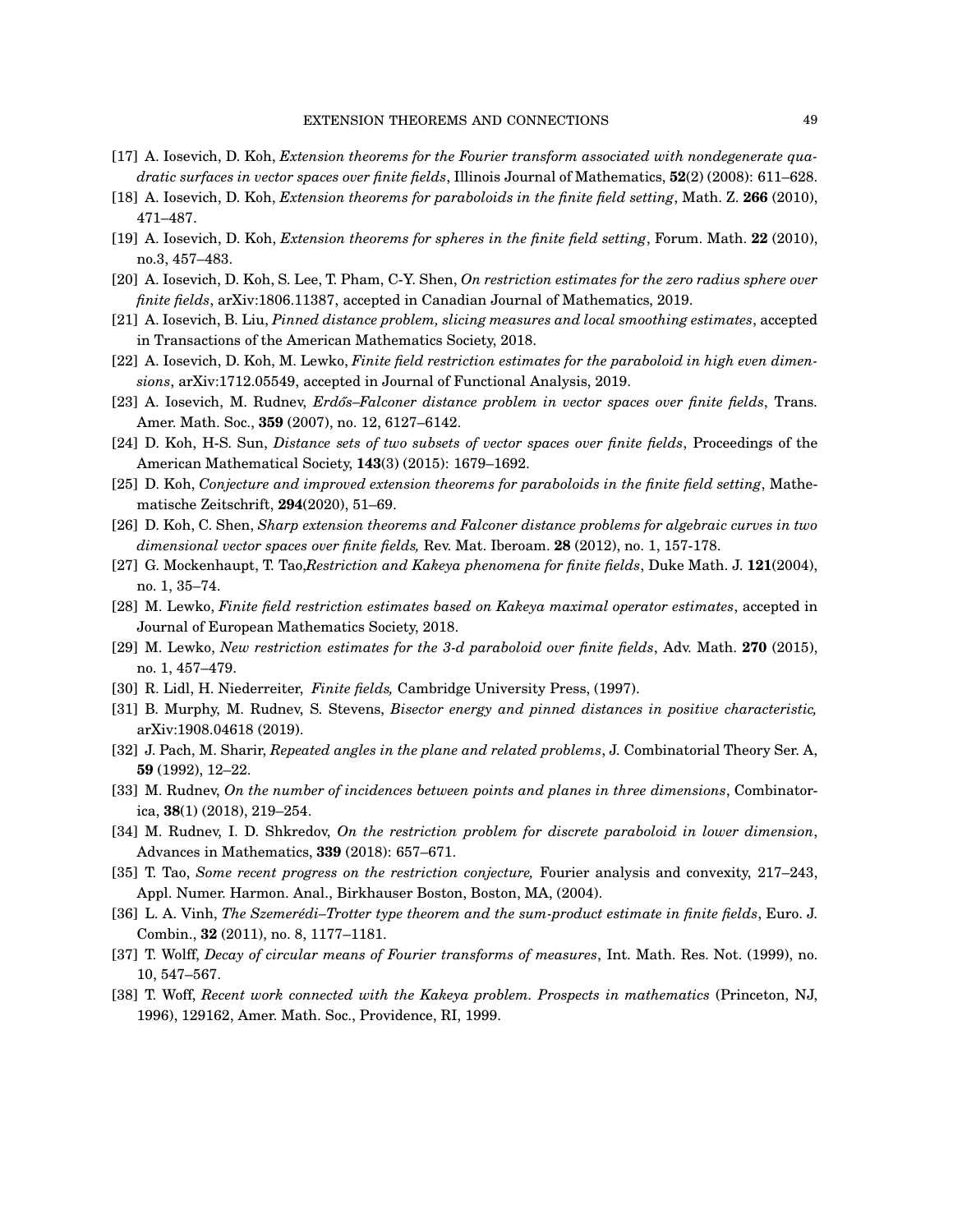[17] A. Iosevich, D. Koh, *Extension theorems for the Fourier transform associated with nondegenerate quadratic surfaces in vector spaces over finite fields*, Illinois Journal of Mathematics, **52**(2) (2008): 611–628.

[18] A. Iosevich, D. Koh, *Extension theorems for paraboloids in the finite field setting*, Math. Z. **266** (2010), 471–487.

[19] A. Iosevich, D. Koh, *Extension theorems for spheres in the finite field setting*, Forum. Math. **22** (2010), no.3, 457–483.

[20] A. Iosevich, D. Koh, S. Lee, T. Pham, C-Y. Shen, *On restriction estimates for the zero radius sphere over finite fields*, arXiv:1806.11387, accepted in Canadian Journal of Mathematics, 2019.

[21] A. Iosevich, B. Liu, *Pinned distance problem, slicing measures and local smoothing estimates*, accepted in Transactions of the American Mathematics Society, 2018.

[22] A. Iosevich, D. Koh, M. Lewko, *Finite field restriction estimates for the paraboloid in high even dimensions*, arXiv:1712.05549, accepted in Journal of Functional Analysis, 2019.

[23] A. Iosevich, M. Rudnev, *Erdős–Falconer distance problem in vector spaces over finite fields*, Trans. Amer. Math. Soc., **359** (2007), no. 12, 6127–6142.

[24] D. Koh, H-S. Sun, *Distance sets of two subsets of vector spaces over finite fields*, Proceedings of the American Mathematical Society, **143**(3) (2015): 1679–1692.

[25] D. Koh, *Conjecture and improved extension theorems for paraboloids in the finite field setting*, Mathematische Zeitschrift, **294**(2020), 51–69.

[26] D. Koh, C. Shen, *Sharp extension theorems and Falconer distance problems for algebraic curves in two dimensional vector spaces over finite fields,* Rev. Mat. Iberoam. **28** (2012), no. 1, 157-178.

[27] G. Mockenhaupt, T. Tao,*Restriction and Kakeya phenomena for finite fields*, Duke Math. J. **121**(2004), no. 1, 35–74.

[28] M. Lewko, *Finite field restriction estimates based on Kakeya maximal operator estimates*, accepted in Journal of European Mathematics Society, 2018.

[29] M. Lewko, *New restriction estimates for the 3-d paraboloid over finite fields*, Adv. Math. **270** (2015), no. 1, 457–479.

[30] R. Lidl, H. Niederreiter, *Finite fields,* Cambridge University Press, (1997).

[31] B. Murphy, M. Rudnev, S. Stevens, *Bisector energy and pinned distances in positive characteristic,* arXiv:1908.04618 (2019).

[32] J. Pach, M. Sharir, *Repeated angles in the plane and related problems*, J. Combinatorial Theory Ser. A, **59** (1992), 12–22.

[33] M. Rudnev, *On the number of incidences between points and planes in three dimensions*, Combinatorica, **38**(1) (2018), 219–254.

[34] M. Rudnev, I. D. Shkredov, *On the restriction problem for discrete paraboloid in lower dimension*, Advances in Mathematics, **339** (2018): 657–671.

[35] T. Tao, *Some recent progress on the restriction conjecture,* Fourier analysis and convexity, 217–243, Appl. Numer. Harmon. Anal., Birkhauser Boston, Boston, MA, (2004).

[36] L. A. Vinh, *The Szemerédi–Trotter type theorem and the sum-product estimate in finite fields*, Euro. J. Combin., **32** (2011), no. 8, 1177–1181.

[37] T. Wolff, *Decay of circular means of Fourier transforms of measures*, Int. Math. Res. Not. (1999), no. 10, 547–567.

[38] T. Woff, *Recent work connected with the Kakeya problem. Prospects in mathematics* (Princeton, NJ, 1996), 129162, Amer. Math. Soc., Providence, RI, 1999.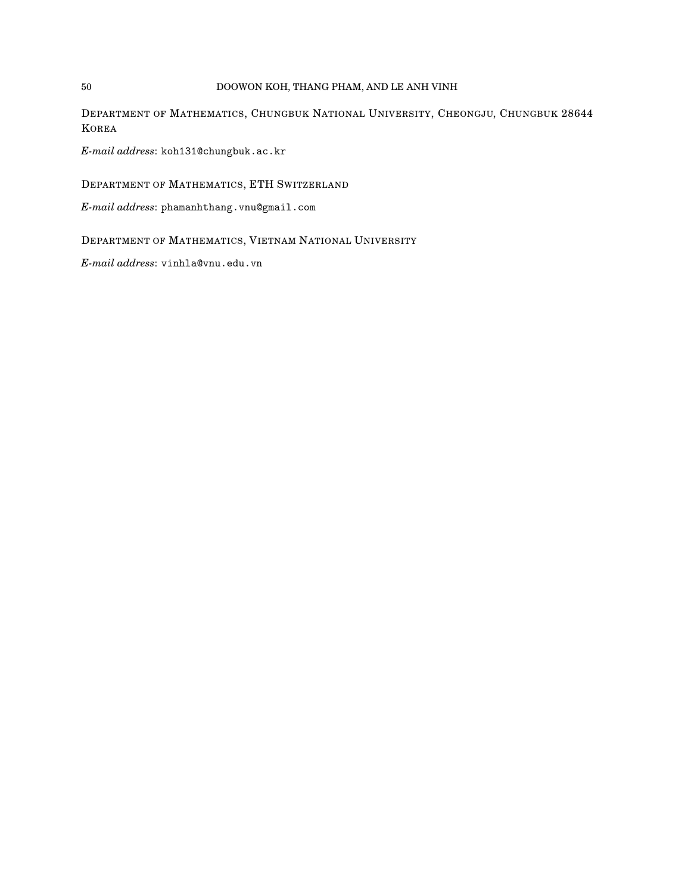Department of Mathematics, Chungbuk National University, Cheongju, Chungbuk 28644 Korea

*E-mail address*: koh131@chungbuk.ac.kr

Department of Mathematics, ETH Switzerland

*E-mail address*: phamanhthang.vnu@gmail.com

Department of Mathematics, Vietnam National University

*E-mail address*: vinhla@vnu.edu.vn